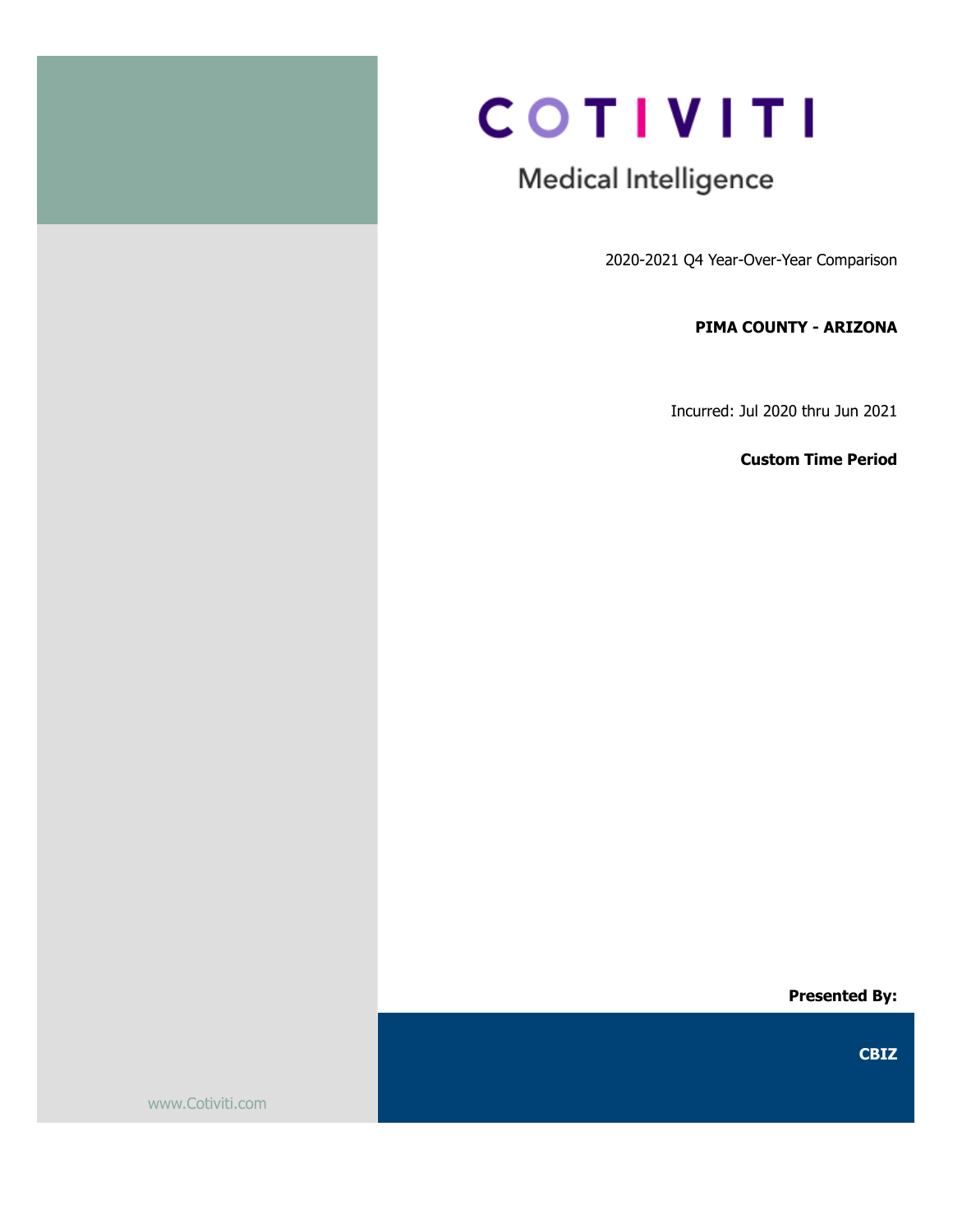# COTIVITI

## Medical Intelligence

2020-2021 Q4 Year-Over-Year Comparison

**PIMA COUNTY - ARIZONA**

Incurred: Jul 2020 thru Jun 2021

**Custom Time Period**

**Presented By:**

**CBIZ**

www.Cotiviti.com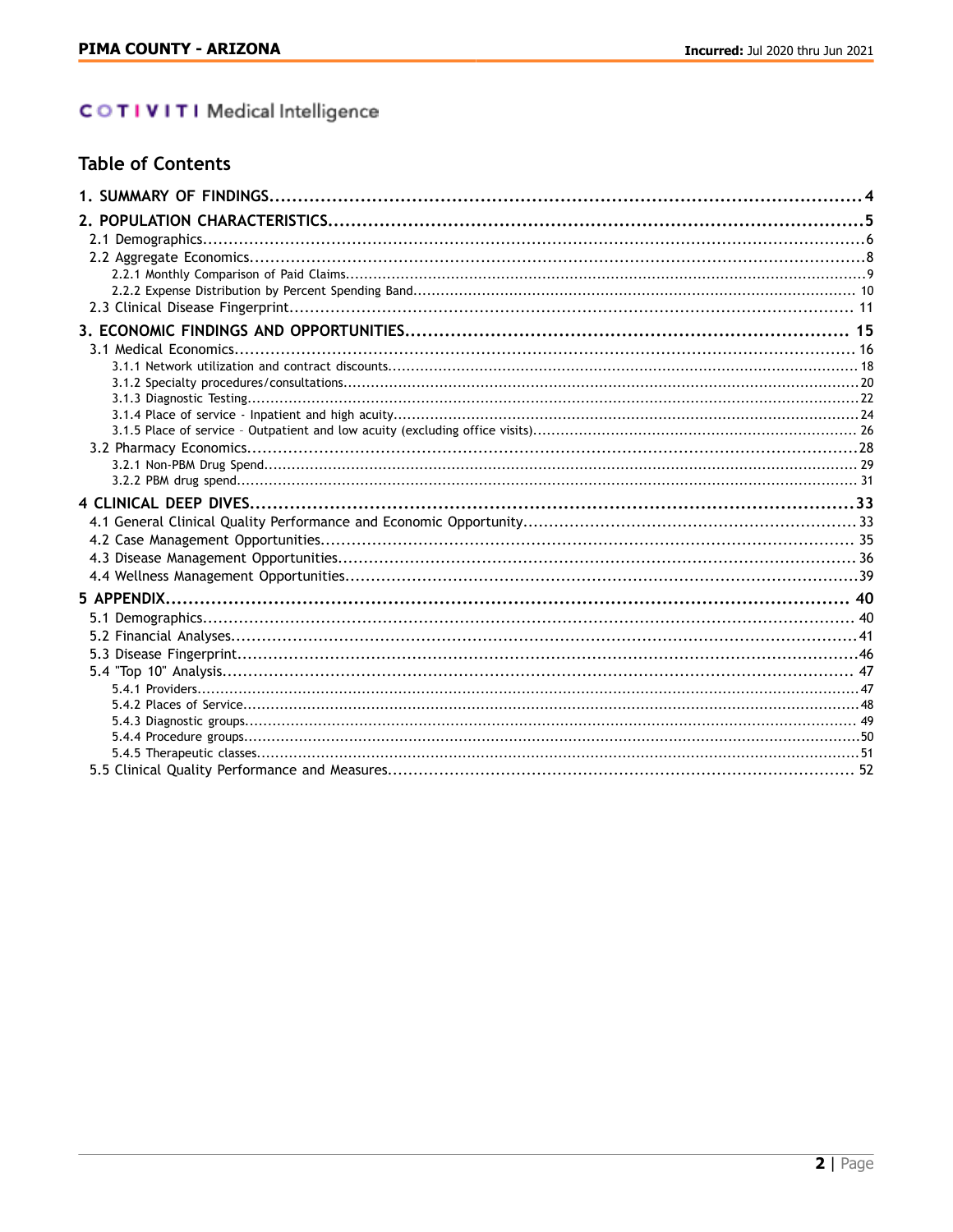COTIVITI Medical Intelligence

## Table of Contents

1. SUMMARY OF FINDINGS....................................................4

2. POPULATION CHARACTERISTICS....................................................5
   - 2.1 Demographics....................................................6
   - 2.2 Aggregate Economics....................................................8
     - 2.2.1 Monthly Comparison of Paid Claims....................................................9
     - 2.2.2 Expense Distribution by Percent Spending Band....................................................10
   - 2.3 Clinical Disease Fingerprint....................................................11

3. ECONOMIC FINDINGS AND OPPORTUNITIES....................................................15
   - 3.1 Medical Economics....................................................16
     - 3.1.1 Network utilization and contract discounts....................................................18
     - 3.1.2 Specialty procedures/consultations....................................................20
     - 3.1.3 Diagnostic Testing....................................................22
     - 3.1.4 Place of service - Inpatient and high acuity....................................................24
     - 3.1.5 Place of service – Outpatient and low acuity (excluding office visits)....................................................26
   - 3.2 Pharmacy Economics....................................................28
     - 3.2.1 Non-PBM Drug Spend....................................................29
     - 3.2.2 PBM drug spend....................................................31

4 CLINICAL DEEP DIVES....................................................33
   - 4.1 General Clinical Quality Performance and Economic Opportunity....................................................33
   - 4.2 Case Management Opportunities....................................................35
   - 4.3 Disease Management Opportunities....................................................36
   - 4.4 Wellness Management Opportunities....................................................39

5 APPENDIX....................................................40
   - 5.1 Demographics....................................................40
   - 5.2 Financial Analyses....................................................41
   - 5.3 Disease Fingerprint....................................................46
   - 5.4 "Top 10" Analysis....................................................47
     - 5.4.1 Providers....................................................47
     - 5.4.2 Places of Service....................................................48
     - 5.4.3 Diagnostic groups....................................................49
     - 5.4.4 Procedure groups....................................................50
     - 5.4.5 Therapeutic classes....................................................51
   - 5.5 Clinical Quality Performance and Measures....................................................52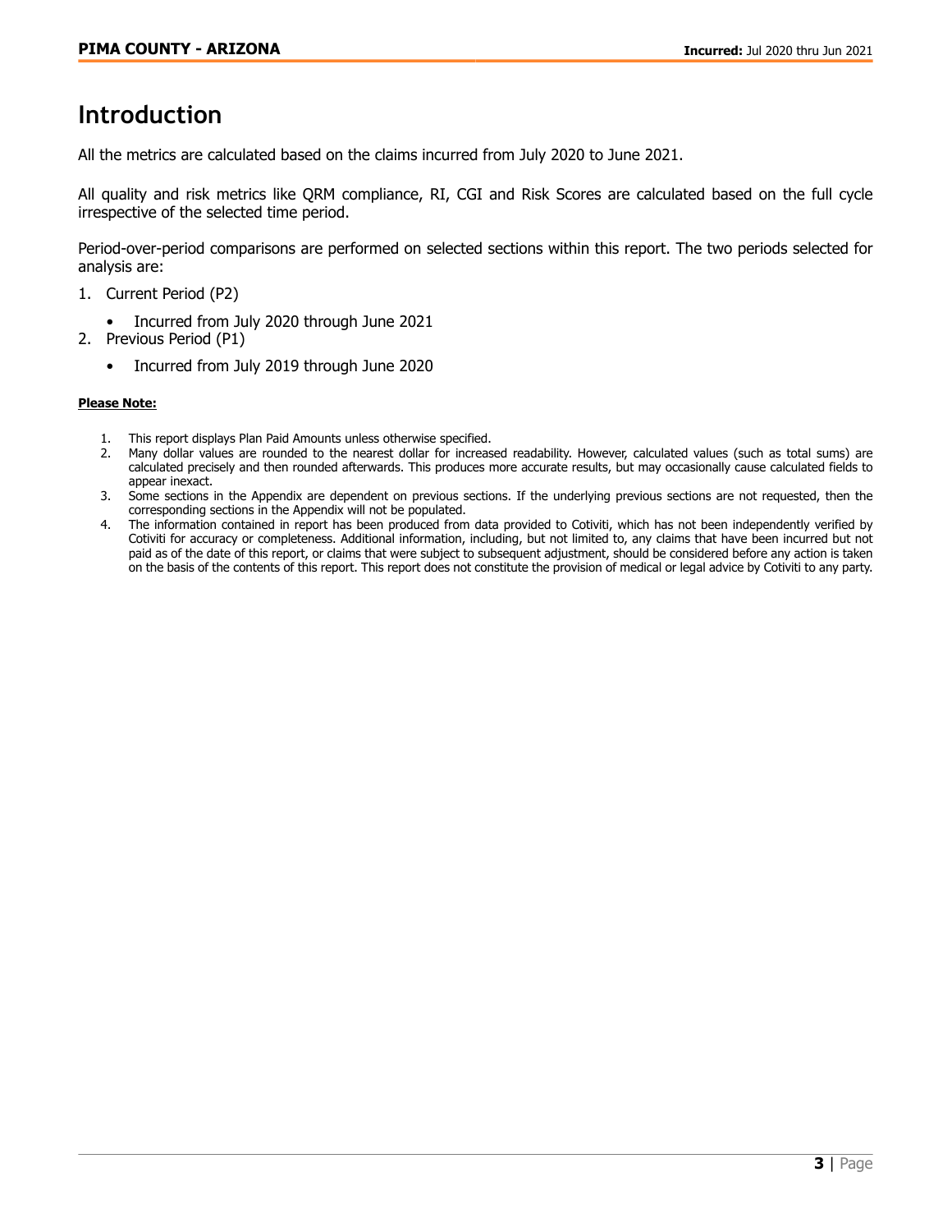# Introduction

All the metrics are calculated based on the claims incurred from July 2020 to June 2021.

All quality and risk metrics like QRM compliance, RI, CGI and Risk Scores are calculated based on the full cycle irrespective of the selected time period.

Period-over-period comparisons are performed on selected sections within this report. The two periods selected for analysis are:

1. Current Period (P2)
   - Incurred from July 2020 through June 2021
2. Previous Period (P1)
   - Incurred from July 2019 through June 2020

**Please Note:**

1. This report displays Plan Paid Amounts unless otherwise specified.
2. Many dollar values are rounded to the nearest dollar for increased readability. However, calculated values (such as total sums) are calculated precisely and then rounded afterwards. This produces more accurate results, but may occasionally cause calculated fields to appear inexact.
3. Some sections in the Appendix are dependent on previous sections. If the underlying previous sections are not requested, then the corresponding sections in the Appendix will not be populated.
4. The information contained in report has been produced from data provided to Cotiviti, which has not been independently verified by Cotiviti for accuracy or completeness. Additional information, including, but not limited to, any claims that have been incurred but not paid as of the date of this report, or claims that were subject to subsequent adjustment, should be considered before any action is taken on the basis of the contents of this report. This report does not constitute the provision of medical or legal advice by Cotiviti to any party.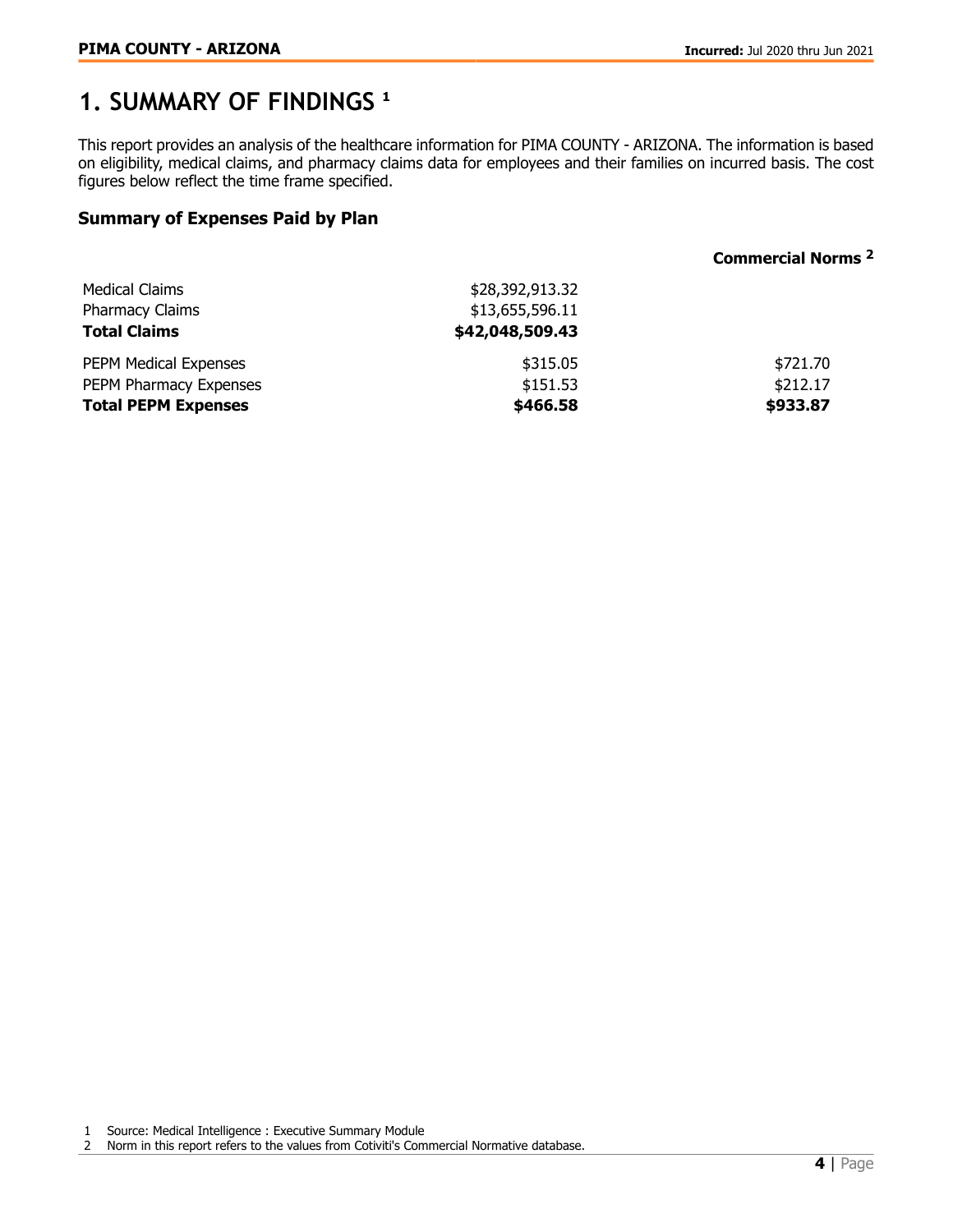# 1. SUMMARY OF FINDINGS [1]

This report provides an analysis of the healthcare information for PIMA COUNTY - ARIZONA. The information is based on eligibility, medical claims, and pharmacy claims data for employees and their families on incurred basis. The cost figures below reflect the time frame specified.

### Summary of Expenses Paid by Plan

| | | **Commercial Norms [2]** |
|---|---|---|
| Medical Claims | $28,392,913.32 | |
| Pharmacy Claims | $13,655,596.11 | |
| **Total Claims** | **$42,048,509.43** | |
| PEPM Medical Expenses | $315.05 | $721.70 |
| PEPM Pharmacy Expenses | $151.53 | $212.17 |
| **Total PEPM Expenses** | **$466.58** | **$933.87** |

1 Source: Medical Intelligence : Executive Summary Module

2 Norm in this report refers to the values from Cotiviti's Commercial Normative database.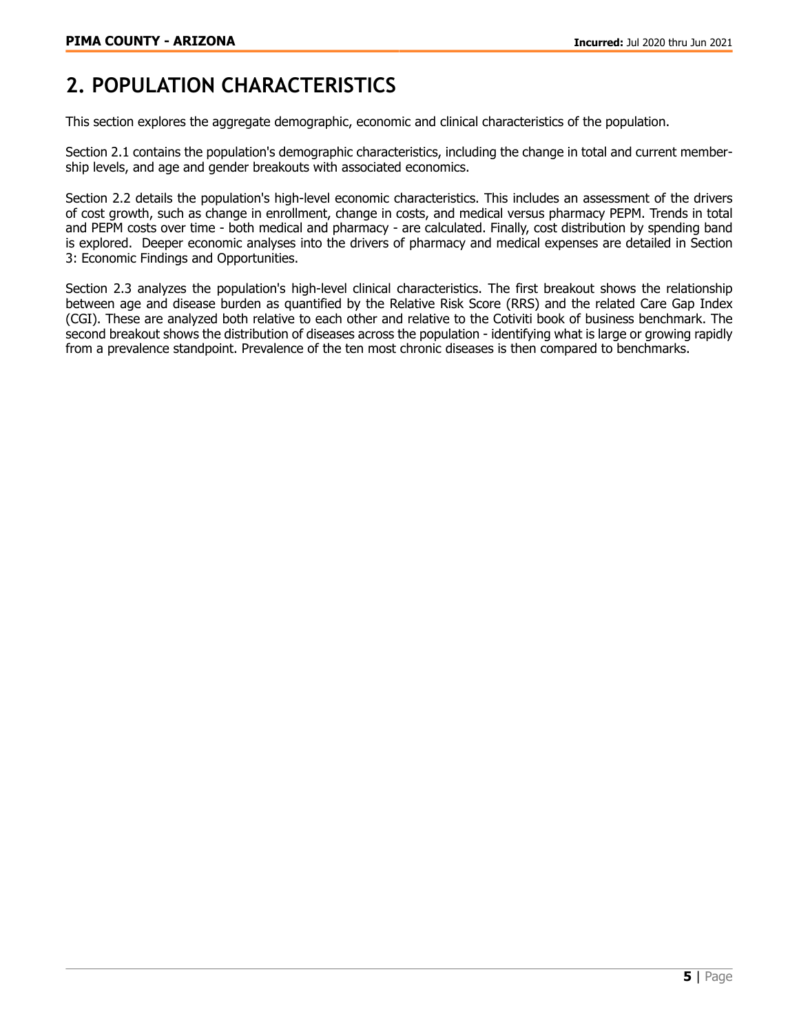# 2. POPULATION CHARACTERISTICS

This section explores the aggregate demographic, economic and clinical characteristics of the population.

Section 2.1 contains the population's demographic characteristics, including the change in total and current membership levels, and age and gender breakouts with associated economics.

Section 2.2 details the population's high-level economic characteristics. This includes an assessment of the drivers of cost growth, such as change in enrollment, change in costs, and medical versus pharmacy PEPM. Trends in total and PEPM costs over time - both medical and pharmacy - are calculated. Finally, cost distribution by spending band is explored. Deeper economic analyses into the drivers of pharmacy and medical expenses are detailed in Section 3: Economic Findings and Opportunities.

Section 2.3 analyzes the population's high-level clinical characteristics. The first breakout shows the relationship between age and disease burden as quantified by the Relative Risk Score (RRS) and the related Care Gap Index (CGI). These are analyzed both relative to each other and relative to the Cotiviti book of business benchmark. The second breakout shows the distribution of diseases across the population - identifying what is large or growing rapidly from a prevalence standpoint. Prevalence of the ten most chronic diseases is then compared to benchmarks.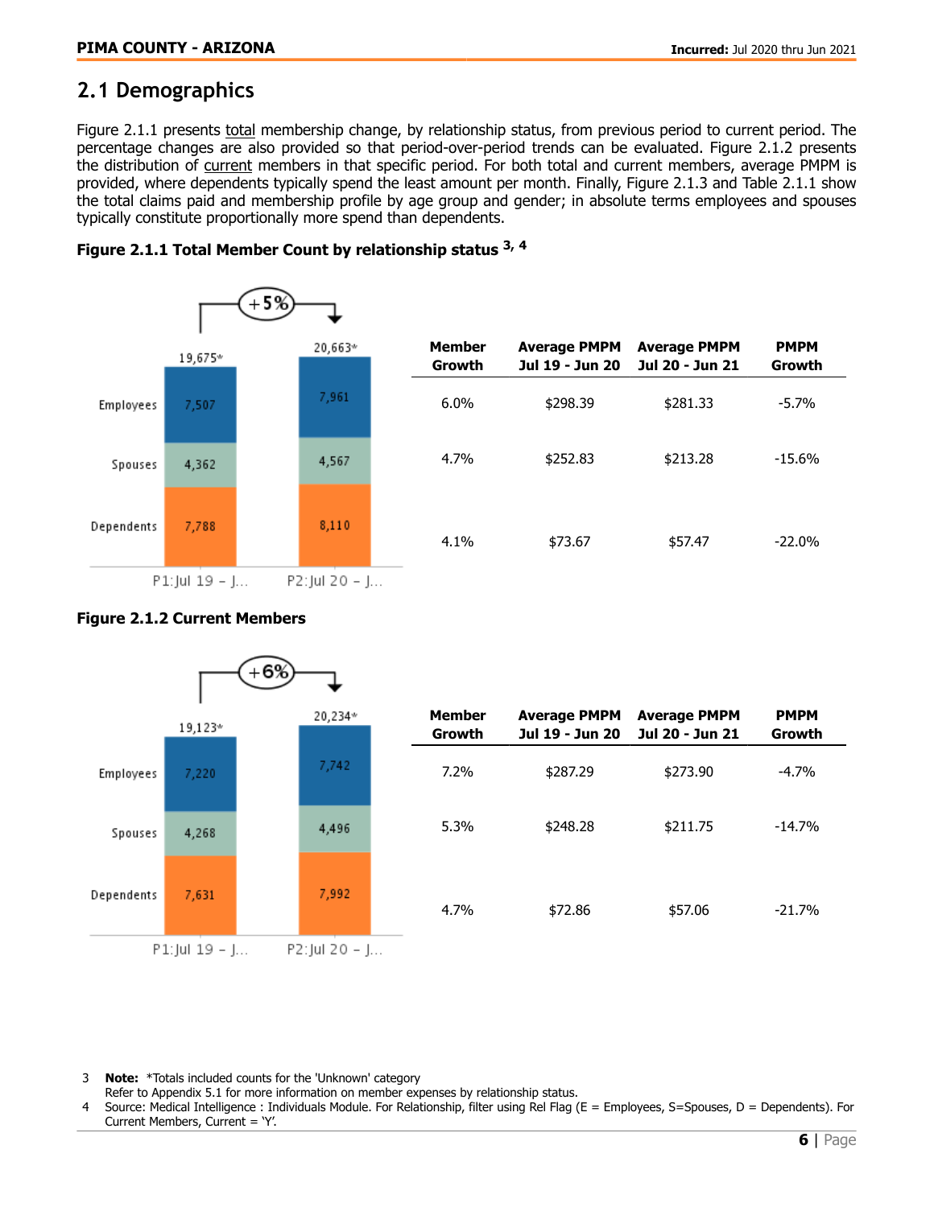## 2.1 Demographics

Figure 2.1.1 presents total membership change, by relationship status, from previous period to current period. The percentage changes are also provided so that period-over-period trends can be evaluated. Figure 2.1.2 presents the distribution of current members in that specific period. For both total and current members, average PMPM is provided, where dependents typically spend the least amount per month. Finally, Figure 2.1.3 and Table 2.1.1 show the total claims paid and membership profile by age group and gender; in absolute terms employees and spouses typically constitute proportionally more spend than dependents.

**Figure 2.1.1 Total Member Count by relationship status [3, 4]**

| | P1:Jul 19 – J... | P2:Jul 20 – J... |
|---|---|---|
| Total | 19,675* | 20,663* |
| Employees | 7,507 | 7,961 |
| Spouses | 4,362 | 4,567 |
| Dependents | 7,788 | 8,110 |

+5%

| | Member Growth | Average PMPM Jul 19 - Jun 20 | Average PMPM Jul 20 - Jun 21 | PMPM Growth |
|---|---|---|---|---|
| Employees | 6.0% | $298.39 | $281.33 | -5.7% |
| Spouses | 4.7% | $252.83 | $213.28 | -15.6% |
| Dependents | 4.1% | $73.67 | $57.47 | -22.0% |

**Figure 2.1.2 Current Members**

| | P1:Jul 19 – J... | P2:Jul 20 – J... |
|---|---|---|
| Total | 19,123* | 20,234* |
| Employees | 7,220 | 7,742 |
| Spouses | 4,268 | 4,496 |
| Dependents | 7,631 | 7,992 |

+6%

| | Member Growth | Average PMPM Jul 19 - Jun 20 | Average PMPM Jul 20 - Jun 21 | PMPM Growth |
|---|---|---|---|---|
| Employees | 7.2% | $287.29 | $273.90 | -4.7% |
| Spouses | 5.3% | $248.28 | $211.75 | -14.7% |
| Dependents | 4.7% | $72.86 | $57.06 | -21.7% |

3 **Note:** *Totals included counts for the 'Unknown' category
Refer to Appendix 5.1 for more information on member expenses by relationship status.

4 Source: Medical Intelligence : Individuals Module. For Relationship, filter using Rel Flag (E = Employees, S=Spouses, D = Dependents). For Current Members, Current = 'Y'.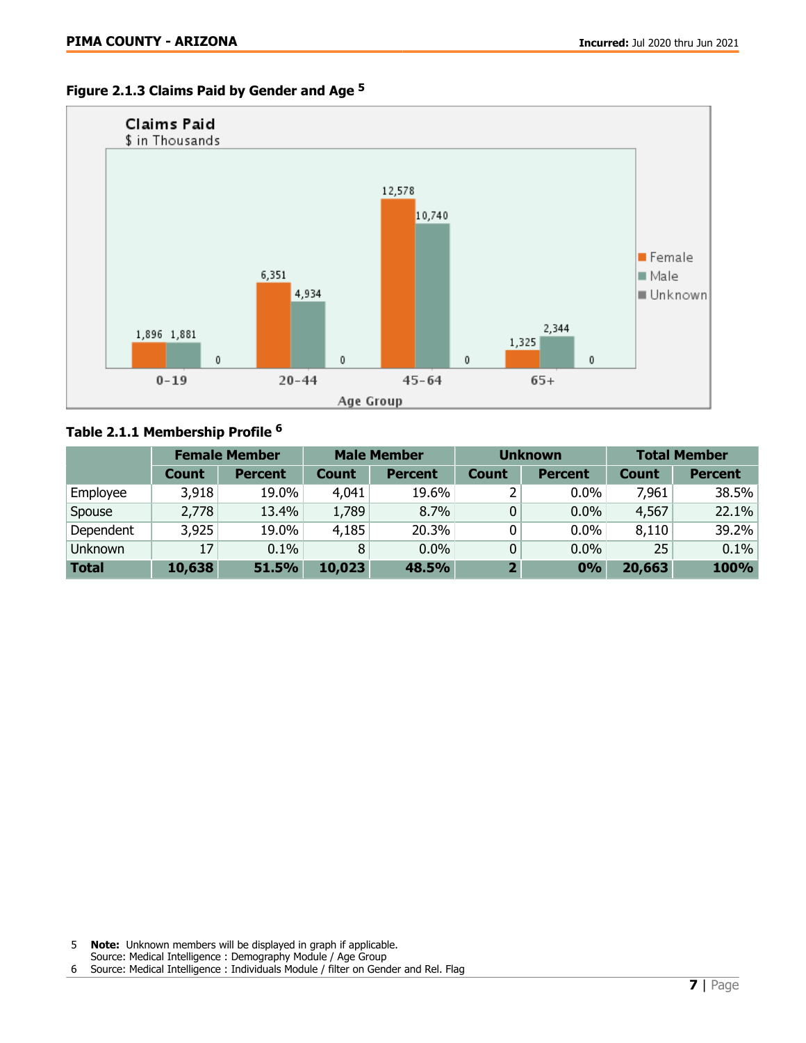**Figure 2.1.3 Claims Paid by Gender and Age** [5]

**Table 2.1.1 Membership Profile** [6]

| | Female Member | | Male Member | | Unknown | | Total Member | |
|---|---|---|---|---|---|---|---|---|
| | Count | Percent | Count | Percent | Count | Percent | Count | Percent |
| Employee | 3,918 | 19.0% | 4,041 | 19.6% | 2 | 0.0% | 7,961 | 38.5% |
| Spouse | 2,778 | 13.4% | 1,789 | 8.7% | 0 | 0.0% | 4,567 | 22.1% |
| Dependent | 3,925 | 19.0% | 4,185 | 20.3% | 0 | 0.0% | 8,110 | 39.2% |
| Unknown | 17 | 0.1% | 8 | 0.0% | 0 | 0.0% | 25 | 0.1% |
| **Total** | **10,638** | **51.5%** | **10,023** | **48.5%** | **2** | **0%** | **20,663** | **100%** |

5 **Note:** Unknown members will be displayed in graph if applicable.
Source: Medical Intelligence : Demography Module / Age Group

6 Source: Medical Intelligence : Individuals Module / filter on Gender and Rel. Flag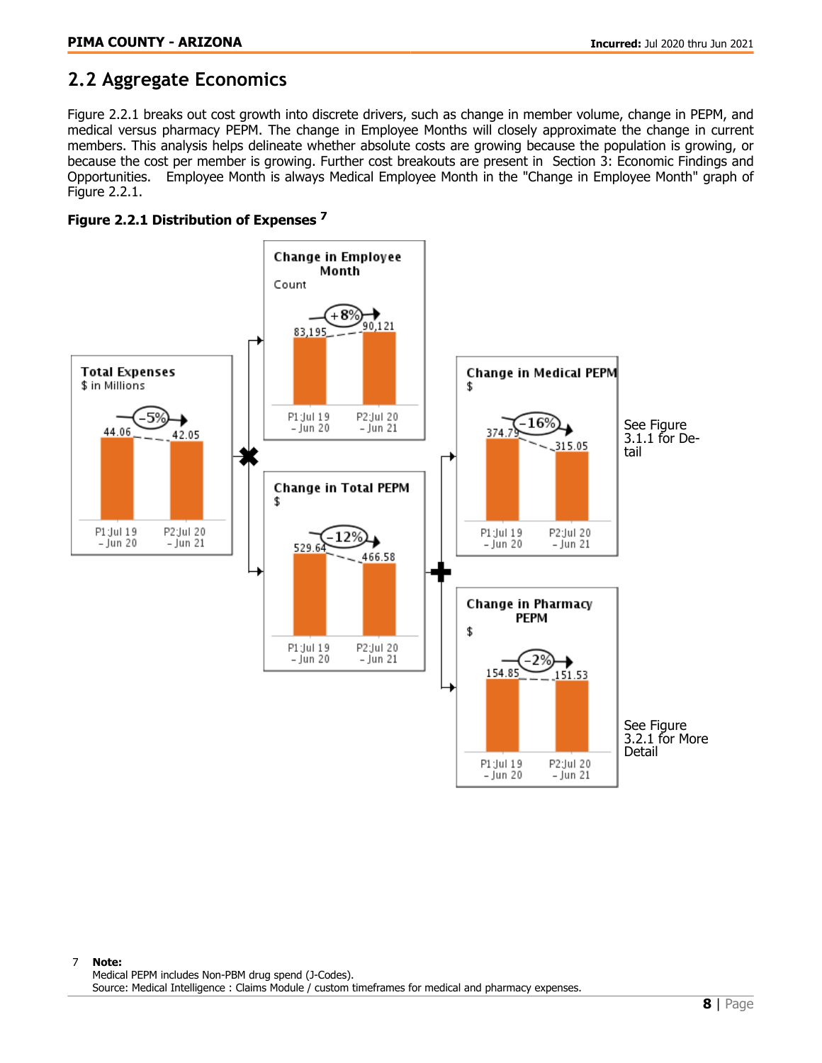## 2.2 Aggregate Economics

Figure 2.2.1 breaks out cost growth into discrete drivers, such as change in member volume, change in PEPM, and medical versus pharmacy PEPM. The change in Employee Months will closely approximate the change in current members. This analysis helps delineate whether absolute costs are growing because the population is growing, or because the cost per member is growing. Further cost breakouts are present in Section 3: Economic Findings and Opportunities. Employee Month is always Medical Employee Month in the "Change in Employee Month" graph of Figure 2.2.1.

**Figure 2.2.1 Distribution of Expenses [7]**

**Total Expenses** ($ in Millions)

| | P1:Jul 19 – Jun 20 | P2:Jul 20 – Jun 21 | Change |
|---|---|---|---|
| Total Expenses | 44.06 | 42.05 | -5% |

**Change in Employee Month** (Count)

| | P1:Jul 19 – Jun 20 | P2:Jul 20 – Jun 21 | Change |
|---|---|---|---|
| Employee Month | 83,195 | 90,121 | +8% |

**Change in Total PEPM** ($)

| | P1:Jul 19 – Jun 20 | P2:Jul 20 – Jun 21 | Change |
|---|---|---|---|
| Total PEPM | 529.64 | 466.58 | -12% |

**Change in Medical PEPM** ($)

| | P1:Jul 19 – Jun 20 | P2:Jul 20 – Jun 21 | Change |
|---|---|---|---|
| Medical PEPM | 374.79 | 315.05 | -16% |

See Figure 3.1.1 for Detail

**Change in Pharmacy PEPM** ($)

| | P1:Jul 19 – Jun 20 | P2:Jul 20 – Jun 21 | Change |
|---|---|---|---|
| Pharmacy PEPM | 154.85 | 151.53 | -2% |

See Figure 3.2.1 for More Detail

7 **Note:**
Medical PEPM includes Non-PBM drug spend (J-Codes).
Source: Medical Intelligence : Claims Module / custom timeframes for medical and pharmacy expenses.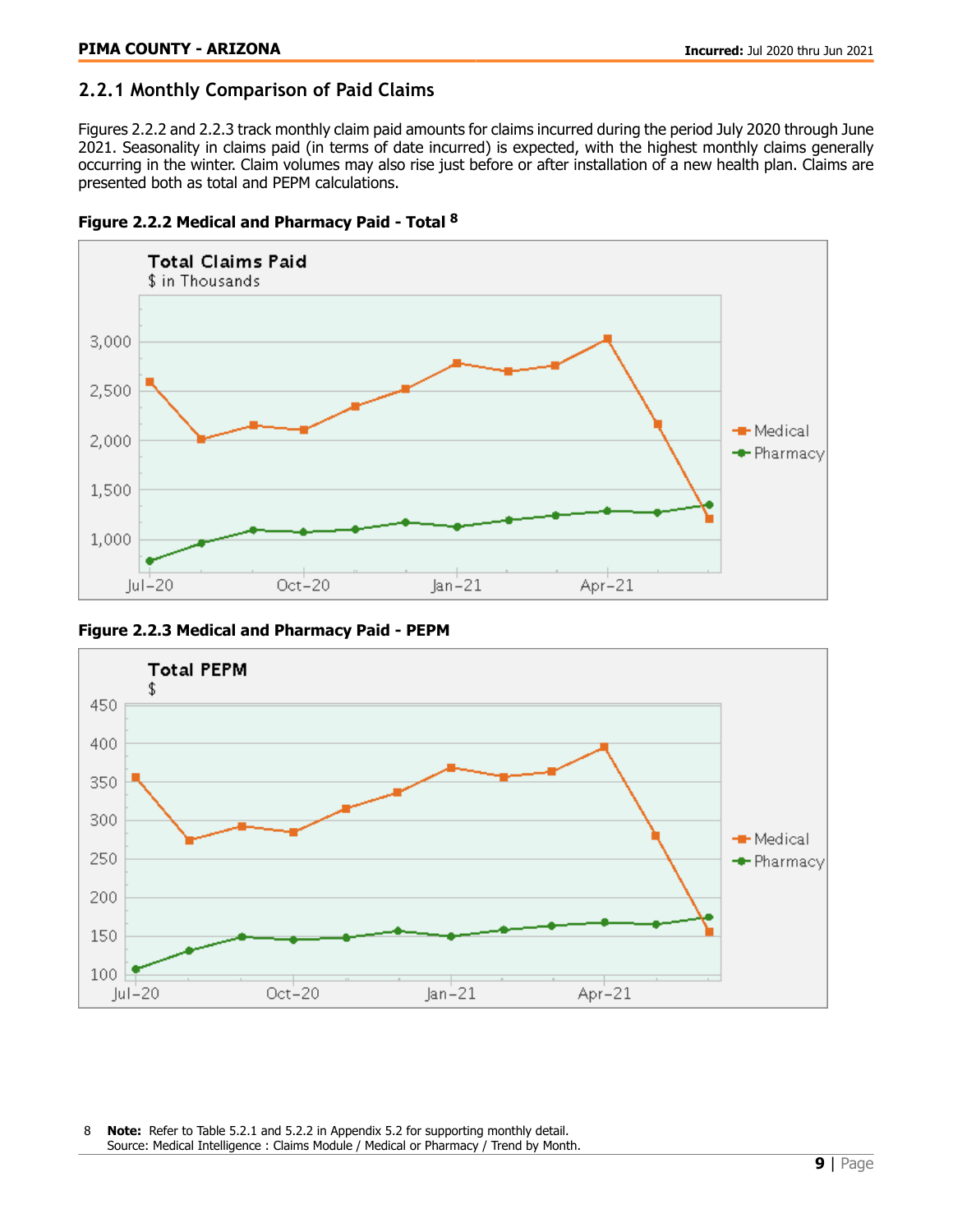## 2.2.1 Monthly Comparison of Paid Claims

Figures 2.2.2 and 2.2.3 track monthly claim paid amounts for claims incurred during the period July 2020 through June 2021. Seasonality in claims paid (in terms of date incurred) is expected, with the highest monthly claims generally occurring in the winter. Claim volumes may also rise just before or after installation of a new health plan. Claims are presented both as total and PEPM calculations.

**Figure 2.2.2 Medical and Pharmacy Paid - Total [8]**

**Figure 2.2.3 Medical and Pharmacy Paid - PEPM**

8 **Note:** Refer to Table 5.2.1 and 5.2.2 in Appendix 5.2 for supporting monthly detail.
Source: Medical Intelligence : Claims Module / Medical or Pharmacy / Trend by Month.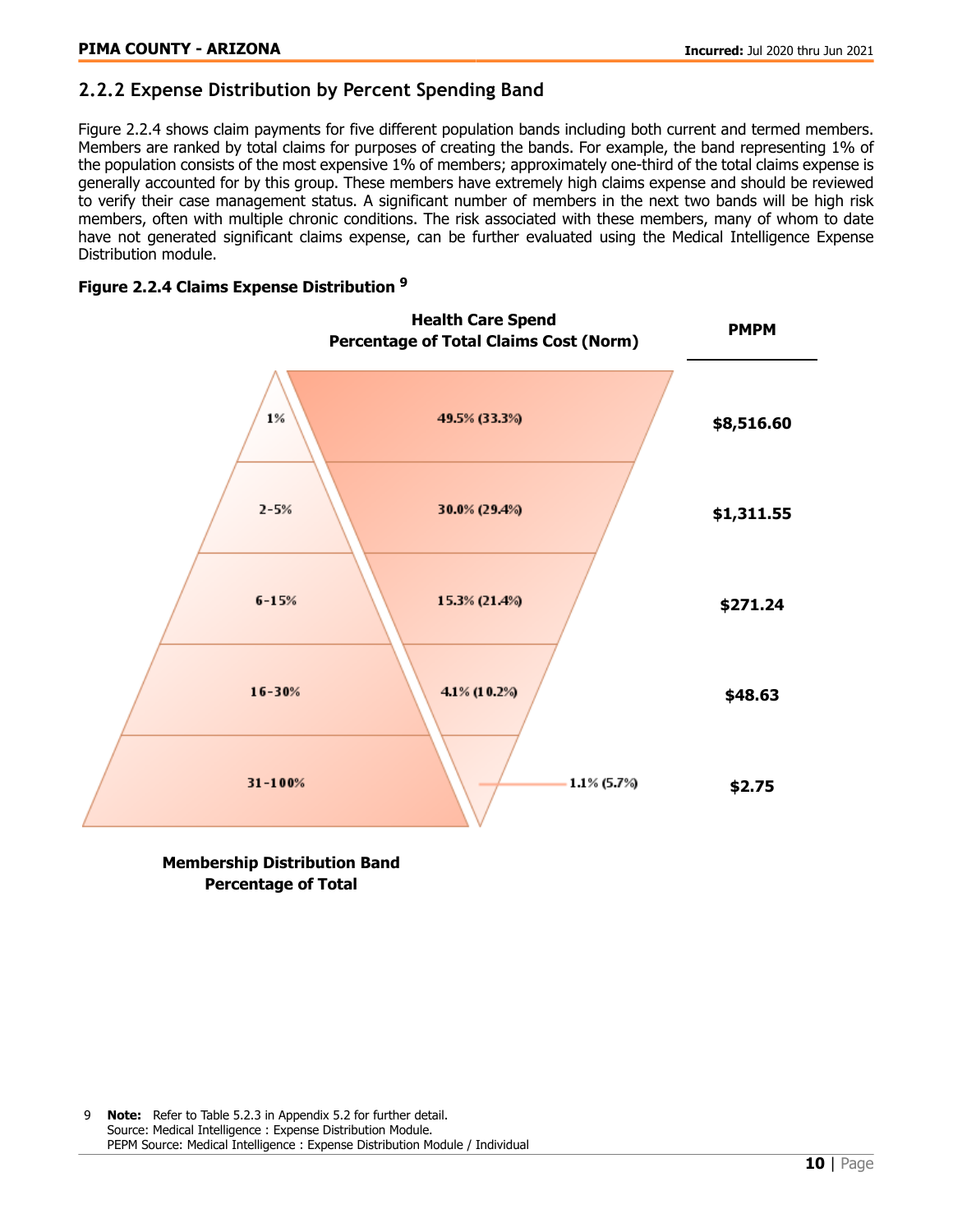## 2.2.2 Expense Distribution by Percent Spending Band

Figure 2.2.4 shows claim payments for five different population bands including both current and termed members. Members are ranked by total claims for purposes of creating the bands. For example, the band representing 1% of the population consists of the most expensive 1% of members; approximately one-third of the total claims expense is generally accounted for by this group. These members have extremely high claims expense and should be reviewed to verify their case management status. A significant number of members in the next two bands will be high risk members, often with multiple chronic conditions. The risk associated with these members, many of whom to date have not generated significant claims expense, can be further evaluated using the Medical Intelligence Expense Distribution module.

**Figure 2.2.4 Claims Expense Distribution [9]**

| Membership Distribution Band Percentage of Total | Health Care Spend Percentage of Total Claims Cost (Norm) | PMPM |
|---|---|---|
| 1% | 49.5% (33.3%) | $8,516.60 |
| 2-5% | 30.0% (29.4%) | $1,311.55 |
| 6-15% | 15.3% (21.4%) | $271.24 |
| 16-30% | 4.1% (10.2%) | $48.63 |
| 31-100% | 1.1% (5.7%) | $2.75 |

9 **Note:** Refer to Table 5.2.3 in Appendix 5.2 for further detail.
Source: Medical Intelligence : Expense Distribution Module.
PEPM Source: Medical Intelligence : Expense Distribution Module / Individual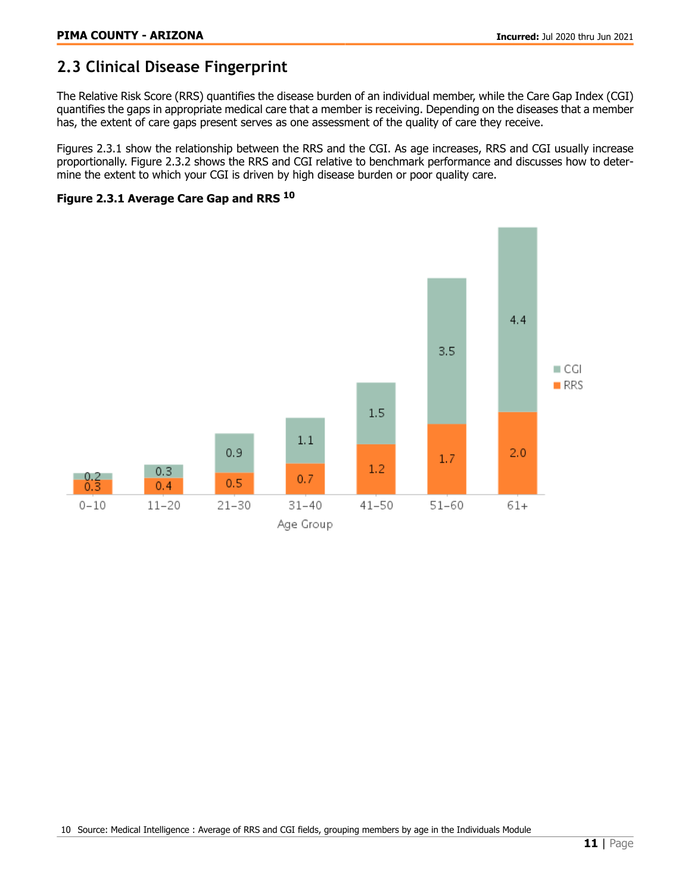## 2.3 Clinical Disease Fingerprint

The Relative Risk Score (RRS) quantifies the disease burden of an individual member, while the Care Gap Index (CGI) quantifies the gaps in appropriate medical care that a member is receiving. Depending on the diseases that a member has, the extent of care gaps present serves as one assessment of the quality of care they receive.

Figures 2.3.1 show the relationship between the RRS and the CGI. As age increases, RRS and CGI usually increase proportionally. Figure 2.3.2 shows the RRS and CGI relative to benchmark performance and discusses how to determine the extent to which your CGI is driven by high disease burden or poor quality care.

**Figure 2.3.1 Average Care Gap and RRS [10]**

| Age Group | RRS | CGI |
|---|---|---|
| 0–10 | 0.3 | 0.2 |
| 11–20 | 0.4 | 0.3 |
| 21–30 | 0.5 | 0.9 |
| 31–40 | 0.7 | 1.1 |
| 41–50 | 1.2 | 1.5 |
| 51–60 | 1.7 | 3.5 |
| 61+ | 2.0 | 4.4 |

10 Source: Medical Intelligence : Average of RRS and CGI fields, grouping members by age in the Individuals Module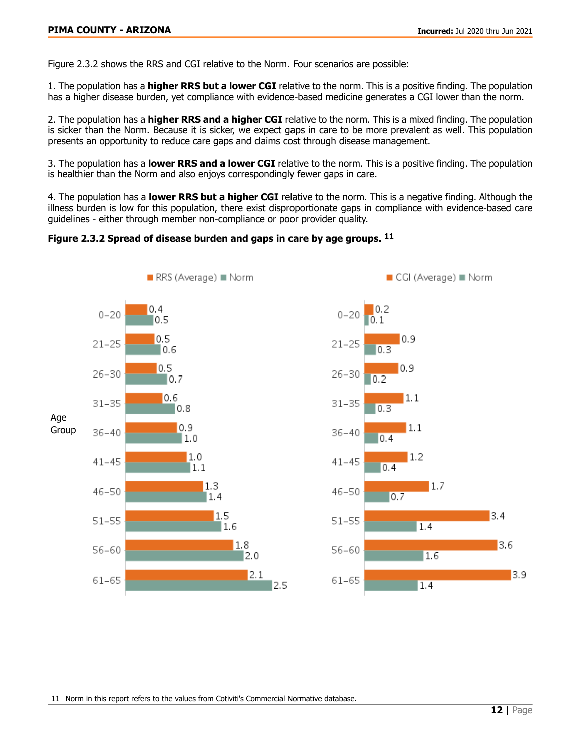Figure 2.3.2 shows the RRS and CGI relative to the Norm. Four scenarios are possible:

1. The population has a **higher RRS but a lower CGI** relative to the norm. This is a positive finding. The population has a higher disease burden, yet compliance with evidence-based medicine generates a CGI lower than the norm.

2. The population has a **higher RRS and a higher CGI** relative to the norm. This is a mixed finding. The population is sicker than the Norm. Because it is sicker, we expect gaps in care to be more prevalent as well. This population presents an opportunity to reduce care gaps and claims cost through disease management.

3. The population has a **lower RRS and a lower CGI** relative to the norm. This is a positive finding. The population is healthier than the Norm and also enjoys correspondingly fewer gaps in care.

4. The population has a **lower RRS but a higher CGI** relative to the norm. This is a negative finding. Although the illness burden is low for this population, there exist disproportionate gaps in compliance with evidence-based care guidelines - either through member non-compliance or poor provider quality.

**Figure 2.3.2 Spread of disease burden and gaps in care by age groups.** [11]

| Age Group | RRS (Average) | Norm | CGI (Average) | Norm |
|---|---|---|---|---|
| 0-20 | 0.4 | 0.5 | 0.2 | 0.1 |
| 21-25 | 0.5 | 0.6 | 0.9 | 0.3 |
| 26-30 | 0.5 | 0.7 | 0.9 | 0.2 |
| 31-35 | 0.6 | 0.8 | 1.1 | 0.3 |
| 36-40 | 0.9 | 1.0 | 1.1 | 0.4 |
| 41-45 | 1.0 | 1.1 | 1.2 | 0.4 |
| 46-50 | 1.3 | 1.4 | 1.7 | 0.7 |
| 51-55 | 1.5 | 1.6 | 3.4 | 1.4 |
| 56-60 | 1.8 | 2.0 | 3.6 | 1.6 |
| 61-65 | 2.1 | 2.5 | 3.9 | 1.4 |

11 Norm in this report refers to the values from Cotiviti's Commercial Normative database.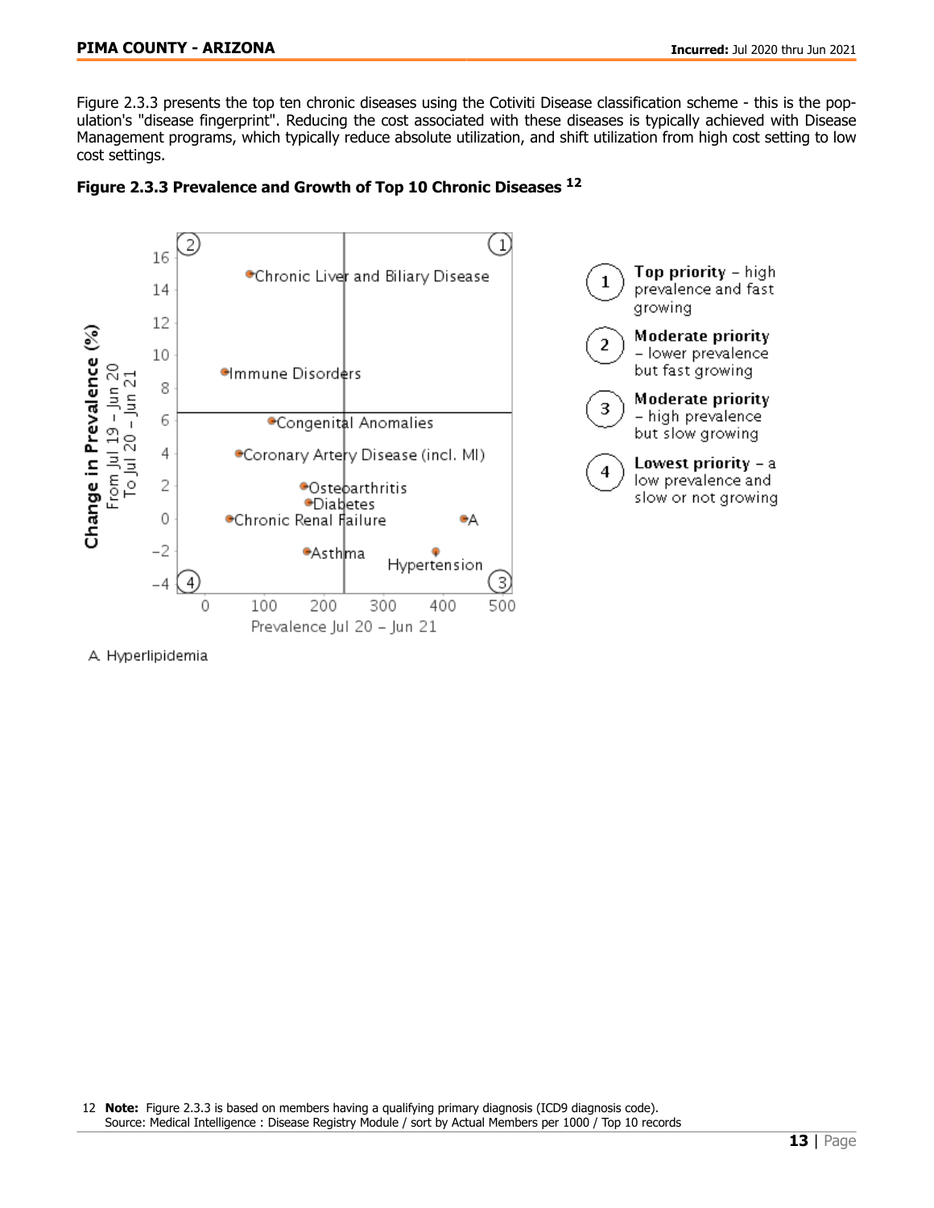Figure 2.3.3 presents the top ten chronic diseases using the Cotiviti Disease classification scheme - this is the population's "disease fingerprint". Reducing the cost associated with these diseases is typically achieved with Disease Management programs, which typically reduce absolute utilization, and shift utilization from high cost setting to low cost settings.

**Figure 2.3.3 Prevalence and Growth of Top 10 Chronic Diseases [12]**

A. Hyperlipidemia

12 **Note:** Figure 2.3.3 is based on members having a qualifying primary diagnosis (ICD9 diagnosis code).
Source: Medical Intelligence : Disease Registry Module / sort by Actual Members per 1000 / Top 10 records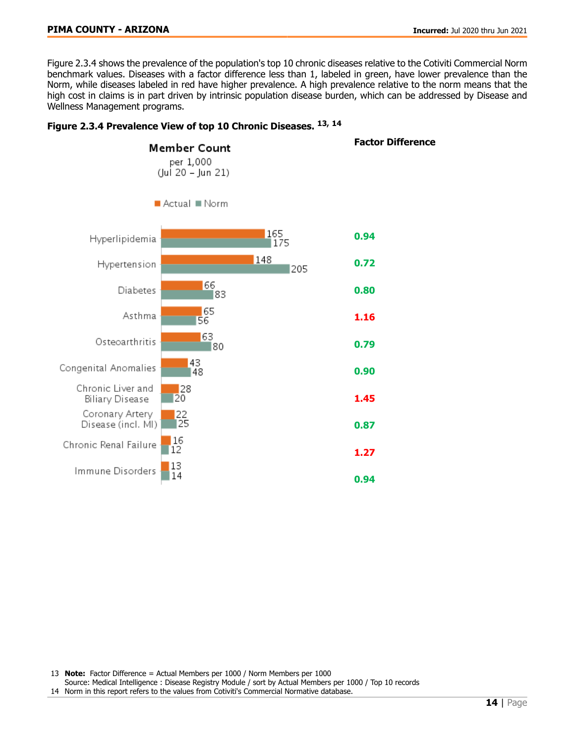Figure 2.3.4 shows the prevalence of the population's top 10 chronic diseases relative to the Cotiviti Commercial Norm benchmark values. Diseases with a factor difference less than 1, labeled in green, have lower prevalence than the Norm, while diseases labeled in red have higher prevalence. A high prevalence relative to the norm means that the high cost in claims is in part driven by intrinsic population disease burden, which can be addressed by Disease and Wellness Management programs.

**Figure 2.3.4 Prevalence View of top 10 Chronic Diseases.** [13, 14]

Member Count per 1,000 (Jul 20 – Jun 21)

| Disease | Actual | Norm | Factor Difference |
|---|---|---|---|
| Hyperlipidemia | 165 | 175 | 0.94 |
| Hypertension | 148 | 205 | 0.72 |
| Diabetes | 66 | 83 | 0.80 |
| Asthma | 65 | 56 | 1.16 |
| Osteoarthritis | 63 | 80 | 0.79 |
| Congenital Anomalies | 43 | 48 | 0.90 |
| Chronic Liver and Biliary Disease | 28 | 20 | 1.45 |
| Coronary Artery Disease (incl. MI) | 22 | 25 | 0.87 |
| Chronic Renal Failure | 16 | 12 | 1.27 |
| Immune Disorders | 13 | 14 | 0.94 |

13 **Note:** Factor Difference = Actual Members per 1000 / Norm Members per 1000
Source: Medical Intelligence : Disease Registry Module / sort by Actual Members per 1000 / Top 10 records

14 Norm in this report refers to the values from Cotiviti's Commercial Normative database.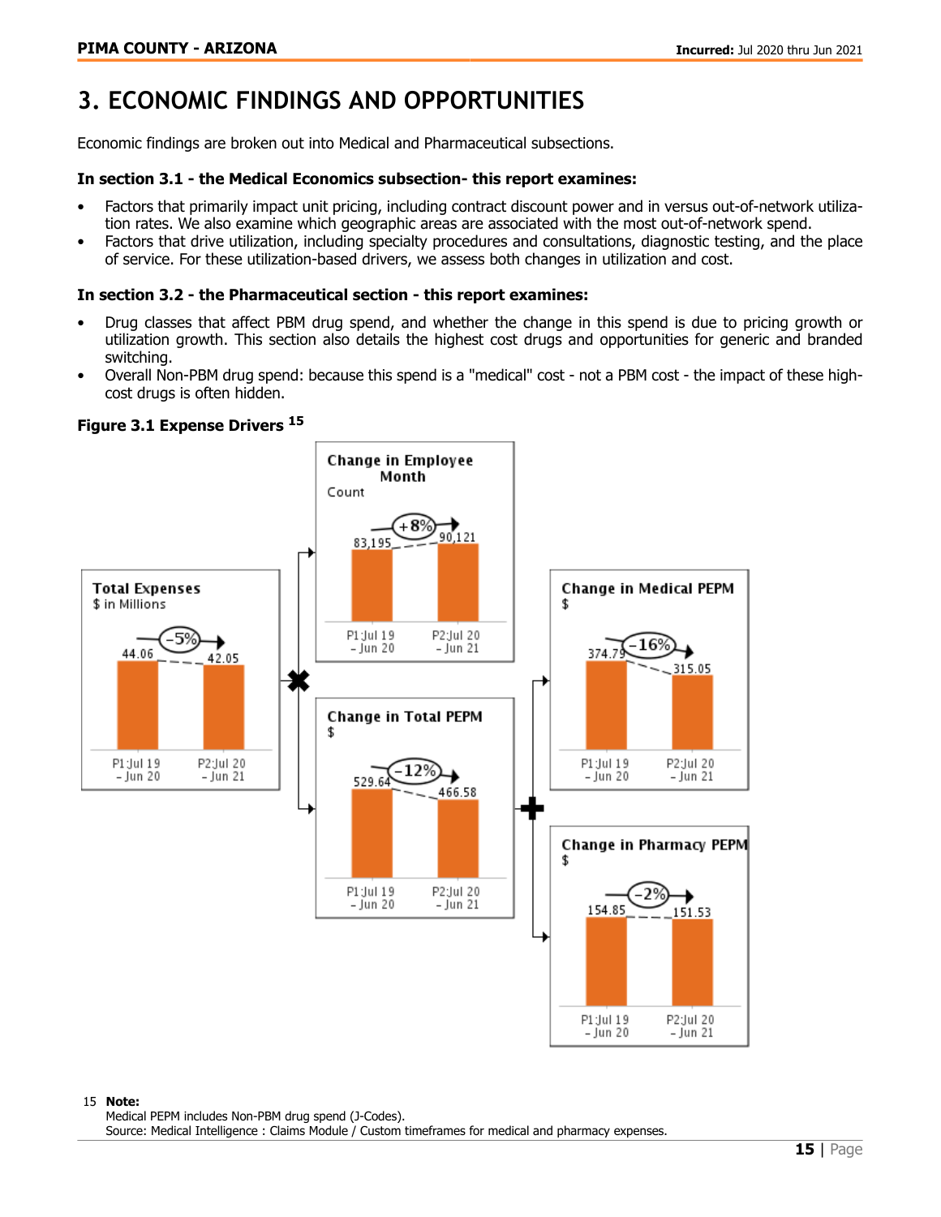# 3. ECONOMIC FINDINGS AND OPPORTUNITIES

Economic findings are broken out into Medical and Pharmaceutical subsections.

**In section 3.1 - the Medical Economics subsection- this report examines:**

- Factors that primarily impact unit pricing, including contract discount power and in versus out-of-network utilization rates. We also examine which geographic areas are associated with the most out-of-network spend.
- Factors that drive utilization, including specialty procedures and consultations, diagnostic testing, and the place of service. For these utilization-based drivers, we assess both changes in utilization and cost.

**In section 3.2 - the Pharmaceutical section - this report examines:**

- Drug classes that affect PBM drug spend, and whether the change in this spend is due to pricing growth or utilization growth. This section also details the highest cost drugs and opportunities for generic and branded switching.
- Overall Non-PBM drug spend: because this spend is a "medical" cost - not a PBM cost - the impact of these high-cost drugs is often hidden.

**Figure 3.1 Expense Drivers [15]**

| Metric | P1: Jul 19 – Jun 20 | P2: Jul 20 – Jun 21 | Change |
| --- | --- | --- | --- |
| Total Expenses ($ in Millions) | 44.06 | 42.05 | -5% |
| Change in Employee Month (Count) | 83,195 | 90,121 | +8% |
| Change in Total PEPM ($) | 529.64 | 466.58 | -12% |
| Change in Medical PEPM ($) | 374.79 | 315.05 | -16% |
| Change in Pharmacy PEPM ($) | 154.85 | 151.53 | -2% |

15 **Note:**
Medical PEPM includes Non-PBM drug spend (J-Codes).
Source: Medical Intelligence : Claims Module / Custom timeframes for medical and pharmacy expenses.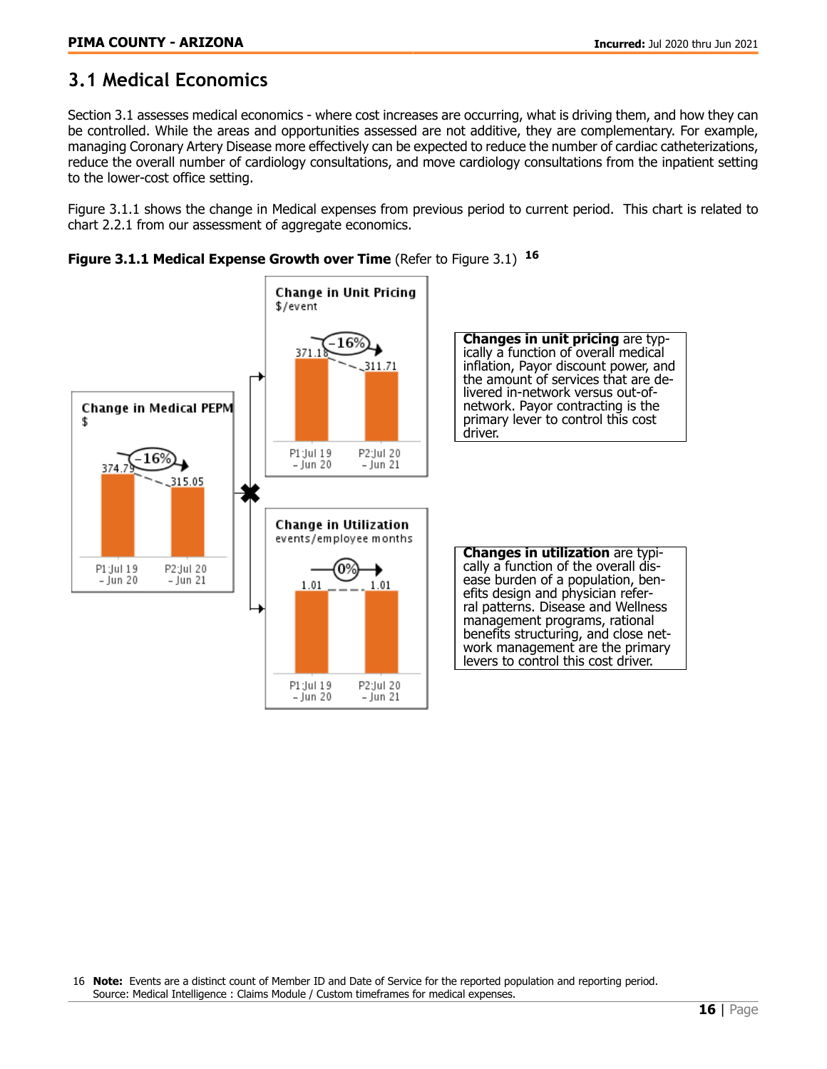## 3.1 Medical Economics

Section 3.1 assesses medical economics - where cost increases are occurring, what is driving them, and how they can be controlled. While the areas and opportunities assessed are not additive, they are complementary. For example, managing Coronary Artery Disease more effectively can be expected to reduce the number of cardiac catheterizations, reduce the overall number of cardiology consultations, and move cardiology consultations from the inpatient setting to the lower-cost office setting.

Figure 3.1.1 shows the change in Medical expenses from previous period to current period. This chart is related to chart 2.2.1 from our assessment of aggregate economics.

**Figure 3.1.1 Medical Expense Growth over Time** (Refer to Figure 3.1) [16]

**Change in Medical PEPM**
$

| | P1:Jul 19 – Jun 20 | P2:Jul 20 – Jun 21 |
|---|---|---|
| Medical PEPM ($) | 374.79 | 315.05 |

Change: -16%

**Change in Unit Pricing**
$/event

| | P1:Jul 19 – Jun 20 | P2:Jul 20 – Jun 21 |
|---|---|---|
| Unit Pricing ($/event) | 371.18 | 311.71 |

Change: -16%

**Change in Utilization**
events/employee months

| | P1:Jul 19 – Jun 20 | P2:Jul 20 – Jun 21 |
|---|---|---|
| Utilization (events/employee months) | 1.01 | 1.01 |

Change: 0%

**Changes in unit pricing** are typically a function of overall medical inflation, Payor discount power, and the amount of services that are delivered in-network versus out-of-network. Payor contracting is the primary lever to control this cost driver.

**Changes in utilization** are typically a function of the overall disease burden of a population, benefits design and physician referral patterns. Disease and Wellness management programs, rational benefits structuring, and close network management are the primary levers to control this cost driver.

16 **Note:** Events are a distinct count of Member ID and Date of Service for the reported population and reporting period.
Source: Medical Intelligence : Claims Module / Custom timeframes for medical expenses.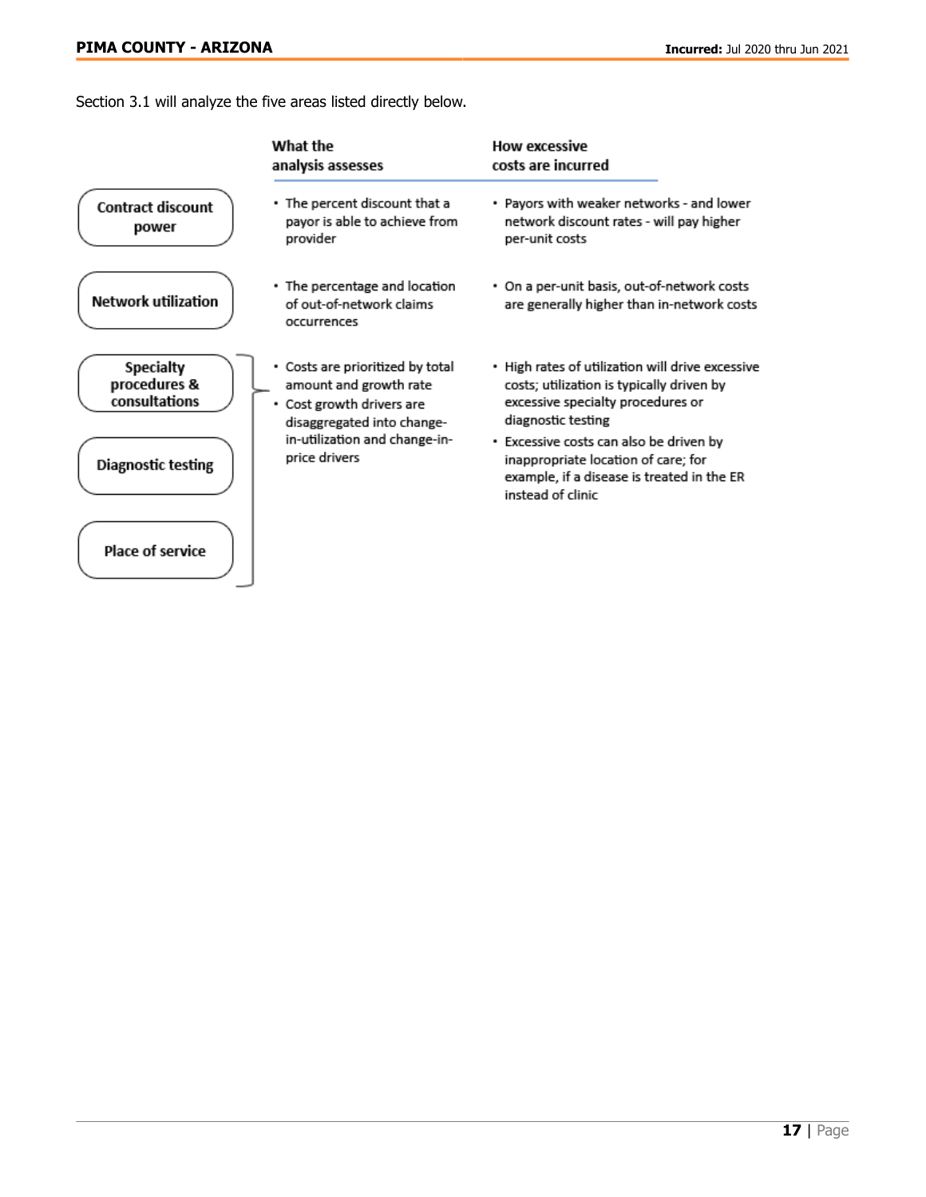Section 3.1 will analyze the five areas listed directly below.

| | What the analysis assesses | How excessive costs are incurred |
| --- | --- | --- |
| **Contract discount power** | • The percent discount that a payor is able to achieve from provider | • Payors with weaker networks - and lower network discount rates - will pay higher per-unit costs |
| **Network utilization** | • The percentage and location of out-of-network claims occurrences | • On a per-unit basis, out-of-network costs are generally higher than in-network costs |
| **Specialty procedures & consultations**<br>**Diagnostic testing**<br>**Place of service** | • Costs are prioritized by total amount and growth rate<br>• Cost growth drivers are disaggregated into change-in-utilization and change-in-price drivers | • High rates of utilization will drive excessive costs; utilization is typically driven by excessive specialty procedures or diagnostic testing<br>• Excessive costs can also be driven by inappropriate location of care; for example, if a disease is treated in the ER instead of clinic |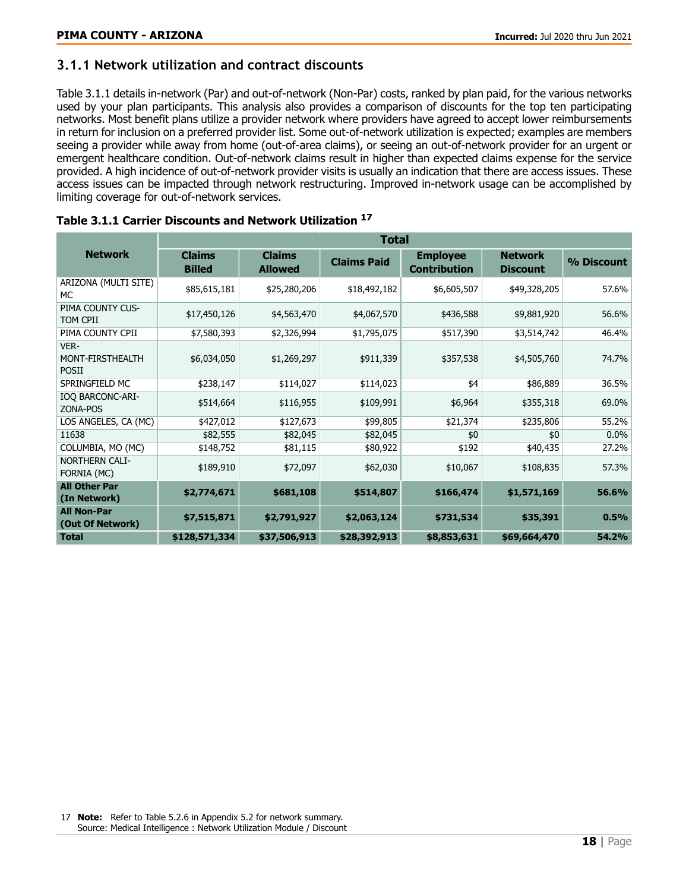### 3.1.1 Network utilization and contract discounts

Table 3.1.1 details in-network (Par) and out-of-network (Non-Par) costs, ranked by plan paid, for the various networks used by your plan participants. This analysis also provides a comparison of discounts for the top ten participating networks. Most benefit plans utilize a provider network where providers have agreed to accept lower reimbursements in return for inclusion on a preferred provider list. Some out-of-network utilization is expected; examples are members seeing a provider while away from home (out-of-area claims), or seeing an out-of-network provider for an urgent or emergent healthcare condition. Out-of-network claims result in higher than expected claims expense for the service provided. A high incidence of out-of-network provider visits is usually an indication that there are access issues. These access issues can be impacted through network restructuring. Improved in-network usage can be accomplished by limiting coverage for out-of-network services.

**Table 3.1.1 Carrier Discounts and Network Utilization** [17]

| Network | Total | | | | | |
|---|---|---|---|---|---|---|
| | Claims Billed | Claims Allowed | Claims Paid | Employee Contribution | Network Discount | % Discount |
| ARIZONA (MULTI SITE) MC | $85,615,181 | $25,280,206 | $18,492,182 | $6,605,507 | $49,328,205 | 57.6% |
| PIMA COUNTY CUSTOM CPII | $17,450,126 | $4,563,470 | $4,067,570 | $436,588 | $9,881,920 | 56.6% |
| PIMA COUNTY CPII | $7,580,393 | $2,326,994 | $1,795,075 | $517,390 | $3,514,742 | 46.4% |
| VERMONT-FIRSTHEALTH POSII | $6,034,050 | $1,269,297 | $911,339 | $357,538 | $4,505,760 | 74.7% |
| SPRINGFIELD MC | $238,147 | $114,027 | $114,023 | $4 | $86,889 | 36.5% |
| IOQ BARCONC-ARIZONA-POS | $514,664 | $116,955 | $109,991 | $6,964 | $355,318 | 69.0% |
| LOS ANGELES, CA (MC) | $427,012 | $127,673 | $99,805 | $21,374 | $235,806 | 55.2% |
| 11638 | $82,555 | $82,045 | $82,045 | $0 | $0 | 0.0% |
| COLUMBIA, MO (MC) | $148,752 | $81,115 | $80,922 | $192 | $40,435 | 27.2% |
| NORTHERN CALIFORNIA (MC) | $189,910 | $72,097 | $62,030 | $10,067 | $108,835 | 57.3% |
| **All Other Par (In Network)** | **$2,774,671** | **$681,108** | **$514,807** | **$166,474** | **$1,571,169** | **56.6%** |
| **All Non-Par (Out Of Network)** | **$7,515,871** | **$2,791,927** | **$2,063,124** | **$731,534** | **$35,391** | **0.5%** |
| **Total** | **$128,571,334** | **$37,506,913** | **$28,392,913** | **$8,853,631** | **$69,664,470** | **54.2%** |

17 **Note:** Refer to Table 5.2.6 in Appendix 5.2 for network summary.
Source: Medical Intelligence : Network Utilization Module / Discount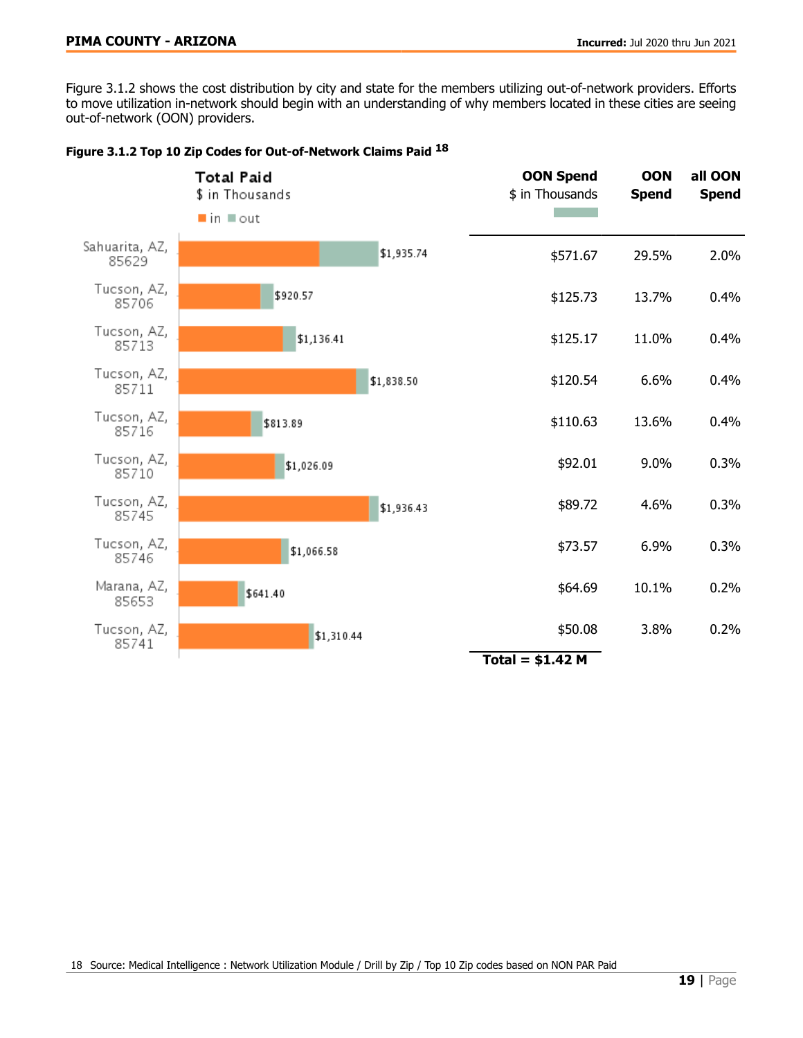Figure 3.1.2 shows the cost distribution by city and state for the members utilizing out-of-network providers. Efforts to move utilization in-network should begin with an understanding of why members located in these cities are seeing out-of-network (OON) providers.

**Figure 3.1.2 Top 10 Zip Codes for Out-of-Network Claims Paid [18]**

| Location | Total Paid ($ in Thousands) | OON Spend ($ in Thousands) | OON Spend | all OON Spend |
|---|---|---|---|---|
| Sahuarita, AZ, 85629 | $1,935.74 | $571.67 | 29.5% | 2.0% |
| Tucson, AZ, 85706 | $920.57 | $125.73 | 13.7% | 0.4% |
| Tucson, AZ, 85713 | $1,136.41 | $125.17 | 11.0% | 0.4% |
| Tucson, AZ, 85711 | $1,838.50 | $120.54 | 6.6% | 0.4% |
| Tucson, AZ, 85716 | $813.89 | $110.63 | 13.6% | 0.4% |
| Tucson, AZ, 85710 | $1,026.09 | $92.01 | 9.0% | 0.3% |
| Tucson, AZ, 85745 | $1,936.43 | $89.72 | 4.6% | 0.3% |
| Tucson, AZ, 85746 | $1,066.58 | $73.57 | 6.9% | 0.3% |
| Marana, AZ, 85653 | $641.40 | $64.69 | 10.1% | 0.2% |
| Tucson, AZ, 85741 | $1,310.44 | $50.08 | 3.8% | 0.2% |
| | | **Total = $1.42 M** | | |

18 Source: Medical Intelligence : Network Utilization Module / Drill by Zip / Top 10 Zip codes based on NON PAR Paid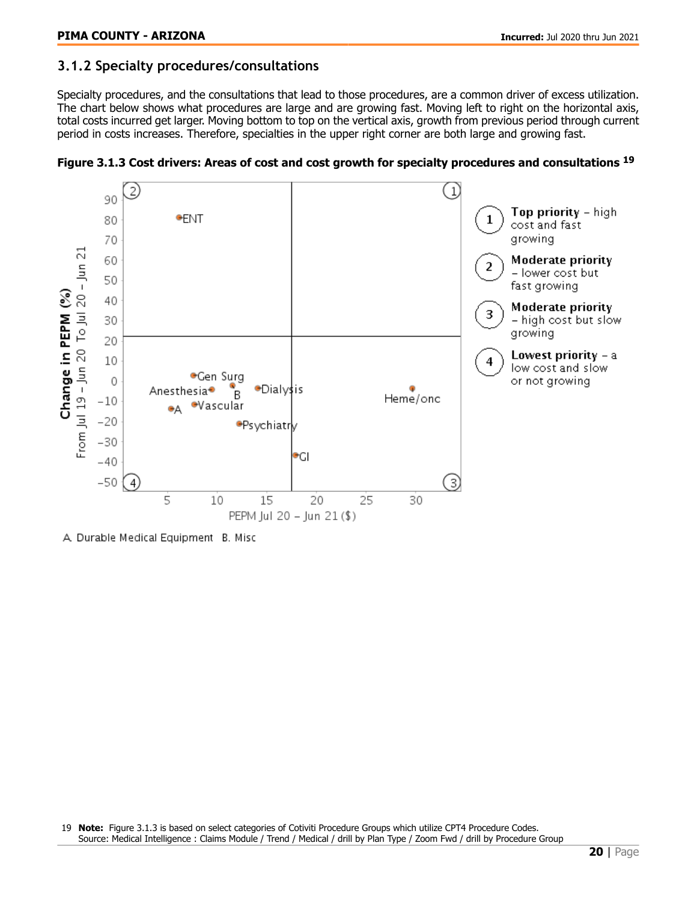### 3.1.2 Specialty procedures/consultations

Specialty procedures, and the consultations that lead to those procedures, are a common driver of excess utilization. The chart below shows what procedures are large and are growing fast. Moving left to right on the horizontal axis, total costs incurred get larger. Moving bottom to top on the vertical axis, growth from previous period through current period in costs increases. Therefore, specialties in the upper right corner are both large and growing fast.

**Figure 3.1.3 Cost drivers: Areas of cost and cost growth for specialty procedures and consultations [19]**

A. Durable Medical Equipment B. Misc

19 **Note:** Figure 3.1.3 is based on select categories of Cotiviti Procedure Groups which utilize CPT4 Procedure Codes. Source: Medical Intelligence : Claims Module / Trend / Medical / drill by Plan Type / Zoom Fwd / drill by Procedure Group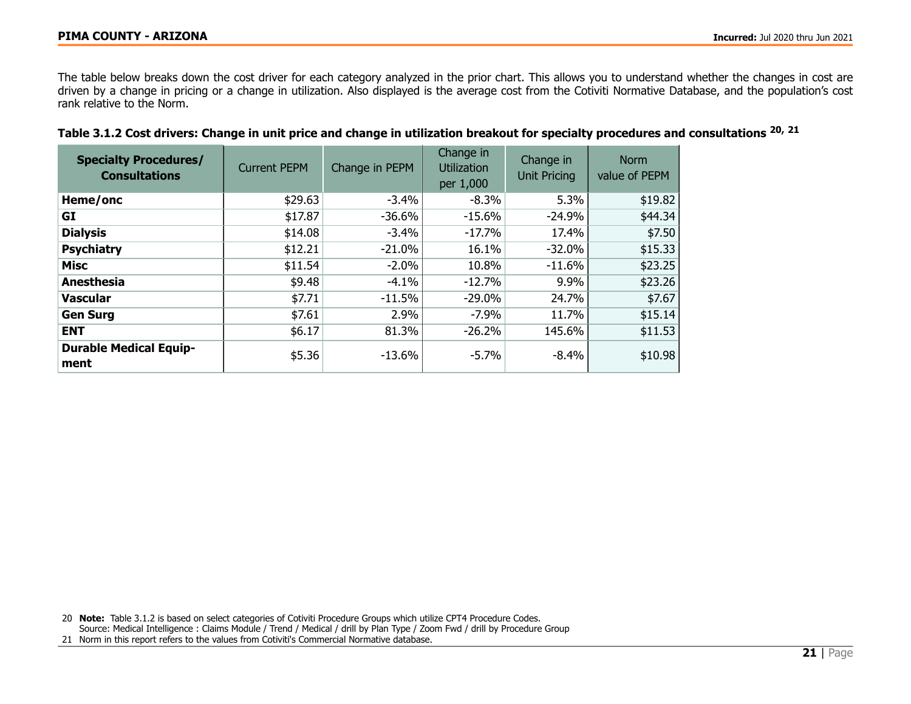The table below breaks down the cost driver for each category analyzed in the prior chart. This allows you to understand whether the changes in cost are driven by a change in pricing or a change in utilization. Also displayed is the average cost from the Cotiviti Normative Database, and the population's cost rank relative to the Norm.

**Table 3.1.2 Cost drivers: Change in unit price and change in utilization breakout for specialty procedures and consultations [20, 21]**

| Specialty Procedures/ Consultations | Current PEPM | Change in PEPM | Change in Utilization per 1,000 | Change in Unit Pricing | Norm value of PEPM |
|---|---|---|---|---|---|
| **Heme/onc** | $29.63 | -3.4% | -8.3% | 5.3% | $19.82 |
| **GI** | $17.87 | -36.6% | -15.6% | -24.9% | $44.34 |
| **Dialysis** | $14.08 | -3.4% | -17.7% | 17.4% | $7.50 |
| **Psychiatry** | $12.21 | -21.0% | 16.1% | -32.0% | $15.33 |
| **Misc** | $11.54 | -2.0% | 10.8% | -11.6% | $23.25 |
| **Anesthesia** | $9.48 | -4.1% | -12.7% | 9.9% | $23.26 |
| **Vascular** | $7.71 | -11.5% | -29.0% | 24.7% | $7.67 |
| **Gen Surg** | $7.61 | 2.9% | -7.9% | 11.7% | $15.14 |
| **ENT** | $6.17 | 81.3% | -26.2% | 145.6% | $11.53 |
| **Durable Medical Equipment** | $5.36 | -13.6% | -5.7% | -8.4% | $10.98 |

20 **Note:** Table 3.1.2 is based on select categories of Cotiviti Procedure Groups which utilize CPT4 Procedure Codes.
Source: Medical Intelligence : Claims Module / Trend / Medical / drill by Plan Type / Zoom Fwd / drill by Procedure Group

21 Norm in this report refers to the values from Cotiviti's Commercial Normative database.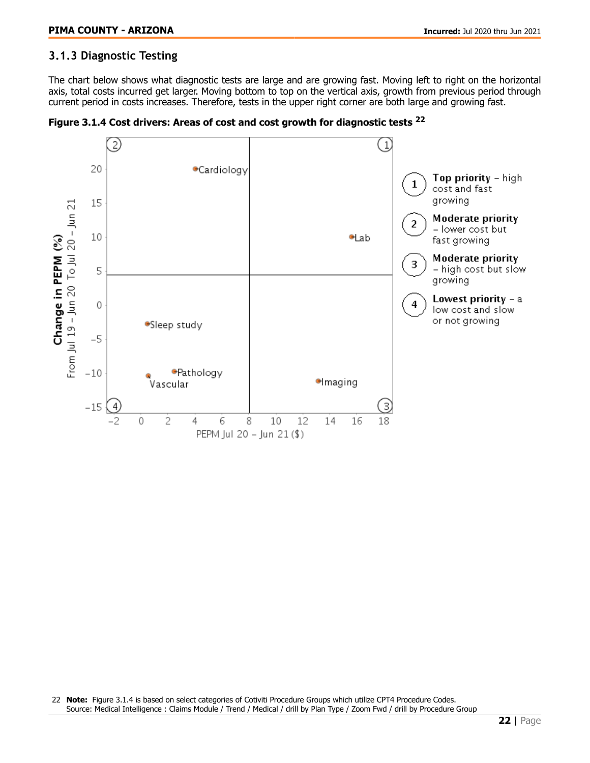### 3.1.3 Diagnostic Testing

The chart below shows what diagnostic tests are large and are growing fast. Moving left to right on the horizontal axis, total costs incurred get larger. Moving bottom to top on the vertical axis, growth from previous period through current period in costs increases. Therefore, tests in the upper right corner are both large and growing fast.

**Figure 3.1.4 Cost drivers: Areas of cost and cost growth for diagnostic tests** [22]

1. **Top priority** – high cost and fast growing
2. **Moderate priority** – lower cost but fast growing
3. **Moderate priority** – high cost but slow growing
4. **Lowest priority** – a low cost and slow or not growing

---

22 **Note:** Figure 3.1.4 is based on select categories of Cotiviti Procedure Groups which utilize CPT4 Procedure Codes.
Source: Medical Intelligence : Claims Module / Trend / Medical / drill by Plan Type / Zoom Fwd / drill by Procedure Group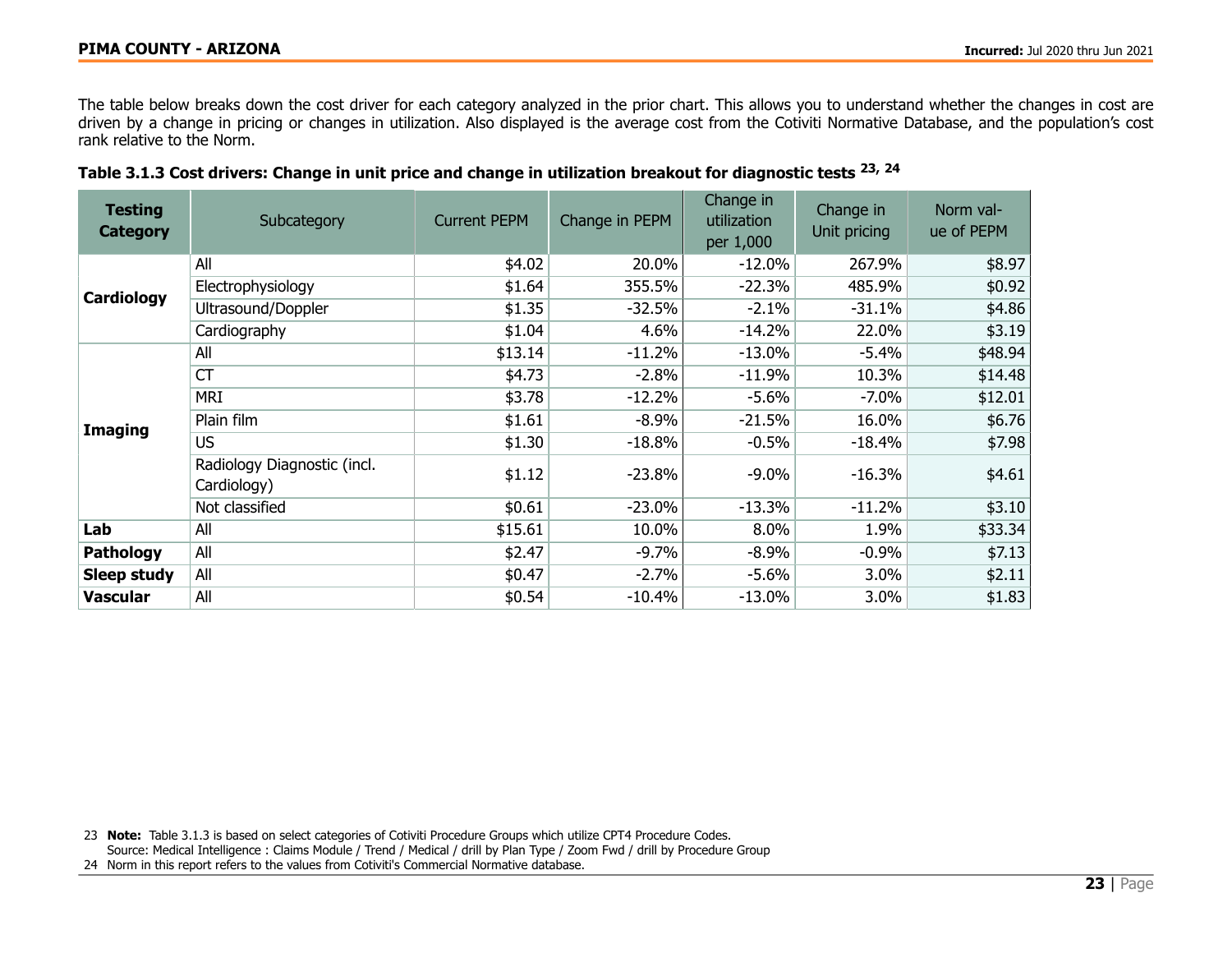The table below breaks down the cost driver for each category analyzed in the prior chart. This allows you to understand whether the changes in cost are driven by a change in pricing or changes in utilization. Also displayed is the average cost from the Cotiviti Normative Database, and the population's cost rank relative to the Norm.

**Table 3.1.3 Cost drivers: Change in unit price and change in utilization breakout for diagnostic tests [23, 24]**

| Testing Category | Subcategory | Current PEPM | Change in PEPM | Change in utilization per 1,000 | Change in Unit pricing | Norm value of PEPM |
|---|---|---|---|---|---|---|
| **Cardiology** | All | $4.02 | 20.0% | -12.0% | 267.9% | $8.97 |
| | Electrophysiology | $1.64 | 355.5% | -22.3% | 485.9% | $0.92 |
| | Ultrasound/Doppler | $1.35 | -32.5% | -2.1% | -31.1% | $4.86 |
| | Cardiography | $1.04 | 4.6% | -14.2% | 22.0% | $3.19 |
| **Imaging** | All | $13.14 | -11.2% | -13.0% | -5.4% | $48.94 |
| | CT | $4.73 | -2.8% | -11.9% | 10.3% | $14.48 |
| | MRI | $3.78 | -12.2% | -5.6% | -7.0% | $12.01 |
| | Plain film | $1.61 | -8.9% | -21.5% | 16.0% | $6.76 |
| | US | $1.30 | -18.8% | -0.5% | -18.4% | $7.98 |
| | Radiology Diagnostic (incl. Cardiology) | $1.12 | -23.8% | -9.0% | -16.3% | $4.61 |
| | Not classified | $0.61 | -23.0% | -13.3% | -11.2% | $3.10 |
| **Lab** | All | $15.61 | 10.0% | 8.0% | 1.9% | $33.34 |
| **Pathology** | All | $2.47 | -9.7% | -8.9% | -0.9% | $7.13 |
| **Sleep study** | All | $0.47 | -2.7% | -5.6% | 3.0% | $2.11 |
| **Vascular** | All | $0.54 | -10.4% | -13.0% | 3.0% | $1.83 |

23 **Note:** Table 3.1.3 is based on select categories of Cotiviti Procedure Groups which utilize CPT4 Procedure Codes.
Source: Medical Intelligence : Claims Module / Trend / Medical / drill by Plan Type / Zoom Fwd / drill by Procedure Group

24 Norm in this report refers to the values from Cotiviti's Commercial Normative database.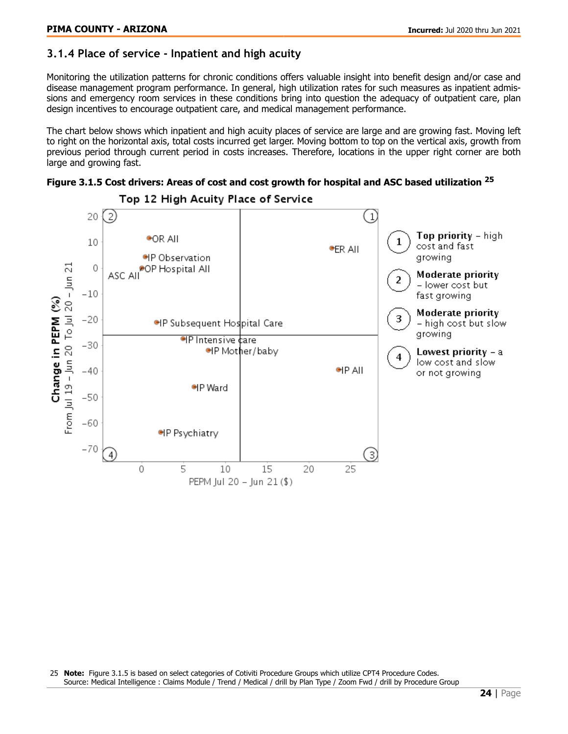### 3.1.4 Place of service - Inpatient and high acuity

Monitoring the utilization patterns for chronic conditions offers valuable insight into benefit design and/or case and disease management program performance. In general, high utilization rates for such measures as inpatient admissions and emergency room services in these conditions bring into question the adequacy of outpatient care, plan design incentives to encourage outpatient care, and medical management performance.

The chart below shows which inpatient and high acuity places of service are large and are growing fast. Moving left to right on the horizontal axis, total costs incurred get larger. Moving bottom to top on the vertical axis, growth from previous period through current period in costs increases. Therefore, locations in the upper right corner are both large and growing fast.

**Figure 3.1.5 Cost drivers: Areas of cost and cost growth for hospital and ASC based utilization [25]**

Top 12 High Acuity Place of Service

Change in PEPM (%) From Jul 19 – Jun 20 To Jul 20 – Jun 21

PEPM Jul 20 – Jun 21 ($)

Points: OR All; IP Observation; OP Hospital All; ASC All; ER All; IP Subsequent Hospital Care; IP Intensive care; IP Mother/baby; IP All; IP Ward; IP Psychiatry

1 **Top priority** – high cost and fast growing

2 **Moderate priority** – lower cost but fast growing

3 **Moderate priority** – high cost but slow growing

4 **Lowest priority** – a low cost and slow or not growing

25 **Note:** Figure 3.1.5 is based on select categories of Cotiviti Procedure Groups which utilize CPT4 Procedure Codes.
Source: Medical Intelligence : Claims Module / Trend / Medical / drill by Plan Type / Zoom Fwd / drill by Procedure Group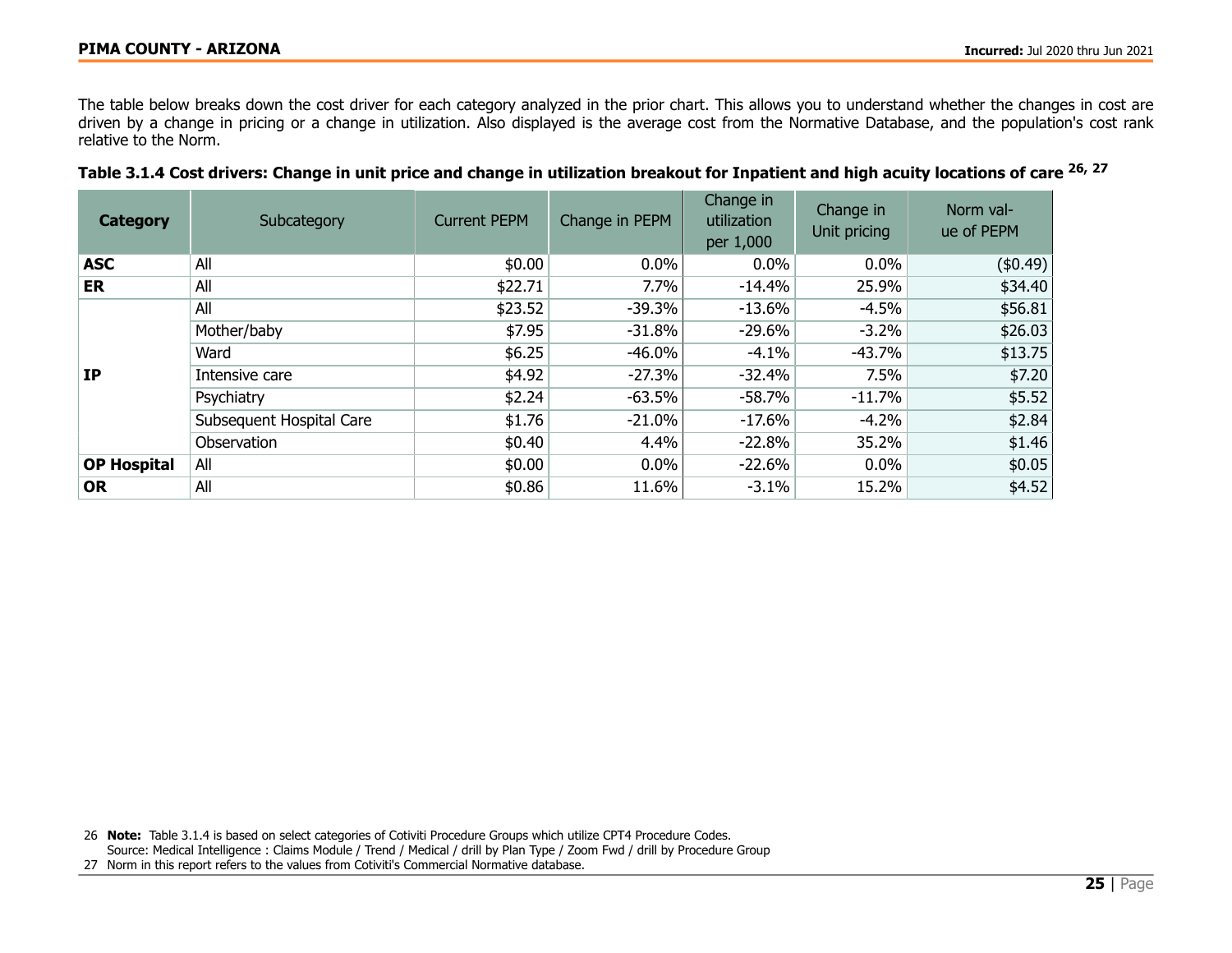The table below breaks down the cost driver for each category analyzed in the prior chart. This allows you to understand whether the changes in cost are driven by a change in pricing or a change in utilization. Also displayed is the average cost from the Normative Database, and the population's cost rank relative to the Norm.

**Table 3.1.4 Cost drivers: Change in unit price and change in utilization breakout for Inpatient and high acuity locations of care [26, 27]**

| Category | Subcategory | Current PEPM | Change in PEPM | Change in utilization per 1,000 | Change in Unit pricing | Norm value of PEPM |
|---|---|---|---|---|---|---|
| **ASC** | All | $0.00 | 0.0% | 0.0% | 0.0% | ($0.49) |
| **ER** | All | $22.71 | 7.7% | -14.4% | 25.9% | $34.40 |
| **IP** | All | $23.52 | -39.3% | -13.6% | -4.5% | $56.81 |
| | Mother/baby | $7.95 | -31.8% | -29.6% | -3.2% | $26.03 |
| | Ward | $6.25 | -46.0% | -4.1% | -43.7% | $13.75 |
| | Intensive care | $4.92 | -27.3% | -32.4% | 7.5% | $7.20 |
| | Psychiatry | $2.24 | -63.5% | -58.7% | -11.7% | $5.52 |
| | Subsequent Hospital Care | $1.76 | -21.0% | -17.6% | -4.2% | $2.84 |
| | Observation | $0.40 | 4.4% | -22.8% | 35.2% | $1.46 |
| **OP Hospital** | All | $0.00 | 0.0% | -22.6% | 0.0% | $0.05 |
| **OR** | All | $0.86 | 11.6% | -3.1% | 15.2% | $4.52 |

26 **Note:** Table 3.1.4 is based on select categories of Cotiviti Procedure Groups which utilize CPT4 Procedure Codes.
Source: Medical Intelligence : Claims Module / Trend / Medical / drill by Plan Type / Zoom Fwd / drill by Procedure Group

27 Norm in this report refers to the values from Cotiviti's Commercial Normative database.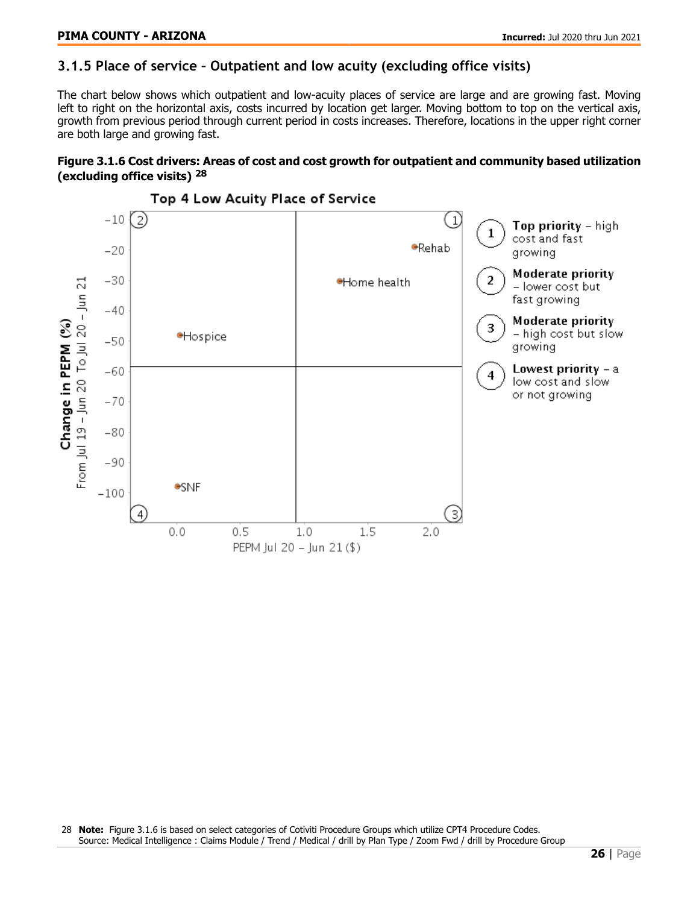### 3.1.5 Place of service – Outpatient and low acuity (excluding office visits)

The chart below shows which outpatient and low-acuity places of service are large and are growing fast. Moving left to right on the horizontal axis, costs incurred by location get larger. Moving bottom to top on the vertical axis, growth from previous period through current period in costs increases. Therefore, locations in the upper right corner are both large and growing fast.

**Figure 3.1.6 Cost drivers: Areas of cost and cost growth for outpatient and community based utilization (excluding office visits) [28]**

Top 4 Low Acuity Place of Service

Change in PEPM (%)
From Jul 19 – Jun 20 To Jul 20 – Jun 21

PEPM Jul 20 – Jun 21 ($)

Rehab, Home health, Hospice, SNF

1. **Top priority** – high cost and fast growing
2. **Moderate priority** – lower cost but fast growing
3. **Moderate priority** – high cost but slow growing
4. **Lowest priority** – a low cost and slow or not growing

28 **Note:** Figure 3.1.6 is based on select categories of Cotiviti Procedure Groups which utilize CPT4 Procedure Codes.
Source: Medical Intelligence : Claims Module / Trend / Medical / drill by Plan Type / Zoom Fwd / drill by Procedure Group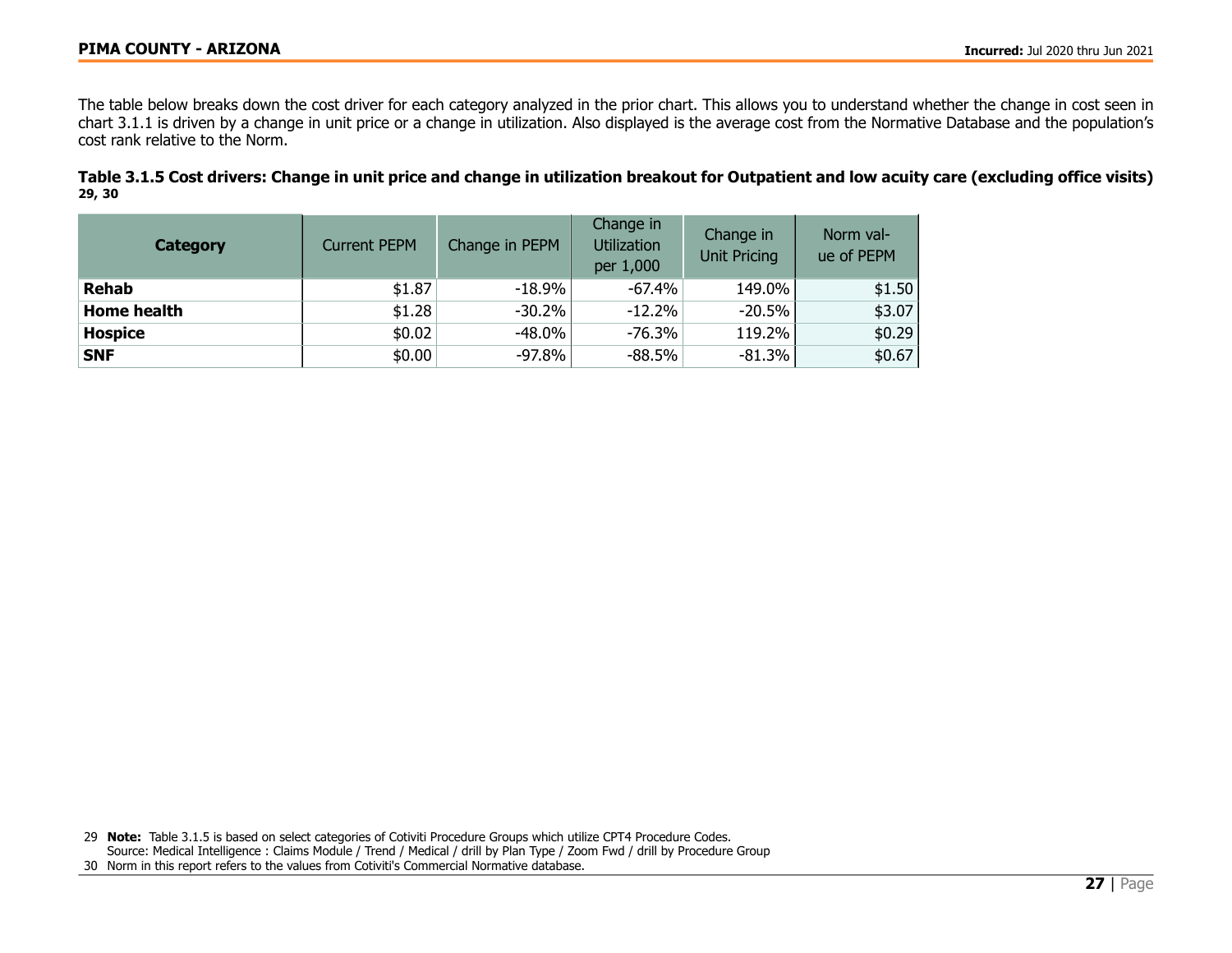The table below breaks down the cost driver for each category analyzed in the prior chart. This allows you to understand whether the change in cost seen in chart 3.1.1 is driven by a change in unit price or a change in utilization. Also displayed is the average cost from the Normative Database and the population's cost rank relative to the Norm.

**Table 3.1.5 Cost drivers: Change in unit price and change in utilization breakout for Outpatient and low acuity care (excluding office visits)** [29, 30]

| Category | Current PEPM | Change in PEPM | Change in Utilization per 1,000 | Change in Unit Pricing | Norm value of PEPM |
|---|---|---|---|---|---|
| **Rehab** | $1.87 | -18.9% | -67.4% | 149.0% | $1.50 |
| **Home health** | $1.28 | -30.2% | -12.2% | -20.5% | $3.07 |
| **Hospice** | $0.02 | -48.0% | -76.3% | 119.2% | $0.29 |
| **SNF** | $0.00 | -97.8% | -88.5% | -81.3% | $0.67 |

29 **Note:** Table 3.1.5 is based on select categories of Cotiviti Procedure Groups which utilize CPT4 Procedure Codes.
Source: Medical Intelligence : Claims Module / Trend / Medical / drill by Plan Type / Zoom Fwd / drill by Procedure Group

30 Norm in this report refers to the values from Cotiviti's Commercial Normative database.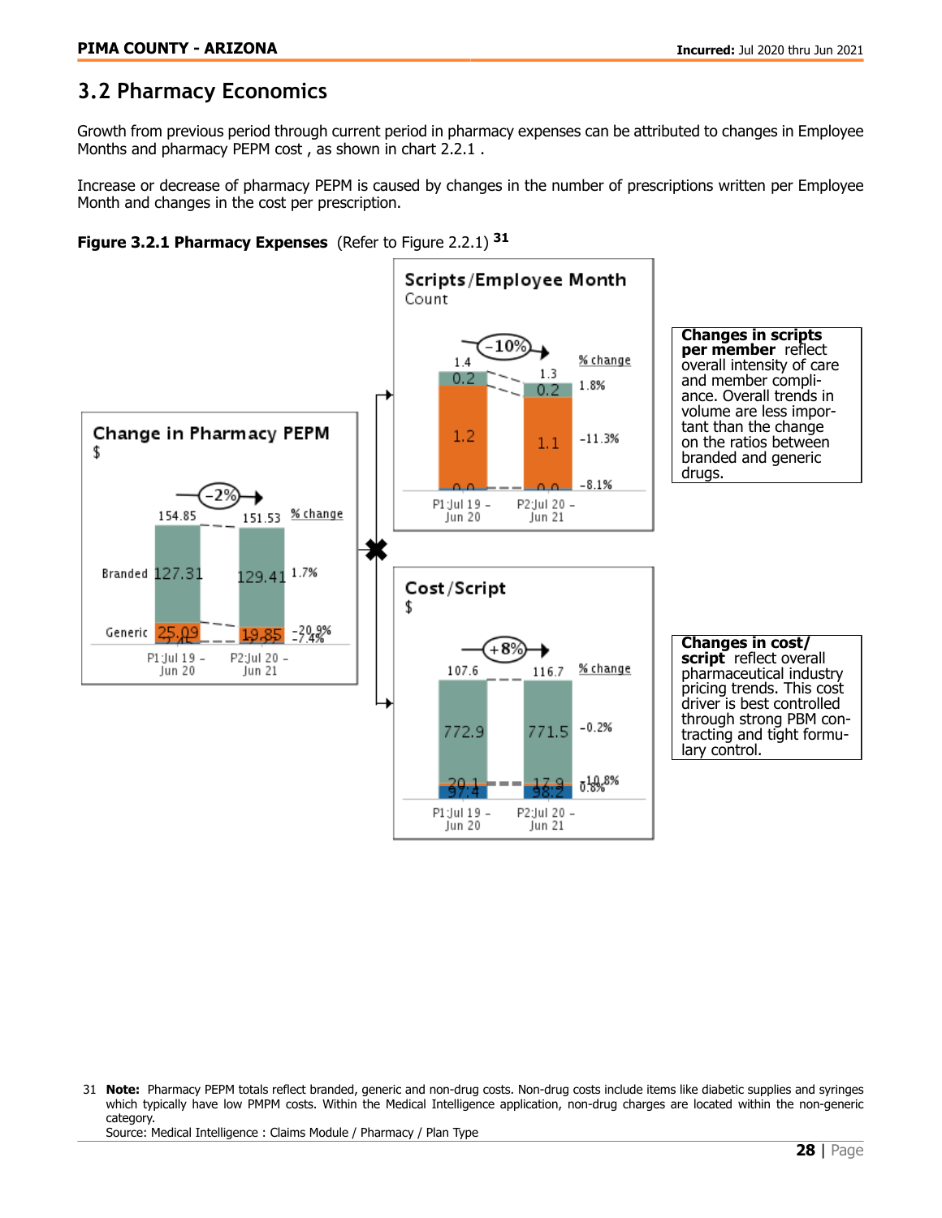## 3.2 Pharmacy Economics

Growth from previous period through current period in pharmacy expenses can be attributed to changes in Employee Months and pharmacy PEPM cost , as shown in chart 2.2.1 .

Increase or decrease of pharmacy PEPM is caused by changes in the number of prescriptions written per Employee Month and changes in the cost per prescription.

**Figure 3.2.1 Pharmacy Expenses** (Refer to Figure 2.2.1) [31]

**Change in Pharmacy PEPM** ($) — −2%

| | P1:Jul 19 - Jun 20 | P2:Jul 20 - Jun 21 | % change |
|---|---|---|---|
| Total | 154.85 | 151.53 | |
| Branded | 127.31 | 129.41 | 1.7% |
| Generic | 25.09 | 19.85 | -20.9% |
| | | | -7.4% |

**Scripts/Employee Month** (Count) — −10%

| | P1:Jul 19 - Jun 20 | P2:Jul 20 - Jun 21 | % change |
|---|---|---|---|
| Total | 1.4 | 1.3 | |
| | 0.2 | 0.2 | 1.8% |
| | 1.2 | 1.1 | -11.3% |
| | 0.0 | 0.0 | -8.1% |

**Cost/Script** ($) — +8%

| | P1:Jul 19 - Jun 20 | P2:Jul 20 - Jun 21 | % change |
|---|---|---|---|
| Total | 107.6 | 116.7 | |
| | 772.9 | 771.5 | -0.2% |
| | 20.1 | 17.9 | -10.8% |
| | 97.4 | 98.2 | 0.8% |

**Changes in scripts per member** reflect overall intensity of care and member compliance. Overall trends in volume are less important than the change on the ratios between branded and generic drugs.

**Changes in cost/script** reflect overall pharmaceutical industry pricing trends. This cost driver is best controlled through strong PBM contracting and tight formulary control.

31 **Note:** Pharmacy PEPM totals reflect branded, generic and non-drug costs. Non-drug costs include items like diabetic supplies and syringes which typically have low PMPM costs. Within the Medical Intelligence application, non-drug charges are located within the non-generic category.
Source: Medical Intelligence : Claims Module / Pharmacy / Plan Type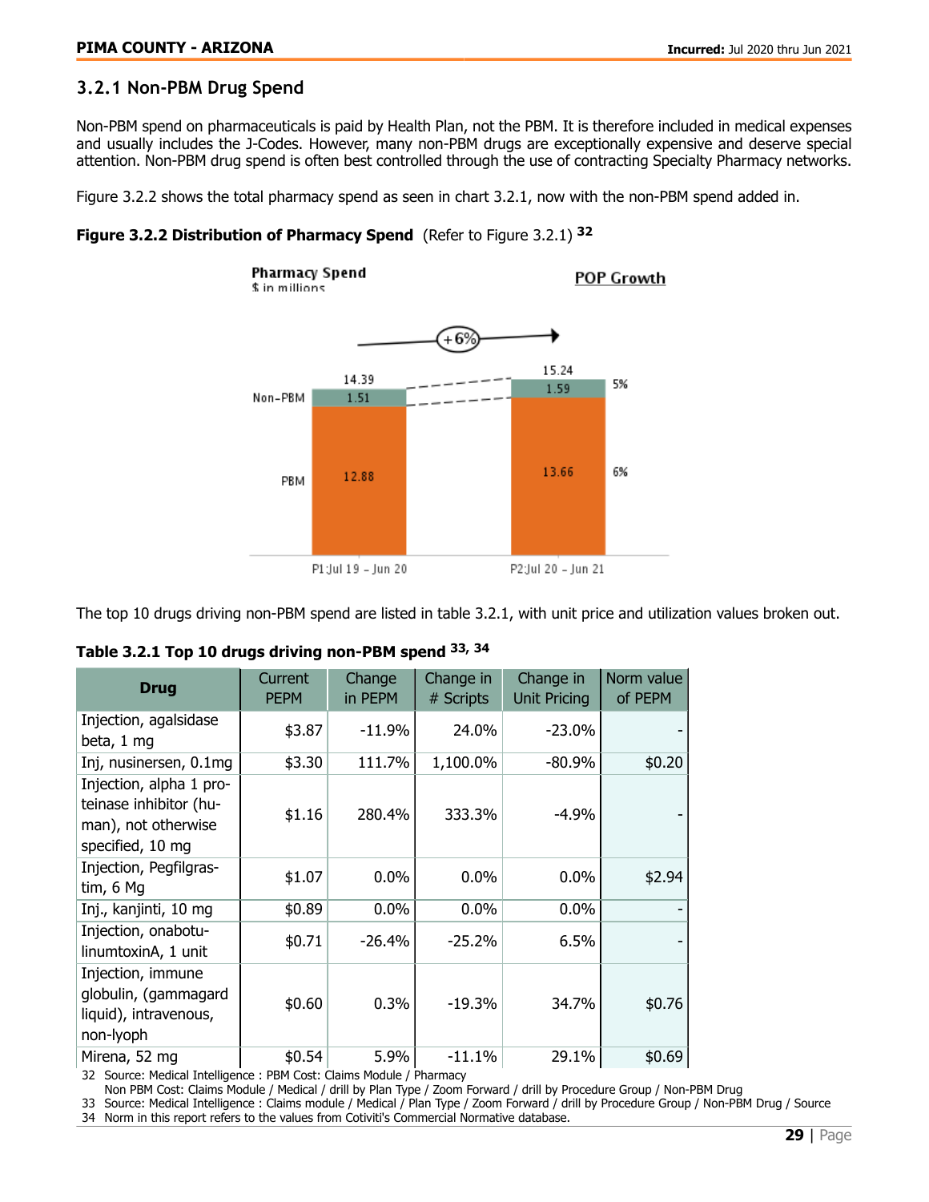### 3.2.1 Non-PBM Drug Spend

Non-PBM spend on pharmaceuticals is paid by Health Plan, not the PBM. It is therefore included in medical expenses and usually includes the J-Codes. However, many non-PBM drugs are exceptionally expensive and deserve special attention. Non-PBM drug spend is often best controlled through the use of contracting Specialty Pharmacy networks.

Figure 3.2.2 shows the total pharmacy spend as seen in chart 3.2.1, now with the non-PBM spend added in.

**Figure 3.2.2 Distribution of Pharmacy Spend** (Refer to Figure 3.2.1) [32]

Pharmacy Spend
$ in millions

POP Growth

+6%

| | P1:Jul 19 – Jun 20 | P2:Jul 20 – Jun 21 | POP Growth |
|---|---|---|---|
| Non-PBM | 1.51 | 1.59 | 5% |
| PBM | 12.88 | 13.66 | 6% |
| Total | 14.39 | 15.24 | +6% |

The top 10 drugs driving non-PBM spend are listed in table 3.2.1, with unit price and utilization values broken out.

**Table 3.2.1 Top 10 drugs driving non-PBM spend** [33, 34]

| Drug | Current PEPM | Change in PEPM | Change in # Scripts | Change in Unit Pricing | Norm value of PEPM |
|---|---|---|---|---|---|
| Injection, agalsidase beta, 1 mg | $3.87 | -11.9% | 24.0% | -23.0% | - |
| Inj, nusinersen, 0.1mg | $3.30 | 111.7% | 1,100.0% | -80.9% | $0.20 |
| Injection, alpha 1 proteinase inhibitor (human), not otherwise specified, 10 mg | $1.16 | 280.4% | 333.3% | -4.9% | - |
| Injection, Pegfilgrastim, 6 Mg | $1.07 | 0.0% | 0.0% | 0.0% | $2.94 |
| Inj., kanjinti, 10 mg | $0.89 | 0.0% | 0.0% | 0.0% | - |
| Injection, onabotulinumtoxinA, 1 unit | $0.71 | -26.4% | -25.2% | 6.5% | - |
| Injection, immune globulin, (gammagard liquid), intravenous, non-lyoph | $0.60 | 0.3% | -19.3% | 34.7% | $0.76 |
| Mirena, 52 mg | $0.54 | 5.9% | -11.1% | 29.1% | $0.69 |

32 Source: Medical Intelligence : PBM Cost: Claims Module / Pharmacy
Non PBM Cost: Claims Module / Medical / drill by Plan Type / Zoom Forward / drill by Procedure Group / Non-PBM Drug

33 Source: Medical Intelligence : Claims module / Medical / Plan Type / Zoom Forward / drill by Procedure Group / Non-PBM Drug / Source

34 Norm in this report refers to the values from Cotiviti's Commercial Normative database.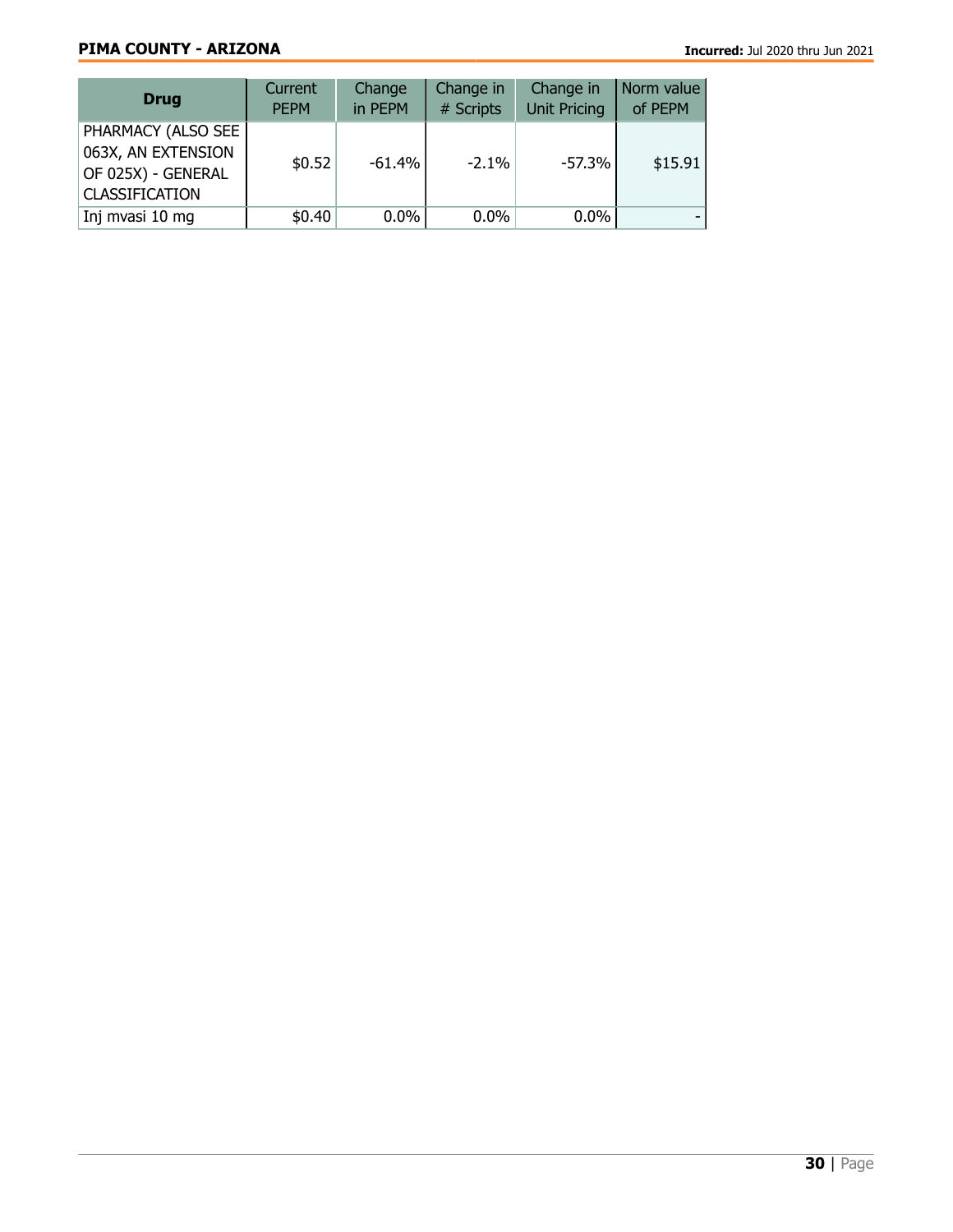| Drug | Current PEPM | Change in PEPM | Change in # Scripts | Change in Unit Pricing | Norm value of PEPM |
|---|---|---|---|---|---|
| PHARMACY (ALSO SEE 063X, AN EXTENSION OF 025X) - GENERAL CLASSIFICATION | $0.52 | -61.4% | -2.1% | -57.3% | $15.91 |
| Inj mvasi 10 mg | $0.40 | 0.0% | 0.0% | 0.0% | - |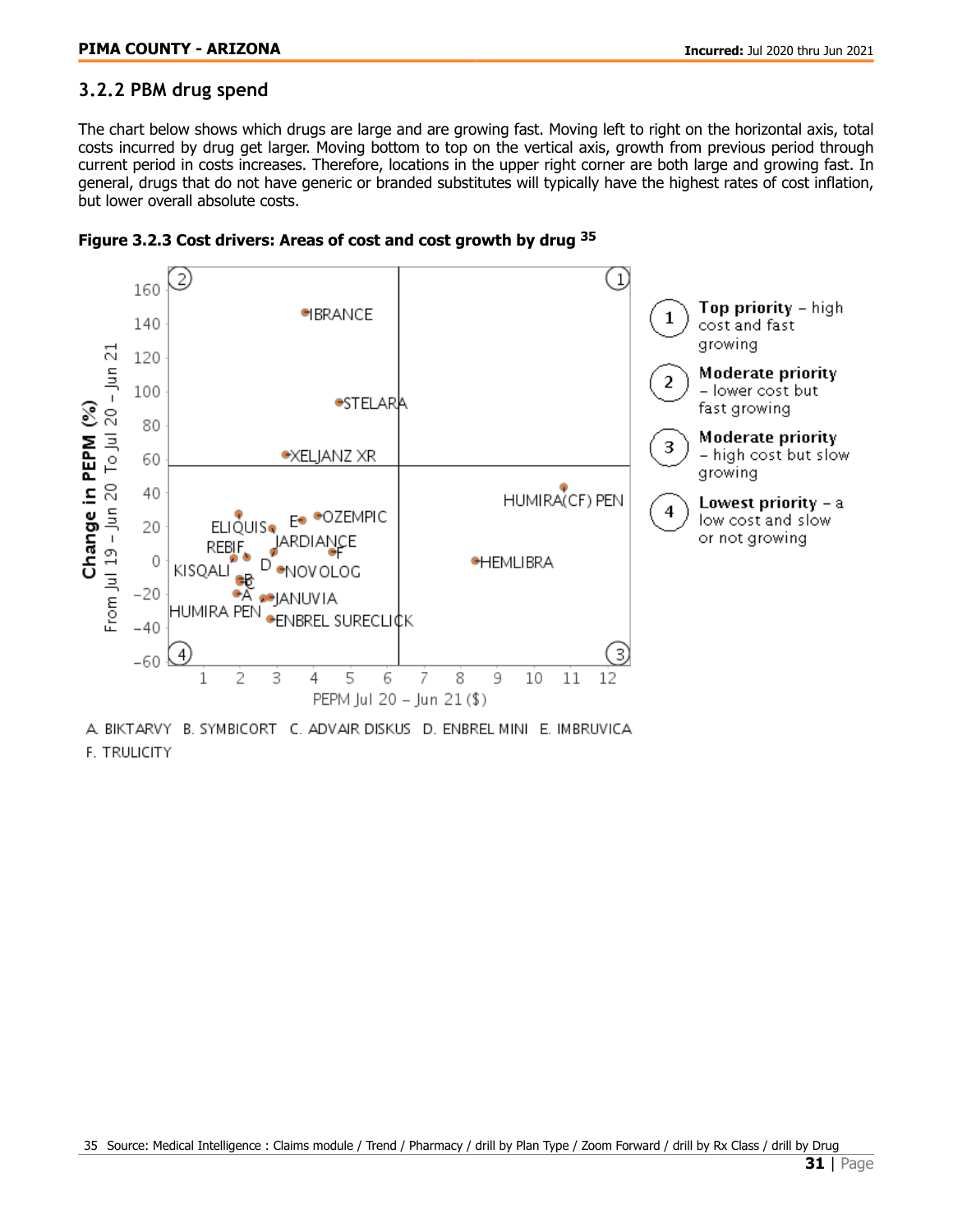## 3.2.2 PBM drug spend

The chart below shows which drugs are large and are growing fast. Moving left to right on the horizontal axis, total costs incurred by drug get larger. Moving bottom to top on the vertical axis, growth from previous period through current period in costs increases. Therefore, locations in the upper right corner are both large and growing fast. In general, drugs that do not have generic or branded substitutes will typically have the highest rates of cost inflation, but lower overall absolute costs.

**Figure 3.2.3 Cost drivers: Areas of cost and cost growth by drug [35]**

A. BIKTARVY B. SYMBICORT C. ADVAIR DISKUS D. ENBREL MINI E. IMBRUVICA F. TRULICITY

35 Source: Medical Intelligence : Claims module / Trend / Pharmacy / drill by Plan Type / Zoom Forward / drill by Rx Class / drill by Drug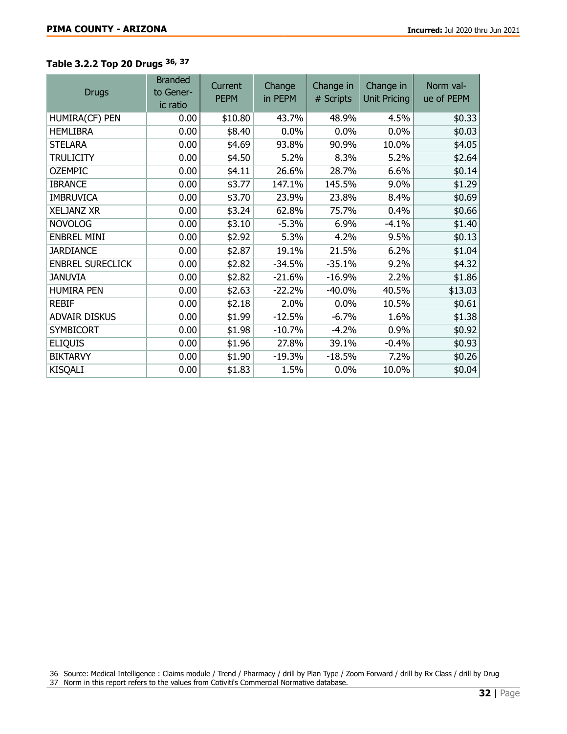### Table 3.2.2 Top 20 Drugs [36, 37]

| Drugs | Branded to Generic ratio | Current PEPM | Change in PEPM | Change in # Scripts | Change in Unit Pricing | Norm value of PEPM |
|---|---|---|---|---|---|---|
| HUMIRA(CF) PEN | 0.00 | $10.80 | 43.7% | 48.9% | 4.5% | $0.33 |
| HEMLIBRA | 0.00 | $8.40 | 0.0% | 0.0% | 0.0% | $0.03 |
| STELARA | 0.00 | $4.69 | 93.8% | 90.9% | 10.0% | $4.05 |
| TRULICITY | 0.00 | $4.50 | 5.2% | 8.3% | 5.2% | $2.64 |
| OZEMPIC | 0.00 | $4.11 | 26.6% | 28.7% | 6.6% | $0.14 |
| IBRANCE | 0.00 | $3.77 | 147.1% | 145.5% | 9.0% | $1.29 |
| IMBRUVICA | 0.00 | $3.70 | 23.9% | 23.8% | 8.4% | $0.69 |
| XELJANZ XR | 0.00 | $3.24 | 62.8% | 75.7% | 0.4% | $0.66 |
| NOVOLOG | 0.00 | $3.10 | -5.3% | 6.9% | -4.1% | $1.40 |
| ENBREL MINI | 0.00 | $2.92 | 5.3% | 4.2% | 9.5% | $0.13 |
| JARDIANCE | 0.00 | $2.87 | 19.1% | 21.5% | 6.2% | $1.04 |
| ENBREL SURECLICK | 0.00 | $2.82 | -34.5% | -35.1% | 9.2% | $4.32 |
| JANUVIA | 0.00 | $2.82 | -21.6% | -16.9% | 2.2% | $1.86 |
| HUMIRA PEN | 0.00 | $2.63 | -22.2% | -40.0% | 40.5% | $13.03 |
| REBIF | 0.00 | $2.18 | 2.0% | 0.0% | 10.5% | $0.61 |
| ADVAIR DISKUS | 0.00 | $1.99 | -12.5% | -6.7% | 1.6% | $1.38 |
| SYMBICORT | 0.00 | $1.98 | -10.7% | -4.2% | 0.9% | $0.92 |
| ELIQUIS | 0.00 | $1.96 | 27.8% | 39.1% | -0.4% | $0.93 |
| BIKTARVY | 0.00 | $1.90 | -19.3% | -18.5% | 7.2% | $0.26 |
| KISQALI | 0.00 | $1.83 | 1.5% | 0.0% | 10.0% | $0.04 |

36 Source: Medical Intelligence : Claims module / Trend / Pharmacy / drill by Plan Type / Zoom Forward / drill by Rx Class / drill by Drug

37 Norm in this report refers to the values from Cotiviti's Commercial Normative database.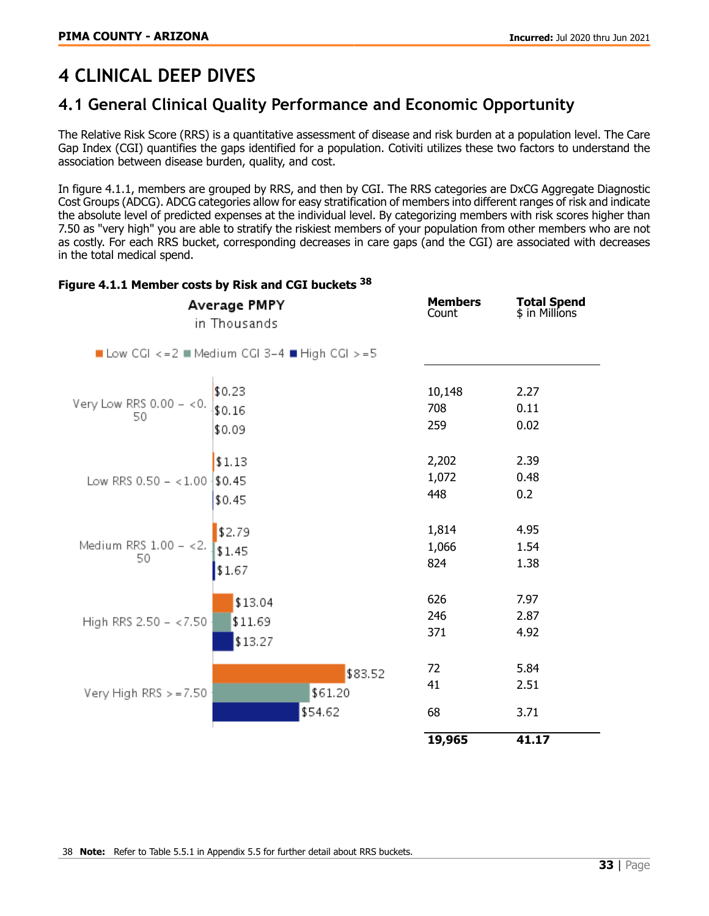# 4 CLINICAL DEEP DIVES

## 4.1 General Clinical Quality Performance and Economic Opportunity

The Relative Risk Score (RRS) is a quantitative assessment of disease and risk burden at a population level. The Care Gap Index (CGI) quantifies the gaps identified for a population. Cotiviti utilizes these two factors to understand the association between disease burden, quality, and cost.

In figure 4.1.1, members are grouped by RRS, and then by CGI. The RRS categories are DxCG Aggregate Diagnostic Cost Groups (ADCG). ADCG categories allow for easy stratification of members into different ranges of risk and indicate the absolute level of predicted expenses at the individual level. By categorizing members with risk scores higher than 7.50 as "very high" you are able to stratify the riskiest members of your population from other members who are not as costly. For each RRS bucket, corresponding decreases in care gaps (and the CGI) are associated with decreases in the total medical spend.

**Figure 4.1.1 Member costs by Risk and CGI buckets [38]**

| RRS Bucket | CGI Bucket | Average PMPY in Thousands | Members Count | Total Spend $ in Millions |
|---|---|---|---|---|
| Very Low RRS 0.00 – <0.50 | Low CGI <=2 | $0.23 | 10,148 | 2.27 |
| | Medium CGI 3–4 | $0.16 | 708 | 0.11 |
| | High CGI >=5 | $0.09 | 259 | 0.02 |
| Low RRS 0.50 – <1.00 | Low CGI <=2 | $1.13 | 2,202 | 2.39 |
| | Medium CGI 3–4 | $0.45 | 1,072 | 0.48 |
| | High CGI >=5 | $0.45 | 448 | 0.2 |
| Medium RRS 1.00 – <2.50 | Low CGI <=2 | $2.79 | 1,814 | 4.95 |
| | Medium CGI 3–4 | $1.45 | 1,066 | 1.54 |
| | High CGI >=5 | $1.67 | 824 | 1.38 |
| High RRS 2.50 – <7.50 | Low CGI <=2 | $13.04 | 626 | 7.97 |
| | Medium CGI 3–4 | $11.69 | 246 | 2.87 |
| | High CGI >=5 | $13.27 | 371 | 4.92 |
| Very High RRS >=7.50 | Low CGI <=2 | $83.52 | 72 | 5.84 |
| | Medium CGI 3–4 | $61.20 | 41 | 2.51 |
| | High CGI >=5 | $54.62 | 68 | 3.71 |
| | | | **19,965** | **41.17** |

38 **Note:** Refer to Table 5.5.1 in Appendix 5.5 for further detail about RRS buckets.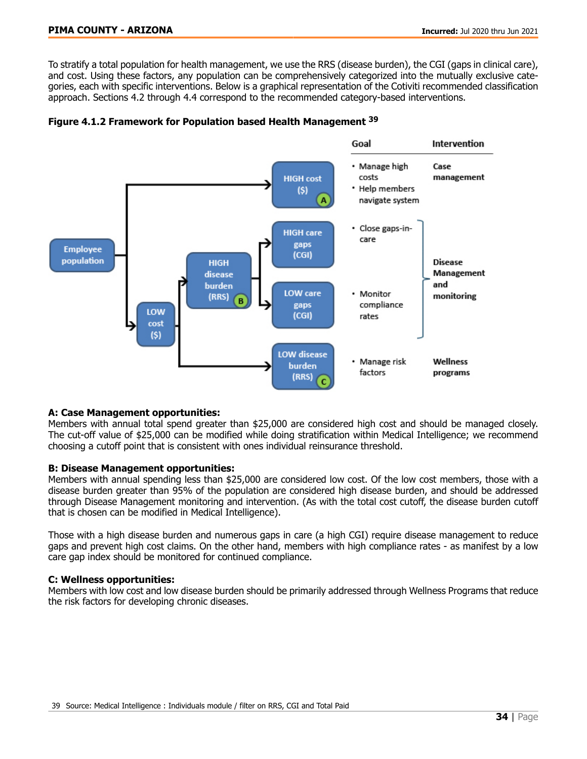To stratify a total population for health management, we use the RRS (disease burden), the CGI (gaps in clinical care), and cost. Using these factors, any population can be comprehensively categorized into the mutually exclusive categories, each with specific interventions. Below is a graphical representation of the Cotiviti recommended classification approach. Sections 4.2 through 4.4 correspond to the recommended category-based interventions.

**Figure 4.1.2 Framework for Population based Health Management [39]**

| Population path | Category | Goal | Intervention |
|---|---|---|---|
| Employee population → HIGH cost ($) | A | • Manage high costs<br>• Help members navigate system | Case management |
| Employee population → LOW cost ($) → HIGH disease burden (RRS) (B) → HIGH care gaps (CGI) | B | • Close gaps-in-care | Disease Management and monitoring |
| Employee population → LOW cost ($) → HIGH disease burden (RRS) (B) → LOW care gaps (CGI) | B | • Monitor compliance rates | Disease Management and monitoring |
| Employee population → LOW cost ($) → LOW disease burden (RRS) | C | • Manage risk factors | Wellness programs |

**A: Case Management opportunities:**
Members with annual total spend greater than $25,000 are considered high cost and should be managed closely. The cut-off value of $25,000 can be modified while doing stratification within Medical Intelligence; we recommend choosing a cutoff point that is consistent with ones individual reinsurance threshold.

**B: Disease Management opportunities:**
Members with annual spending less than $25,000 are considered low cost. Of the low cost members, those with a disease burden greater than 95% of the population are considered high disease burden, and should be addressed through Disease Management monitoring and intervention. (As with the total cost cutoff, the disease burden cutoff that is chosen can be modified in Medical Intelligence).

Those with a high disease burden and numerous gaps in care (a high CGI) require disease management to reduce gaps and prevent high cost claims. On the other hand, members with high compliance rates - as manifest by a low care gap index should be monitored for continued compliance.

**C: Wellness opportunities:**
Members with low cost and low disease burden should be primarily addressed through Wellness Programs that reduce the risk factors for developing chronic diseases.

39 Source: Medical Intelligence : Individuals module / filter on RRS, CGI and Total Paid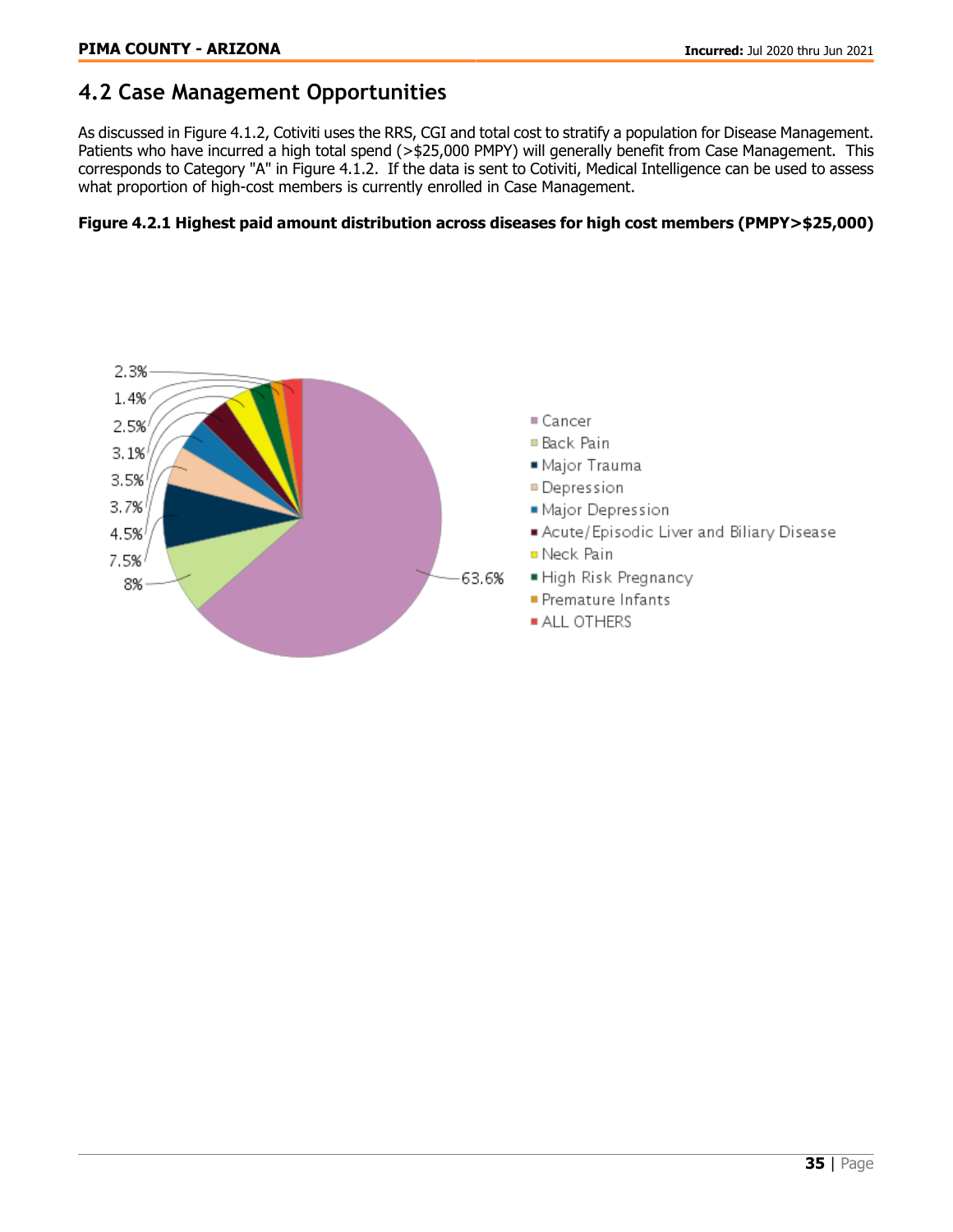## 4.2 Case Management Opportunities

As discussed in Figure 4.1.2, Cotiviti uses the RRS, CGI and total cost to stratify a population for Disease Management. Patients who have incurred a high total spend (>$25,000 PMPY) will generally benefit from Case Management. This corresponds to Category "A" in Figure 4.1.2. If the data is sent to Cotiviti, Medical Intelligence can be used to assess what proportion of high-cost members is currently enrolled in Case Management.

**Figure 4.2.1 Highest paid amount distribution across diseases for high cost members (PMPY>$25,000)**

| Disease | Share |
| --- | --- |
| Cancer | 63.6% |
| Back Pain | 8% |
| Major Trauma | 7.5% |
| Depression | 4.5% |
| Major Depression | 3.7% |
| Acute/Episodic Liver and Biliary Disease | 3.5% |
| Neck Pain | 3.1% |
| High Risk Pregnancy | 2.5% |
| Premature Infants | 1.4% |
| ALL OTHERS | 2.3% |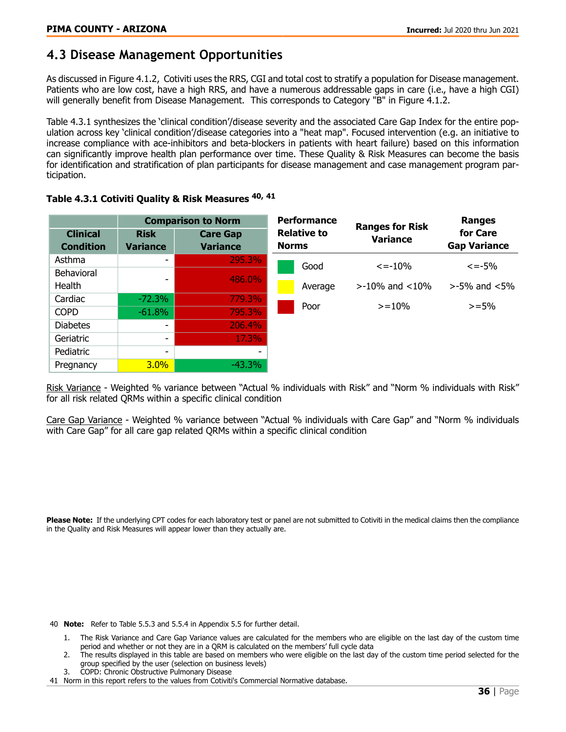## 4.3 Disease Management Opportunities

As discussed in Figure 4.1.2, Cotiviti uses the RRS, CGI and total cost to stratify a population for Disease management. Patients who are low cost, have a high RRS, and have a numerous addressable gaps in care (i.e., have a high CGI) will generally benefit from Disease Management. This corresponds to Category "B" in Figure 4.1.2.

Table 4.3.1 synthesizes the 'clinical condition'/disease severity and the associated Care Gap Index for the entire population across key 'clinical condition'/disease categories into a "heat map". Focused intervention (e.g. an initiative to increase compliance with ace-inhibitors and beta-blockers in patients with heart failure) based on this information can significantly improve health plan performance over time. These Quality & Risk Measures can become the basis for identification and stratification of plan participants for disease management and case management program participation.

**Table 4.3.1 Cotiviti Quality & Risk Measures [40, 41]**

| Clinical Condition | Comparison to Norm | |
|---|---|---|
| | Risk Variance | Care Gap Variance |
| Asthma | - | 295.3% |
| Behavioral Health | - | 486.0% |
| Cardiac | -72.3% | 779.3% |
| COPD | -61.8% | 795.3% |
| Diabetes | - | 206.4% |
| Geriatric | - | 17.3% |
| Pediatric | - | - |
| Pregnancy | 3.0% | -43.3% |

| Performance Relative to Norms | Ranges for Risk Variance | Ranges for Care Gap Variance |
|---|---|---|
| Good | <=-10% | <=-5% |
| Average | >-10% and <10% | >-5% and <5% |
| Poor | >=10% | >=5% |

Risk Variance - Weighted % variance between "Actual % individuals with Risk" and "Norm % individuals with Risk" for all risk related QRMs within a specific clinical condition

Care Gap Variance - Weighted % variance between "Actual % individuals with Care Gap" and "Norm % individuals with Care Gap" for all care gap related QRMs within a specific clinical condition

**Please Note:** If the underlying CPT codes for each laboratory test or panel are not submitted to Cotiviti in the medical claims then the compliance in the Quality and Risk Measures will appear lower than they actually are.

40 **Note:** Refer to Table 5.5.3 and 5.5.4 in Appendix 5.5 for further detail.

1. The Risk Variance and Care Gap Variance values are calculated for the members who are eligible on the last day of the custom time period and whether or not they are in a QRM is calculated on the members' full cycle data
2. The results displayed in this table are based on members who were eligible on the last day of the custom time period selected for the group specified by the user (selection on business levels)
3. COPD: Chronic Obstructive Pulmonary Disease

41 Norm in this report refers to the values from Cotiviti's Commercial Normative database.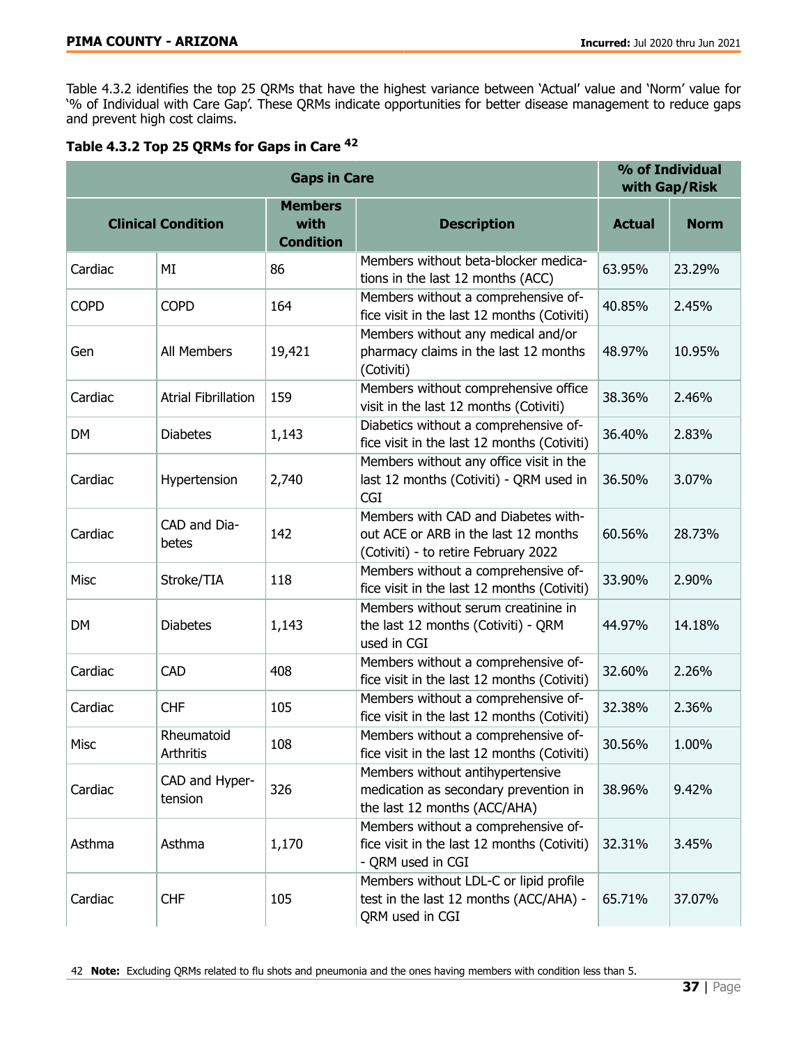Table 4.3.2 identifies the top 25 QRMs that have the highest variance between 'Actual' value and 'Norm' value for '% of Individual with Care Gap'. These QRMs indicate opportunities for better disease management to reduce gaps and prevent high cost claims.

### Table 4.3.2 Top 25 QRMs for Gaps in Care [42]

| Gaps in Care | | | | % of Individual with Gap/Risk | |
|---|---|---|---|---|---|
| Clinical Condition | | Members with Condition | Description | Actual | Norm |
| Cardiac | MI | 86 | Members without beta-blocker medications in the last 12 months (ACC) | 63.95% | 23.29% |
| COPD | COPD | 164 | Members without a comprehensive office visit in the last 12 months (Cotiviti) | 40.85% | 2.45% |
| Gen | All Members | 19,421 | Members without any medical and/or pharmacy claims in the last 12 months (Cotiviti) | 48.97% | 10.95% |
| Cardiac | Atrial Fibrillation | 159 | Members without comprehensive office visit in the last 12 months (Cotiviti) | 38.36% | 2.46% |
| DM | Diabetes | 1,143 | Diabetics without a comprehensive office visit in the last 12 months (Cotiviti) | 36.40% | 2.83% |
| Cardiac | Hypertension | 2,740 | Members without any office visit in the last 12 months (Cotiviti) - QRM used in CGI | 36.50% | 3.07% |
| Cardiac | CAD and Diabetes | 142 | Members with CAD and Diabetes without ACE or ARB in the last 12 months (Cotiviti) - to retire February 2022 | 60.56% | 28.73% |
| Misc | Stroke/TIA | 118 | Members without a comprehensive office visit in the last 12 months (Cotiviti) | 33.90% | 2.90% |
| DM | Diabetes | 1,143 | Members without serum creatinine in the last 12 months (Cotiviti) - QRM used in CGI | 44.97% | 14.18% |
| Cardiac | CAD | 408 | Members without a comprehensive office visit in the last 12 months (Cotiviti) | 32.60% | 2.26% |
| Cardiac | CHF | 105 | Members without a comprehensive office visit in the last 12 months (Cotiviti) | 32.38% | 2.36% |
| Misc | Rheumatoid Arthritis | 108 | Members without a comprehensive office visit in the last 12 months (Cotiviti) | 30.56% | 1.00% |
| Cardiac | CAD and Hypertension | 326 | Members without antihypertensive medication as secondary prevention in the last 12 months (ACC/AHA) | 38.96% | 9.42% |
| Asthma | Asthma | 1,170 | Members without a comprehensive office visit in the last 12 months (Cotiviti) - QRM used in CGI | 32.31% | 3.45% |
| Cardiac | CHF | 105 | Members without LDL-C or lipid profile test in the last 12 months (ACC/AHA) - QRM used in CGI | 65.71% | 37.07% |

42 **Note:** Excluding QRMs related to flu shots and pneumonia and the ones having members with condition less than 5.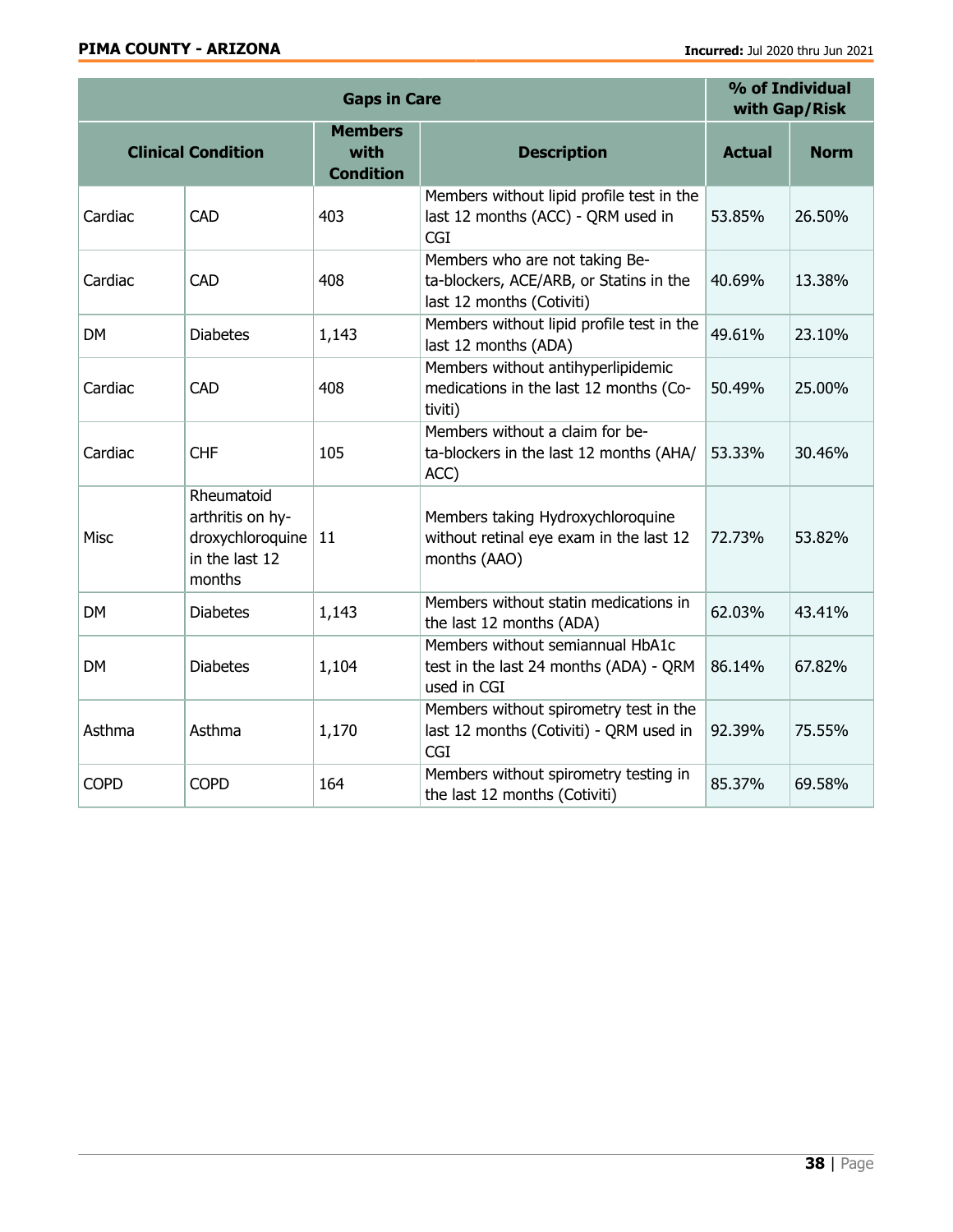| Gaps in Care | | | | % of Individual with Gap/Risk | |
|---|---|---|---|---|---|
| Clinical Condition | | Members with Condition | Description | Actual | Norm |
| Cardiac | CAD | 403 | Members without lipid profile test in the last 12 months (ACC) - QRM used in CGI | 53.85% | 26.50% |
| Cardiac | CAD | 408 | Members who are not taking Beta-blockers, ACE/ARB, or Statins in the last 12 months (Cotiviti) | 40.69% | 13.38% |
| DM | Diabetes | 1,143 | Members without lipid profile test in the last 12 months (ADA) | 49.61% | 23.10% |
| Cardiac | CAD | 408 | Members without antihyperlipidemic medications in the last 12 months (Cotiviti) | 50.49% | 25.00% |
| Cardiac | CHF | 105 | Members without a claim for beta-blockers in the last 12 months (AHA/ACC) | 53.33% | 30.46% |
| Misc | Rheumatoid arthritis on hydroxychloroquine in the last 12 months | 11 | Members taking Hydroxychloroquine without retinal eye exam in the last 12 months (AAO) | 72.73% | 53.82% |
| DM | Diabetes | 1,143 | Members without statin medications in the last 12 months (ADA) | 62.03% | 43.41% |
| DM | Diabetes | 1,104 | Members without semiannual HbA1c test in the last 24 months (ADA) - QRM used in CGI | 86.14% | 67.82% |
| Asthma | Asthma | 1,170 | Members without spirometry test in the last 12 months (Cotiviti) - QRM used in CGI | 92.39% | 75.55% |
| COPD | COPD | 164 | Members without spirometry testing in the last 12 months (Cotiviti) | 85.37% | 69.58% |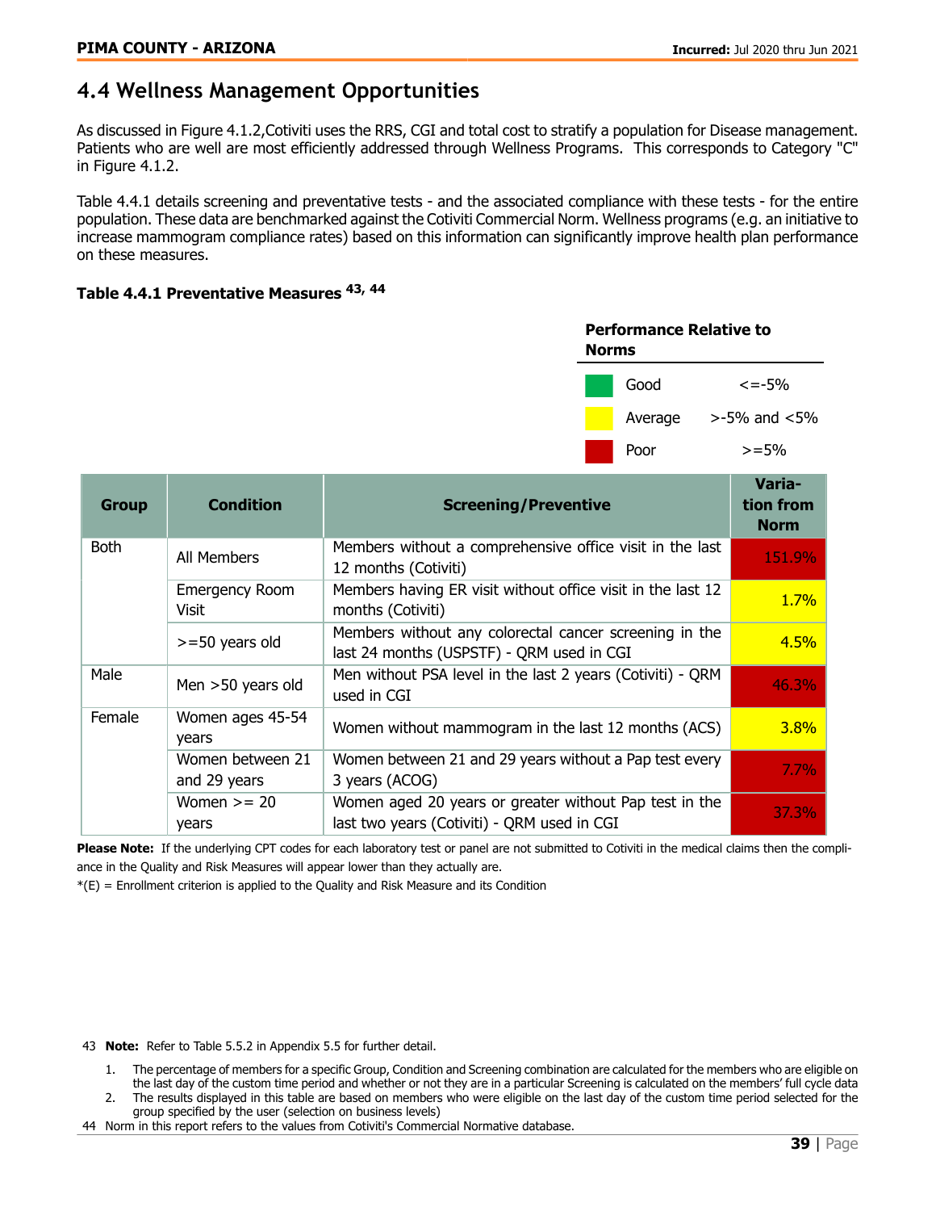## 4.4 Wellness Management Opportunities

As discussed in Figure 4.1.2,Cotiviti uses the RRS, CGI and total cost to stratify a population for Disease management. Patients who are well are most efficiently addressed through Wellness Programs. This corresponds to Category "C" in Figure 4.1.2.

Table 4.4.1 details screening and preventative tests - and the associated compliance with these tests - for the entire population. These data are benchmarked against the Cotiviti Commercial Norm. Wellness programs (e.g. an initiative to increase mammogram compliance rates) based on this information can significantly improve health plan performance on these measures.

**Table 4.4.1 Preventative Measures [43, 44]**

**Performance Relative to Norms**

| | |
|---|---|
| Good | <=-5% |
| Average | >-5% and <5% |
| Poor | >=5% |

| Group | Condition | Screening/Preventive | Variation from Norm |
|---|---|---|---|
| Both | All Members | Members without a comprehensive office visit in the last 12 months (Cotiviti) | 151.9% |
| | Emergency Room Visit | Members having ER visit without office visit in the last 12 months (Cotiviti) | 1.7% |
| | >=50 years old | Members without any colorectal cancer screening in the last 24 months (USPSTF) - QRM used in CGI | 4.5% |
| Male | Men >50 years old | Men without PSA level in the last 2 years (Cotiviti) - QRM used in CGI | 46.3% |
| Female | Women ages 45-54 years | Women without mammogram in the last 12 months (ACS) | 3.8% |
| | Women between 21 and 29 years | Women between 21 and 29 years without a Pap test every 3 years (ACOG) | 7.7% |
| | Women >= 20 years | Women aged 20 years or greater without Pap test in the last two years (Cotiviti) - QRM used in CGI | 37.3% |

**Please Note:** If the underlying CPT codes for each laboratory test or panel are not submitted to Cotiviti in the medical claims then the compliance in the Quality and Risk Measures will appear lower than they actually are.

*(E) = Enrollment criterion is applied to the Quality and Risk Measure and its Condition

43 **Note:** Refer to Table 5.5.2 in Appendix 5.5 for further detail.

1. The percentage of members for a specific Group, Condition and Screening combination are calculated for the members who are eligible on the last day of the custom time period and whether or not they are in a particular Screening is calculated on the members' full cycle data
2. The results displayed in this table are based on members who were eligible on the last day of the custom time period selected for the group specified by the user (selection on business levels)

44 Norm in this report refers to the values from Cotiviti's Commercial Normative database.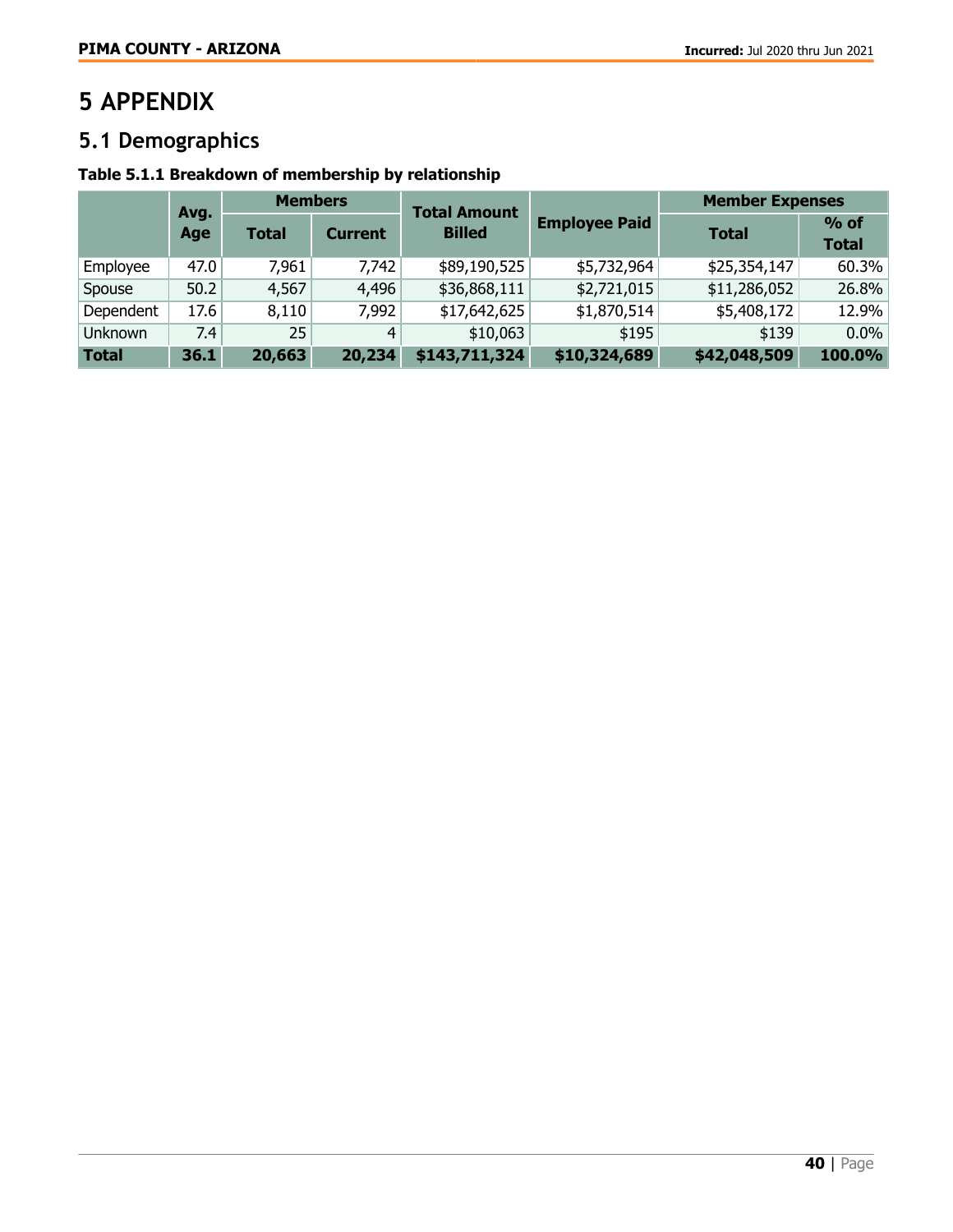# 5 APPENDIX

## 5.1 Demographics

**Table 5.1.1 Breakdown of membership by relationship**

| | Avg. Age | Members | | Total Amount Billed | Employee Paid | Member Expenses | |
|---|---|---|---|---|---|---|---|
| | | Total | Current | | | Total | % of Total |
| Employee | 47.0 | 7,961 | 7,742 | $89,190,525 | $5,732,964 | $25,354,147 | 60.3% |
| Spouse | 50.2 | 4,567 | 4,496 | $36,868,111 | $2,721,015 | $11,286,052 | 26.8% |
| Dependent | 17.6 | 8,110 | 7,992 | $17,642,625 | $1,870,514 | $5,408,172 | 12.9% |
| Unknown | 7.4 | 25 | 4 | $10,063 | $195 | $139 | 0.0% |
| **Total** | **36.1** | **20,663** | **20,234** | **$143,711,324** | **$10,324,689** | **$42,048,509** | **100.0%** |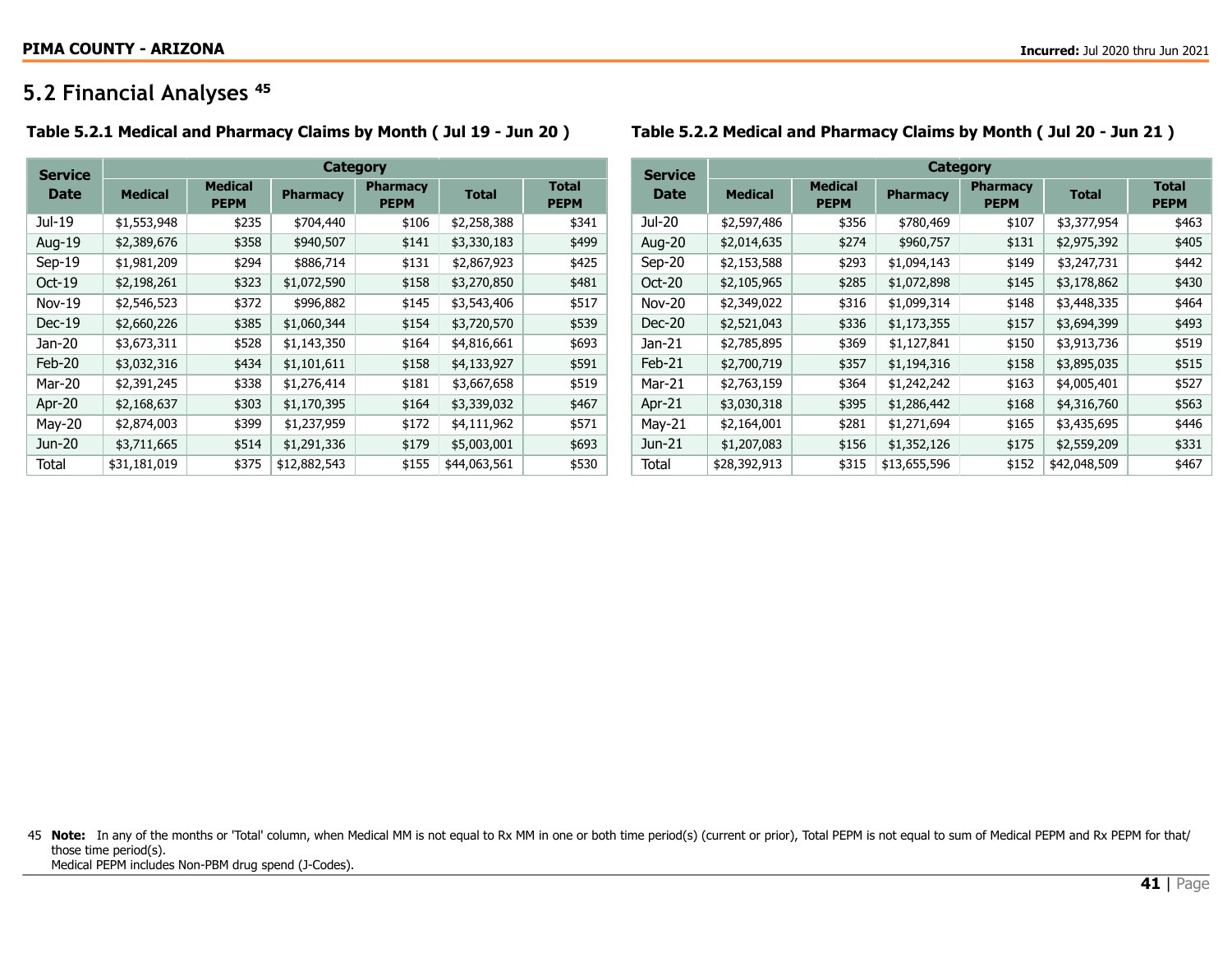## 5.2 Financial Analyses [45]

### Table 5.2.1 Medical and Pharmacy Claims by Month ( Jul 19 - Jun 20 )

| Service Date | Category | | | | | |
|---|---|---|---|---|---|---|
| | Medical | Medical PEPM | Pharmacy | Pharmacy PEPM | Total | Total PEPM |
| Jul-19 | $1,553,948 | $235 | $704,440 | $106 | $2,258,388 | $341 |
| Aug-19 | $2,389,676 | $358 | $940,507 | $141 | $3,330,183 | $499 |
| Sep-19 | $1,981,209 | $294 | $886,714 | $131 | $2,867,923 | $425 |
| Oct-19 | $2,198,261 | $323 | $1,072,590 | $158 | $3,270,850 | $481 |
| Nov-19 | $2,546,523 | $372 | $996,882 | $145 | $3,543,406 | $517 |
| Dec-19 | $2,660,226 | $385 | $1,060,344 | $154 | $3,720,570 | $539 |
| Jan-20 | $3,673,311 | $528 | $1,143,350 | $164 | $4,816,661 | $693 |
| Feb-20 | $3,032,316 | $434 | $1,101,611 | $158 | $4,133,927 | $591 |
| Mar-20 | $2,391,245 | $338 | $1,276,414 | $181 | $3,667,658 | $519 |
| Apr-20 | $2,168,637 | $303 | $1,170,395 | $164 | $3,339,032 | $467 |
| May-20 | $2,874,003 | $399 | $1,237,959 | $172 | $4,111,962 | $571 |
| Jun-20 | $3,711,665 | $514 | $1,291,336 | $179 | $5,003,001 | $693 |
| Total | $31,181,019 | $375 | $12,882,543 | $155 | $44,063,561 | $530 |

### Table 5.2.2 Medical and Pharmacy Claims by Month ( Jul 20 - Jun 21 )

| Service Date | Category | | | | | |
|---|---|---|---|---|---|---|
| | Medical | Medical PEPM | Pharmacy | Pharmacy PEPM | Total | Total PEPM |
| Jul-20 | $2,597,486 | $356 | $780,469 | $107 | $3,377,954 | $463 |
| Aug-20 | $2,014,635 | $274 | $960,757 | $131 | $2,975,392 | $405 |
| Sep-20 | $2,153,588 | $293 | $1,094,143 | $149 | $3,247,731 | $442 |
| Oct-20 | $2,105,965 | $285 | $1,072,898 | $145 | $3,178,862 | $430 |
| Nov-20 | $2,349,022 | $316 | $1,099,314 | $148 | $3,448,335 | $464 |
| Dec-20 | $2,521,043 | $336 | $1,173,355 | $157 | $3,694,399 | $493 |
| Jan-21 | $2,785,895 | $369 | $1,127,841 | $150 | $3,913,736 | $519 |
| Feb-21 | $2,700,719 | $357 | $1,194,316 | $158 | $3,895,035 | $515 |
| Mar-21 | $2,763,159 | $364 | $1,242,242 | $163 | $4,005,401 | $527 |
| Apr-21 | $3,030,318 | $395 | $1,286,442 | $168 | $4,316,760 | $563 |
| May-21 | $2,164,001 | $281 | $1,271,694 | $165 | $3,435,695 | $446 |
| Jun-21 | $1,207,083 | $156 | $1,352,126 | $175 | $2,559,209 | $331 |
| Total | $28,392,913 | $315 | $13,655,596 | $152 | $42,048,509 | $467 |

45 **Note:** In any of the months or 'Total' column, when Medical MM is not equal to Rx MM in one or both time period(s) (current or prior), Total PEPM is not equal to sum of Medical PEPM and Rx PEPM for that/ those time period(s).
Medical PEPM includes Non-PBM drug spend (J-Codes).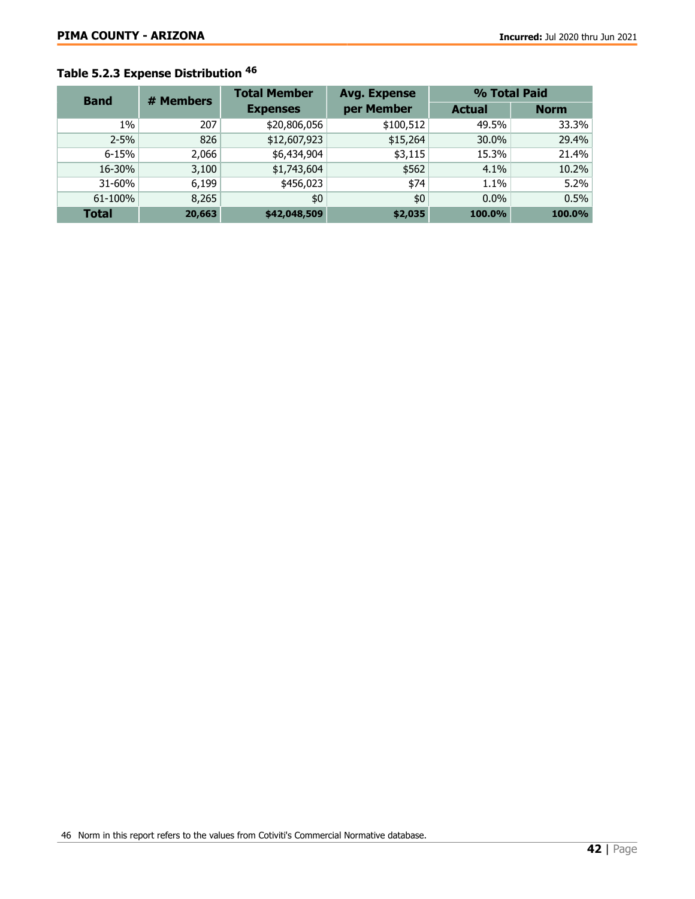### Table 5.2.3 Expense Distribution [46]

| Band | # Members | Total Member Expenses | Avg. Expense per Member | % Total Paid | |
|---|---|---|---|---|---|
| | | | | Actual | Norm |
| 1% | 207 | $20,806,056 | $100,512 | 49.5% | 33.3% |
| 2-5% | 826 | $12,607,923 | $15,264 | 30.0% | 29.4% |
| 6-15% | 2,066 | $6,434,904 | $3,115 | 15.3% | 21.4% |
| 16-30% | 3,100 | $1,743,604 | $562 | 4.1% | 10.2% |
| 31-60% | 6,199 | $456,023 | $74 | 1.1% | 5.2% |
| 61-100% | 8,265 | $0 | $0 | 0.0% | 0.5% |
| **Total** | **20,663** | **$42,048,509** | **$2,035** | **100.0%** | **100.0%** |

46 Norm in this report refers to the values from Cotiviti's Commercial Normative database.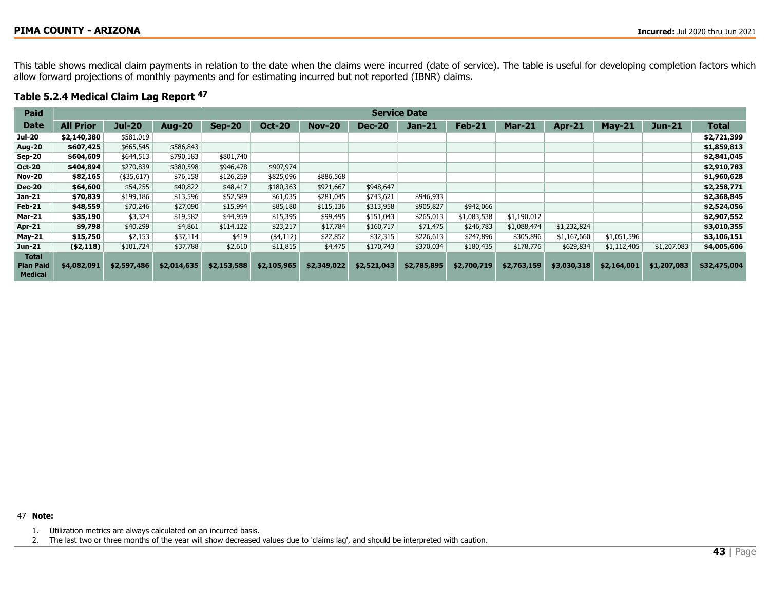This table shows medical claim payments in relation to the date when the claims were incurred (date of service). The table is useful for developing completion factors which allow forward projections of monthly payments and for estimating incurred but not reported (IBNR) claims.

### Table 5.2.4 Medical Claim Lag Report [47]

| Paid | Service Date | | | | | | | | | | | | | |
|---|---|---|---|---|---|---|---|---|---|---|---|---|---|---|
| **Date** | **All Prior** | **Jul-20** | **Aug-20** | **Sep-20** | **Oct-20** | **Nov-20** | **Dec-20** | **Jan-21** | **Feb-21** | **Mar-21** | **Apr-21** | **May-21** | **Jun-21** | **Total** |
| **Jul-20** | **$2,140,380** | $581,019 | | | | | | | | | | | | **$2,721,399** |
| **Aug-20** | **$607,425** | $665,545 | $586,843 | | | | | | | | | | | **$1,859,813** |
| **Sep-20** | **$604,609** | $644,513 | $790,183 | $801,740 | | | | | | | | | | **$2,841,045** |
| **Oct-20** | **$404,894** | $270,839 | $380,598 | $946,478 | $907,974 | | | | | | | | | **$2,910,783** |
| **Nov-20** | **$82,165** | ($35,617) | $76,158 | $126,259 | $825,096 | $886,568 | | | | | | | | **$1,960,628** |
| **Dec-20** | **$64,600** | $54,255 | $40,822 | $48,417 | $180,363 | $921,667 | $948,647 | | | | | | | **$2,258,771** |
| **Jan-21** | **$70,839** | $199,186 | $13,596 | $52,589 | $61,035 | $281,045 | $743,621 | $946,933 | | | | | | **$2,368,845** |
| **Feb-21** | **$48,559** | $70,246 | $27,090 | $15,994 | $85,180 | $115,136 | $313,958 | $905,827 | $942,066 | | | | | **$2,524,056** |
| **Mar-21** | **$35,190** | $3,324 | $19,582 | $44,959 | $15,395 | $99,495 | $151,043 | $265,013 | $1,083,538 | $1,190,012 | | | | **$2,907,552** |
| **Apr-21** | **$9,798** | $40,299 | $4,861 | $114,122 | $23,217 | $17,784 | $160,717 | $71,475 | $246,783 | $1,088,474 | $1,232,824 | | | **$3,010,355** |
| **May-21** | **$15,750** | $2,153 | $37,114 | $419 | ($4,112) | $22,852 | $32,315 | $226,613 | $247,896 | $305,896 | $1,167,660 | $1,051,596 | | **$3,106,151** |
| **Jun-21** | **($2,118)** | $101,724 | $37,788 | $2,610 | $11,815 | $4,475 | $170,743 | $370,034 | $180,435 | $178,776 | $629,834 | $1,112,405 | $1,207,083 | **$4,005,606** |
| **Total Plan Paid Medical** | **$4,082,091** | **$2,597,486** | **$2,014,635** | **$2,153,588** | **$2,105,965** | **$2,349,022** | **$2,521,043** | **$2,785,895** | **$2,700,719** | **$2,763,159** | **$3,030,318** | **$2,164,001** | **$1,207,083** | **$32,475,004** |

47 **Note:**

1. Utilization metrics are always calculated on an incurred basis.
2. The last two or three months of the year will show decreased values due to 'claims lag', and should be interpreted with caution.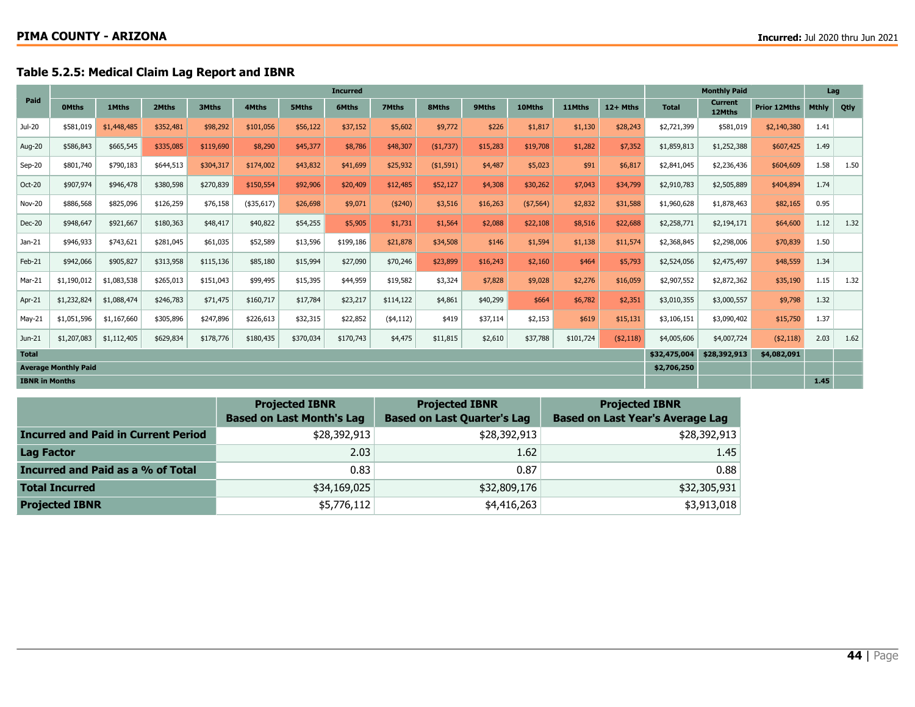### Table 5.2.5: Medical Claim Lag Report and IBNR

| Paid | Incurred | | | | | | | | | | | | | Monthly Paid | | | Lag | |
|---|---|---|---|---|---|---|---|---|---|---|---|---|---|---|---|---|---|---|
| | 0Mths | 1Mths | 2Mths | 3Mths | 4Mths | 5Mths | 6Mths | 7Mths | 8Mths | 9Mths | 10Mths | 11Mths | 12+ Mths | Total | Current 12Mths | Prior 12Mths | Mthly | Qtly |
| Jul-20 | $581,019 | $1,448,485 | $352,481 | $98,292 | $101,056 | $56,122 | $37,152 | $5,602 | $9,772 | $226 | $1,817 | $1,130 | $28,243 | $2,721,399 | $581,019 | $2,140,380 | 1.41 | |
| Aug-20 | $586,843 | $665,545 | $335,085 | $119,690 | $8,290 | $45,377 | $8,786 | $48,307 | ($1,737) | $15,283 | $19,708 | $1,282 | $7,352 | $1,859,813 | $1,252,388 | $607,425 | 1.49 | |
| Sep-20 | $801,740 | $790,183 | $644,513 | $304,317 | $174,002 | $43,832 | $41,699 | $25,932 | ($1,591) | $4,487 | $5,023 | $91 | $6,817 | $2,841,045 | $2,236,436 | $604,609 | 1.58 | 1.50 |
| Oct-20 | $907,974 | $946,478 | $380,598 | $270,839 | $150,554 | $92,906 | $20,409 | $12,485 | $52,127 | $4,308 | $30,262 | $7,043 | $34,799 | $2,910,783 | $2,505,889 | $404,894 | 1.74 | |
| Nov-20 | $886,568 | $825,096 | $126,259 | $76,158 | ($35,617) | $26,698 | $9,071 | ($240) | $3,516 | $16,263 | ($7,564) | $2,832 | $31,588 | $1,960,628 | $1,878,463 | $82,165 | 0.95 | |
| Dec-20 | $948,647 | $921,667 | $180,363 | $48,417 | $40,822 | $54,255 | $5,905 | $1,731 | $1,564 | $2,088 | $22,108 | $8,516 | $22,688 | $2,258,771 | $2,194,171 | $64,600 | 1.12 | 1.32 |
| Jan-21 | $946,933 | $743,621 | $281,045 | $61,035 | $52,589 | $13,596 | $199,186 | $21,878 | $34,508 | $146 | $1,594 | $1,138 | $11,574 | $2,368,845 | $2,298,006 | $70,839 | 1.50 | |
| Feb-21 | $942,066 | $905,827 | $313,958 | $115,136 | $85,180 | $15,994 | $27,090 | $70,246 | $23,899 | $16,243 | $2,160 | $464 | $5,793 | $2,524,056 | $2,475,497 | $48,559 | 1.34 | |
| Mar-21 | $1,190,012 | $1,083,538 | $265,013 | $151,043 | $99,495 | $15,395 | $44,959 | $19,582 | $3,324 | $7,828 | $9,028 | $2,276 | $16,059 | $2,907,552 | $2,872,362 | $35,190 | 1.15 | 1.32 |
| Apr-21 | $1,232,824 | $1,088,474 | $246,783 | $71,475 | $160,717 | $17,784 | $23,217 | $114,122 | $4,861 | $40,299 | $664 | $6,782 | $2,351 | $3,010,355 | $3,000,557 | $9,798 | 1.32 | |
| May-21 | $1,051,596 | $1,167,660 | $305,896 | $247,896 | $226,613 | $32,315 | $22,852 | ($4,112) | $419 | $37,114 | $2,153 | $619 | $15,131 | $3,106,151 | $3,090,402 | $15,750 | 1.37 | |
| Jun-21 | $1,207,083 | $1,112,405 | $629,834 | $178,776 | $180,435 | $370,034 | $170,743 | $4,475 | $11,815 | $2,610 | $37,788 | $101,724 | ($2,118) | $4,005,606 | $4,007,724 | ($2,118) | 2.03 | 1.62 |
| **Total** | | | | | | | | | | | | | | **$32,475,004** | **$28,392,913** | **$4,082,091** | | |
| **Average Monthly Paid** | | | | | | | | | | | | | | **$2,706,250** | | | | |
| **IBNR in Months** | | | | | | | | | | | | | | | | | **1.45** | |

| | Projected IBNR Based on Last Month's Lag | Projected IBNR Based on Last Quarter's Lag | Projected IBNR Based on Last Year's Average Lag |
|---|---|---|---|
| **Incurred and Paid in Current Period** | $28,392,913 | $28,392,913 | $28,392,913 |
| **Lag Factor** | 2.03 | 1.62 | 1.45 |
| **Incurred and Paid as a % of Total** | 0.83 | 0.87 | 0.88 |
| **Total Incurred** | $34,169,025 | $32,809,176 | $32,305,931 |
| **Projected IBNR** | $5,776,112 | $4,416,263 | $3,913,018 |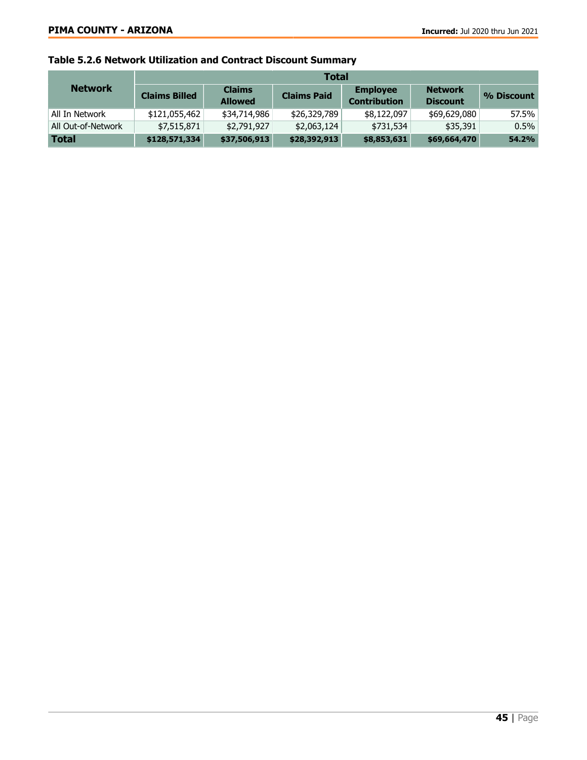### Table 5.2.6 Network Utilization and Contract Discount Summary

| Network | Total | | | | | |
|---|---|---|---|---|---|---|
| | Claims Billed | Claims Allowed | Claims Paid | Employee Contribution | Network Discount | % Discount |
| All In Network | $121,055,462 | $34,714,986 | $26,329,789 | $8,122,097 | $69,629,080 | 57.5% |
| All Out-of-Network | $7,515,871 | $2,791,927 | $2,063,124 | $731,534 | $35,391 | 0.5% |
| **Total** | **$128,571,334** | **$37,506,913** | **$28,392,913** | **$8,853,631** | **$69,664,470** | **54.2%** |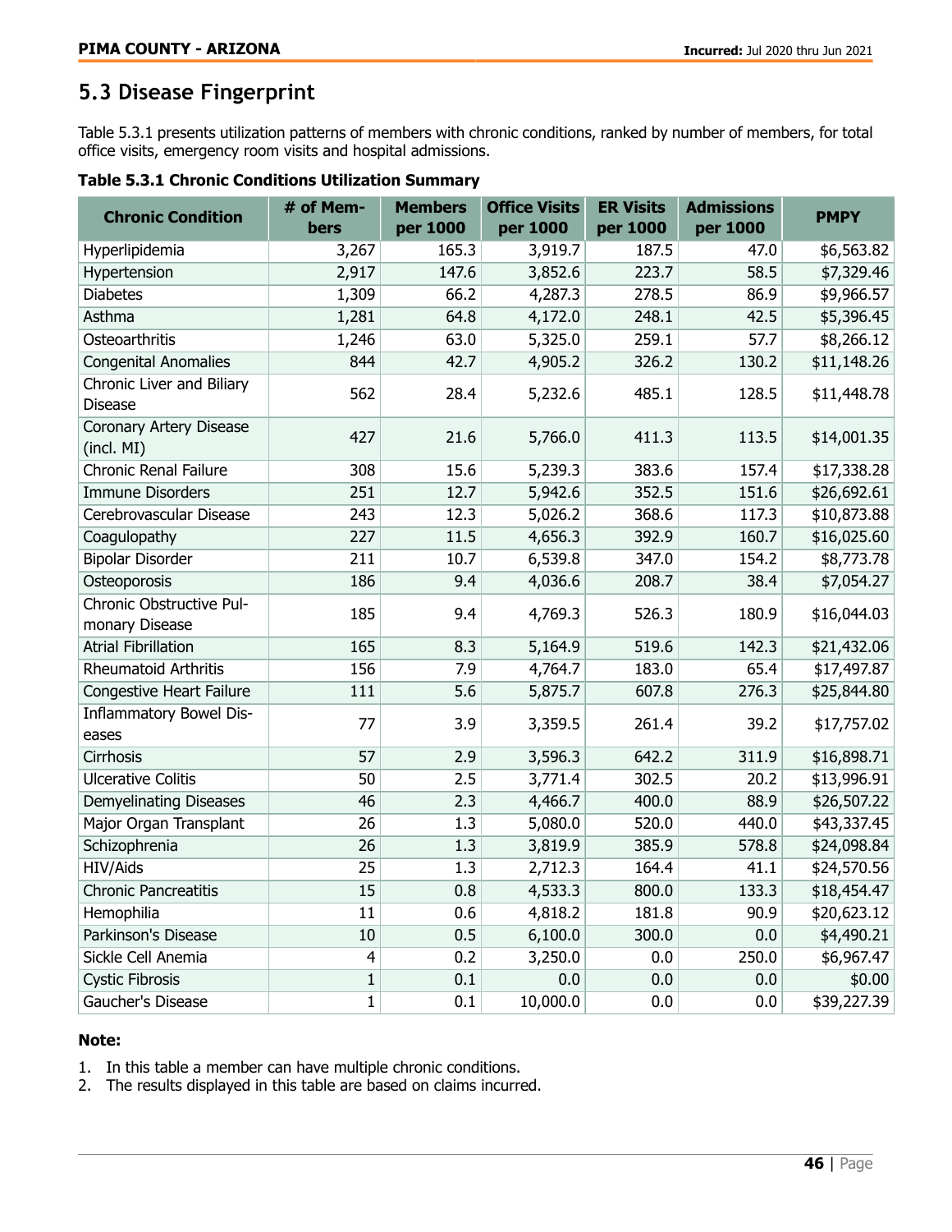## 5.3 Disease Fingerprint

Table 5.3.1 presents utilization patterns of members with chronic conditions, ranked by number of members, for total office visits, emergency room visits and hospital admissions.

**Table 5.3.1 Chronic Conditions Utilization Summary**

| Chronic Condition | # of Members | Members per 1000 | Office Visits per 1000 | ER Visits per 1000 | Admissions per 1000 | PMPY |
|---|---|---|---|---|---|---|
| Hyperlipidemia | 3,267 | 165.3 | 3,919.7 | 187.5 | 47.0 | $6,563.82 |
| Hypertension | 2,917 | 147.6 | 3,852.6 | 223.7 | 58.5 | $7,329.46 |
| Diabetes | 1,309 | 66.2 | 4,287.3 | 278.5 | 86.9 | $9,966.57 |
| Asthma | 1,281 | 64.8 | 4,172.0 | 248.1 | 42.5 | $5,396.45 |
| Osteoarthritis | 1,246 | 63.0 | 5,325.0 | 259.1 | 57.7 | $8,266.12 |
| Congenital Anomalies | 844 | 42.7 | 4,905.2 | 326.2 | 130.2 | $11,148.26 |
| Chronic Liver and Biliary Disease | 562 | 28.4 | 5,232.6 | 485.1 | 128.5 | $11,448.78 |
| Coronary Artery Disease (incl. MI) | 427 | 21.6 | 5,766.0 | 411.3 | 113.5 | $14,001.35 |
| Chronic Renal Failure | 308 | 15.6 | 5,239.3 | 383.6 | 157.4 | $17,338.28 |
| Immune Disorders | 251 | 12.7 | 5,942.6 | 352.5 | 151.6 | $26,692.61 |
| Cerebrovascular Disease | 243 | 12.3 | 5,026.2 | 368.6 | 117.3 | $10,873.88 |
| Coagulopathy | 227 | 11.5 | 4,656.3 | 392.9 | 160.7 | $16,025.60 |
| Bipolar Disorder | 211 | 10.7 | 6,539.8 | 347.0 | 154.2 | $8,773.78 |
| Osteoporosis | 186 | 9.4 | 4,036.6 | 208.7 | 38.4 | $7,054.27 |
| Chronic Obstructive Pulmonary Disease | 185 | 9.4 | 4,769.3 | 526.3 | 180.9 | $16,044.03 |
| Atrial Fibrillation | 165 | 8.3 | 5,164.9 | 519.6 | 142.3 | $21,432.06 |
| Rheumatoid Arthritis | 156 | 7.9 | 4,764.7 | 183.0 | 65.4 | $17,497.87 |
| Congestive Heart Failure | 111 | 5.6 | 5,875.7 | 607.8 | 276.3 | $25,844.80 |
| Inflammatory Bowel Diseases | 77 | 3.9 | 3,359.5 | 261.4 | 39.2 | $17,757.02 |
| Cirrhosis | 57 | 2.9 | 3,596.3 | 642.2 | 311.9 | $16,898.71 |
| Ulcerative Colitis | 50 | 2.5 | 3,771.4 | 302.5 | 20.2 | $13,996.91 |
| Demyelinating Diseases | 46 | 2.3 | 4,466.7 | 400.0 | 88.9 | $26,507.22 |
| Major Organ Transplant | 26 | 1.3 | 5,080.0 | 520.0 | 440.0 | $43,337.45 |
| Schizophrenia | 26 | 1.3 | 3,819.9 | 385.9 | 578.8 | $24,098.84 |
| HIV/Aids | 25 | 1.3 | 2,712.3 | 164.4 | 41.1 | $24,570.56 |
| Chronic Pancreatitis | 15 | 0.8 | 4,533.3 | 800.0 | 133.3 | $18,454.47 |
| Hemophilia | 11 | 0.6 | 4,818.2 | 181.8 | 90.9 | $20,623.12 |
| Parkinson's Disease | 10 | 0.5 | 6,100.0 | 300.0 | 0.0 | $4,490.21 |
| Sickle Cell Anemia | 4 | 0.2 | 3,250.0 | 0.0 | 250.0 | $6,967.47 |
| Cystic Fibrosis | 1 | 0.1 | 0.0 | 0.0 | 0.0 | $0.00 |
| Gaucher's Disease | 1 | 0.1 | 10,000.0 | 0.0 | 0.0 | $39,227.39 |

**Note:**

1. In this table a member can have multiple chronic conditions.
2. The results displayed in this table are based on claims incurred.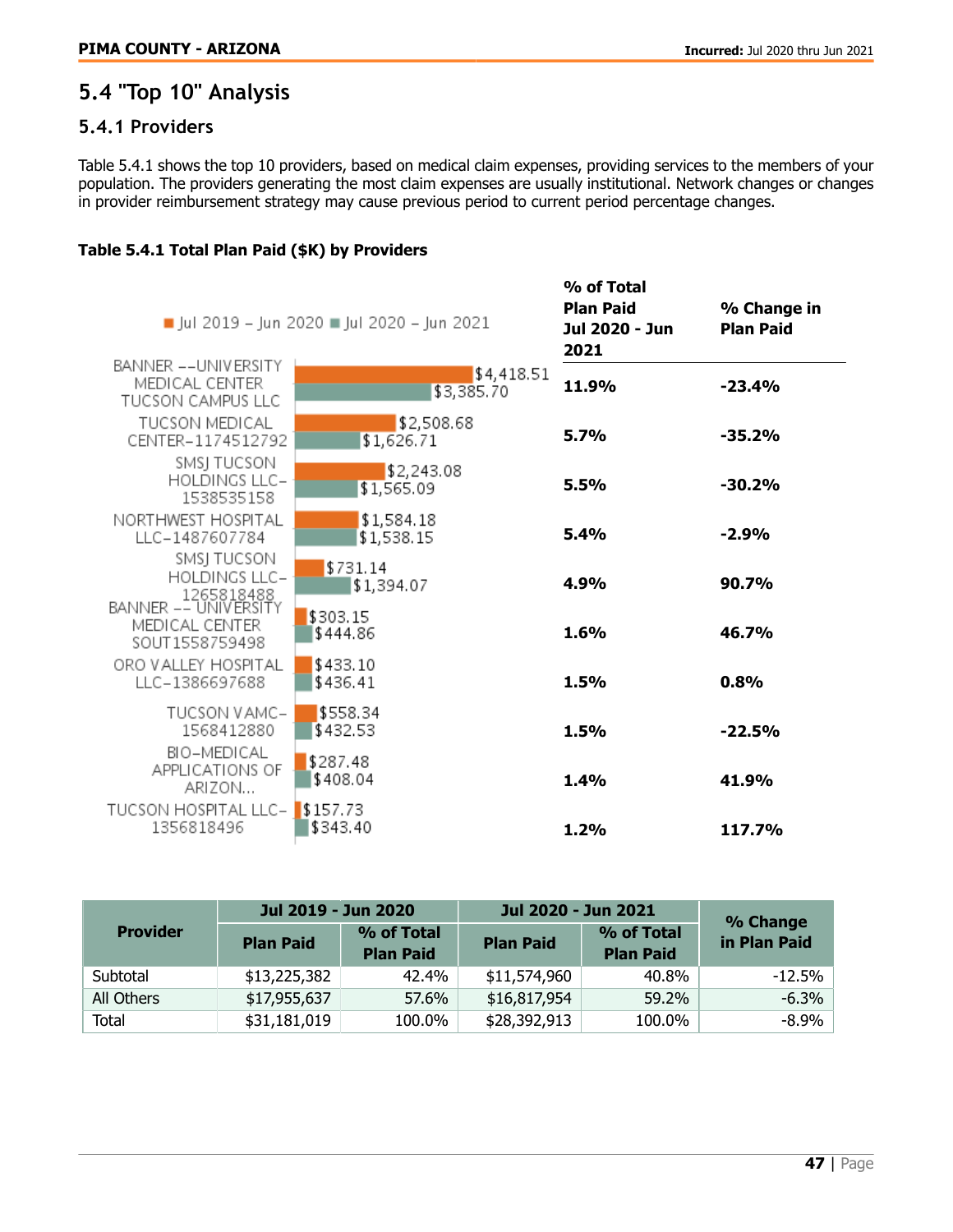## 5.4 "Top 10" Analysis

### 5.4.1 Providers

Table 5.4.1 shows the top 10 providers, based on medical claim expenses, providing services to the members of your population. The providers generating the most claim expenses are usually institutional. Network changes or changes in provider reimbursement strategy may cause previous period to current period percentage changes.

**Table 5.4.1 Total Plan Paid ($K) by Providers**

| Provider | Jul 2019 – Jun 2020 | Jul 2020 – Jun 2021 | % of Total Plan Paid Jul 2020 - Jun 2021 | % Change in Plan Paid |
|---|---|---|---|---|
| BANNER --UNIVERSITY MEDICAL CENTER TUCSON CAMPUS LLC | $4,418.51 | $3,385.70 | 11.9% | -23.4% |
| TUCSON MEDICAL CENTER-1174512792 | $2,508.68 | $1,626.71 | 5.7% | -35.2% |
| SMSJ TUCSON HOLDINGS LLC-1538535158 | $2,243.08 | $1,565.09 | 5.5% | -30.2% |
| NORTHWEST HOSPITAL LLC-1487607784 | $1,584.18 | $1,538.15 | 5.4% | -2.9% |
| SMSJ TUCSON HOLDINGS LLC-1265818488 | $731.14 | $1,394.07 | 4.9% | 90.7% |
| BANNER -- UNIVERSITY MEDICAL CENTER SOUT1558759498 | $303.15 | $444.86 | 1.6% | 46.7% |
| ORO VALLEY HOSPITAL LLC-1386697688 | $433.10 | $436.41 | 1.5% | 0.8% |
| TUCSON VAMC-1568412880 | $558.34 | $432.53 | 1.5% | -22.5% |
| BIO-MEDICAL APPLICATIONS OF ARIZON... | $287.48 | $408.04 | 1.4% | 41.9% |
| TUCSON HOSPITAL LLC-1356818496 | $157.73 | $343.40 | 1.2% | 117.7% |

| Provider | Jul 2019 - Jun 2020 | | Jul 2020 - Jun 2021 | | % Change in Plan Paid |
|---|---|---|---|---|---|
| | Plan Paid | % of Total Plan Paid | Plan Paid | % of Total Plan Paid | |
| Subtotal | $13,225,382 | 42.4% | $11,574,960 | 40.8% | -12.5% |
| All Others | $17,955,637 | 57.6% | $16,817,954 | 59.2% | -6.3% |
| Total | $31,181,019 | 100.0% | $28,392,913 | 100.0% | -8.9% |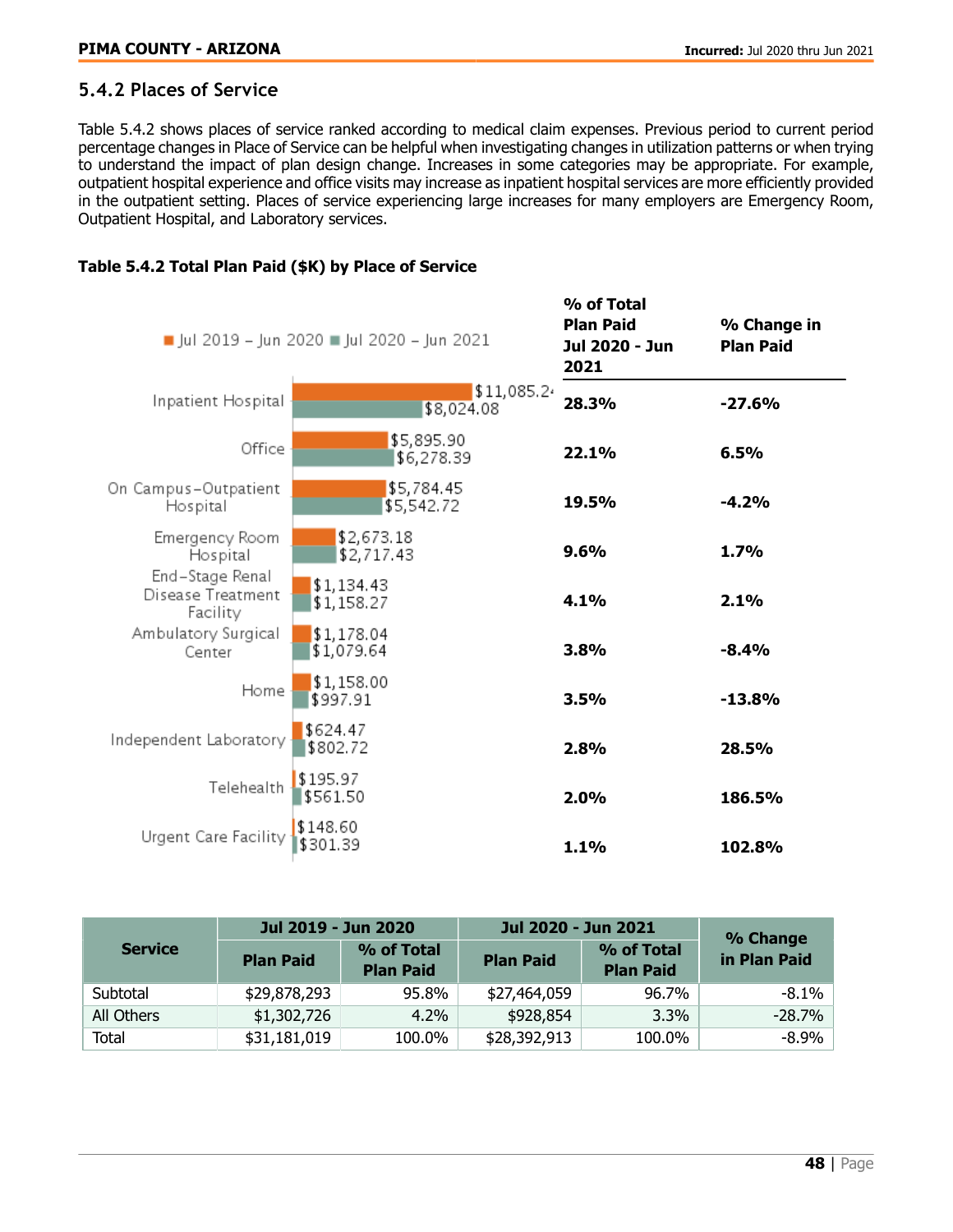## 5.4.2 Places of Service

Table 5.4.2 shows places of service ranked according to medical claim expenses. Previous period to current period percentage changes in Place of Service can be helpful when investigating changes in utilization patterns or when trying to understand the impact of plan design change. Increases in some categories may be appropriate. For example, outpatient hospital experience and office visits may increase as inpatient hospital services are more efficiently provided in the outpatient setting. Places of service experiencing large increases for many employers are Emergency Room, Outpatient Hospital, and Laboratory services.

**Table 5.4.2 Total Plan Paid ($K) by Place of Service**

| Place of Service | Jul 2019 – Jun 2020 | Jul 2020 – Jun 2021 | % of Total Plan Paid Jul 2020 - Jun 2021 | % Change in Plan Paid |
|---|---|---|---|---|
| Inpatient Hospital | $11,085.24 | $8,024.08 | 28.3% | -27.6% |
| Office | $5,895.90 | $6,278.39 | 22.1% | 6.5% |
| On Campus-Outpatient Hospital | $5,784.45 | $5,542.72 | 19.5% | -4.2% |
| Emergency Room Hospital | $2,673.18 | $2,717.43 | 9.6% | 1.7% |
| End-Stage Renal Disease Treatment Facility | $1,134.43 | $1,158.27 | 4.1% | 2.1% |
| Ambulatory Surgical Center | $1,178.04 | $1,079.64 | 3.8% | -8.4% |
| Home | $1,158.00 | $997.91 | 3.5% | -13.8% |
| Independent Laboratory | $624.47 | $802.72 | 2.8% | 28.5% |
| Telehealth | $195.97 | $561.50 | 2.0% | 186.5% |
| Urgent Care Facility | $148.60 | $301.39 | 1.1% | 102.8% |

| Service | Jul 2019 - Jun 2020 | | Jul 2020 - Jun 2021 | | % Change in Plan Paid |
|---|---|---|---|---|---|
| | Plan Paid | % of Total Plan Paid | Plan Paid | % of Total Plan Paid | |
| Subtotal | $29,878,293 | 95.8% | $27,464,059 | 96.7% | -8.1% |
| All Others | $1,302,726 | 4.2% | $928,854 | 3.3% | -28.7% |
| Total | $31,181,019 | 100.0% | $28,392,913 | 100.0% | -8.9% |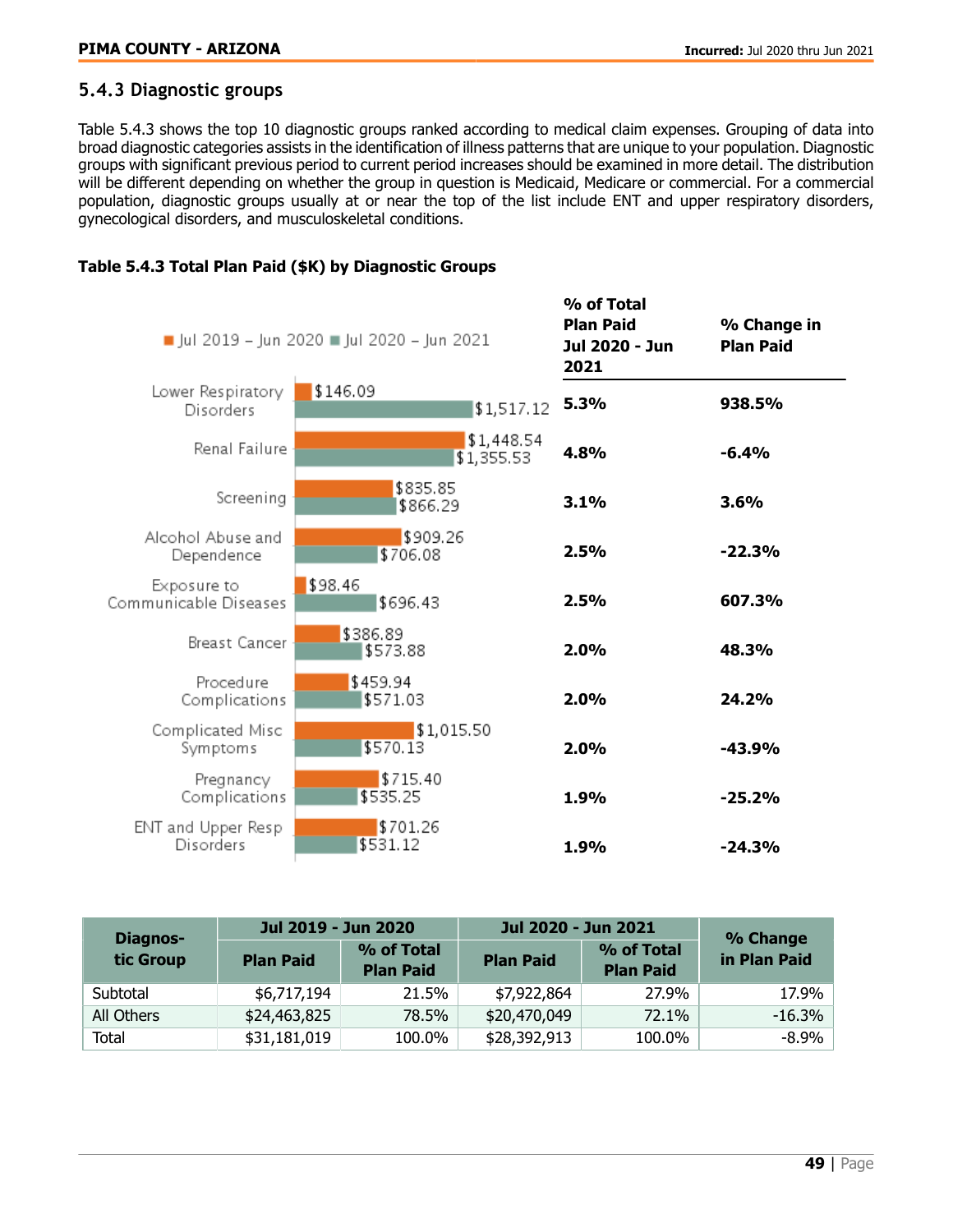### 5.4.3 Diagnostic groups

Table 5.4.3 shows the top 10 diagnostic groups ranked according to medical claim expenses. Grouping of data into broad diagnostic categories assists in the identification of illness patterns that are unique to your population. Diagnostic groups with significant previous period to current period increases should be examined in more detail. The distribution will be different depending on whether the group in question is Medicaid, Medicare or commercial. For a commercial population, diagnostic groups usually at or near the top of the list include ENT and upper respiratory disorders, gynecological disorders, and musculoskeletal conditions.

**Table 5.4.3 Total Plan Paid ($K) by Diagnostic Groups**

| Diagnostic Group | Jul 2019 – Jun 2020 | Jul 2020 – Jun 2021 | % of Total Plan Paid Jul 2020 - Jun 2021 | % Change in Plan Paid |
|---|---|---|---|---|
| Lower Respiratory Disorders | $146.09 | $1,517.12 | 5.3% | 938.5% |
| Renal Failure | $1,448.54 | $1,355.53 | 4.8% | -6.4% |
| Screening | $835.85 | $866.29 | 3.1% | 3.6% |
| Alcohol Abuse and Dependence | $909.26 | $706.08 | 2.5% | -22.3% |
| Exposure to Communicable Diseases | $98.46 | $696.43 | 2.5% | 607.3% |
| Breast Cancer | $386.89 | $573.88 | 2.0% | 48.3% |
| Procedure Complications | $459.94 | $571.03 | 2.0% | 24.2% |
| Complicated Misc Symptoms | $1,015.50 | $570.13 | 2.0% | -43.9% |
| Pregnancy Complications | $715.40 | $535.25 | 1.9% | -25.2% |
| ENT and Upper Resp Disorders | $701.26 | $531.12 | 1.9% | -24.3% |

| Diagnostic Group | Jul 2019 - Jun 2020 | | Jul 2020 - Jun 2021 | | % Change in Plan Paid |
|---|---|---|---|---|---|
| | Plan Paid | % of Total Plan Paid | Plan Paid | % of Total Plan Paid | |
| Subtotal | $6,717,194 | 21.5% | $7,922,864 | 27.9% | 17.9% |
| All Others | $24,463,825 | 78.5% | $20,470,049 | 72.1% | -16.3% |
| Total | $31,181,019 | 100.0% | $28,392,913 | 100.0% | -8.9% |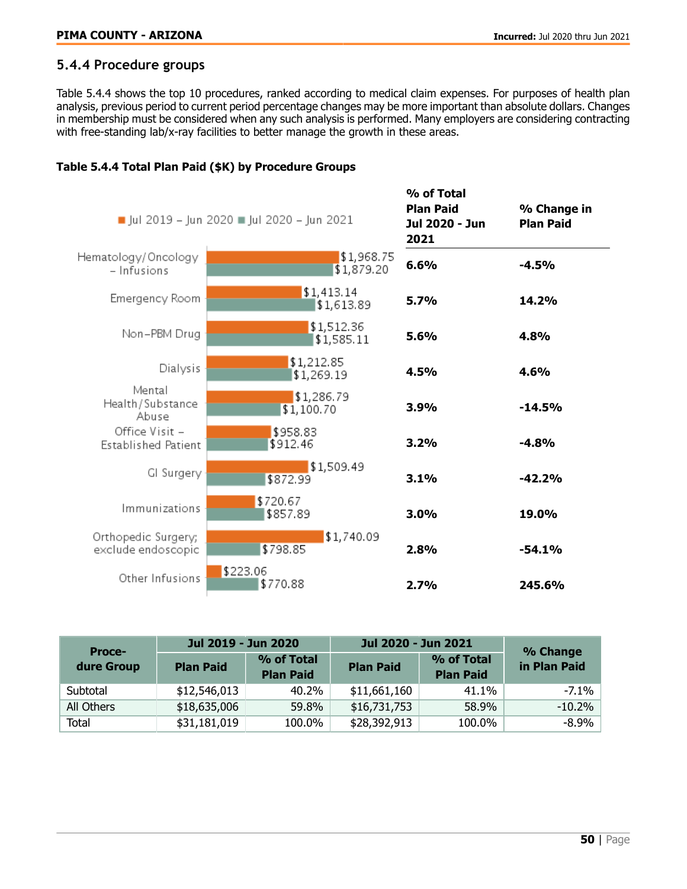### 5.4.4 Procedure groups

Table 5.4.4 shows the top 10 procedures, ranked according to medical claim expenses. For purposes of health plan analysis, previous period to current period percentage changes may be more important than absolute dollars. Changes in membership must be considered when any such analysis is performed. Many employers are considering contracting with free-standing lab/x-ray facilities to better manage the growth in these areas.

**Table 5.4.4 Total Plan Paid ($K) by Procedure Groups**

| Procedure Group | Jul 2019 – Jun 2020 | Jul 2020 – Jun 2021 | % of Total Plan Paid Jul 2020 - Jun 2021 | % Change in Plan Paid |
|---|---|---|---|---|
| Hematology/Oncology – Infusions | $1,968.75 | $1,879.20 | 6.6% | -4.5% |
| Emergency Room | $1,413.14 | $1,613.89 | 5.7% | 14.2% |
| Non-PBM Drug | $1,512.36 | $1,585.11 | 5.6% | 4.8% |
| Dialysis | $1,212.85 | $1,269.19 | 4.5% | 4.6% |
| Mental Health/Substance Abuse | $1,286.79 | $1,100.70 | 3.9% | -14.5% |
| Office Visit – Established Patient | $958.83 | $912.46 | 3.2% | -4.8% |
| GI Surgery | $1,509.49 | $872.99 | 3.1% | -42.2% |
| Immunizations | $720.67 | $857.89 | 3.0% | 19.0% |
| Orthopedic Surgery; exclude endoscopic | $1,740.09 | $798.85 | 2.8% | -54.1% |
| Other Infusions | $223.06 | $770.88 | 2.7% | 245.6% |

| Procedure Group | Jul 2019 - Jun 2020 | | Jul 2020 - Jun 2021 | | % Change in Plan Paid |
|---|---|---|---|---|---|
| | Plan Paid | % of Total Plan Paid | Plan Paid | % of Total Plan Paid | |
| Subtotal | $12,546,013 | 40.2% | $11,661,160 | 41.1% | -7.1% |
| All Others | $18,635,006 | 59.8% | $16,731,753 | 58.9% | -10.2% |
| Total | $31,181,019 | 100.0% | $28,392,913 | 100.0% | -8.9% |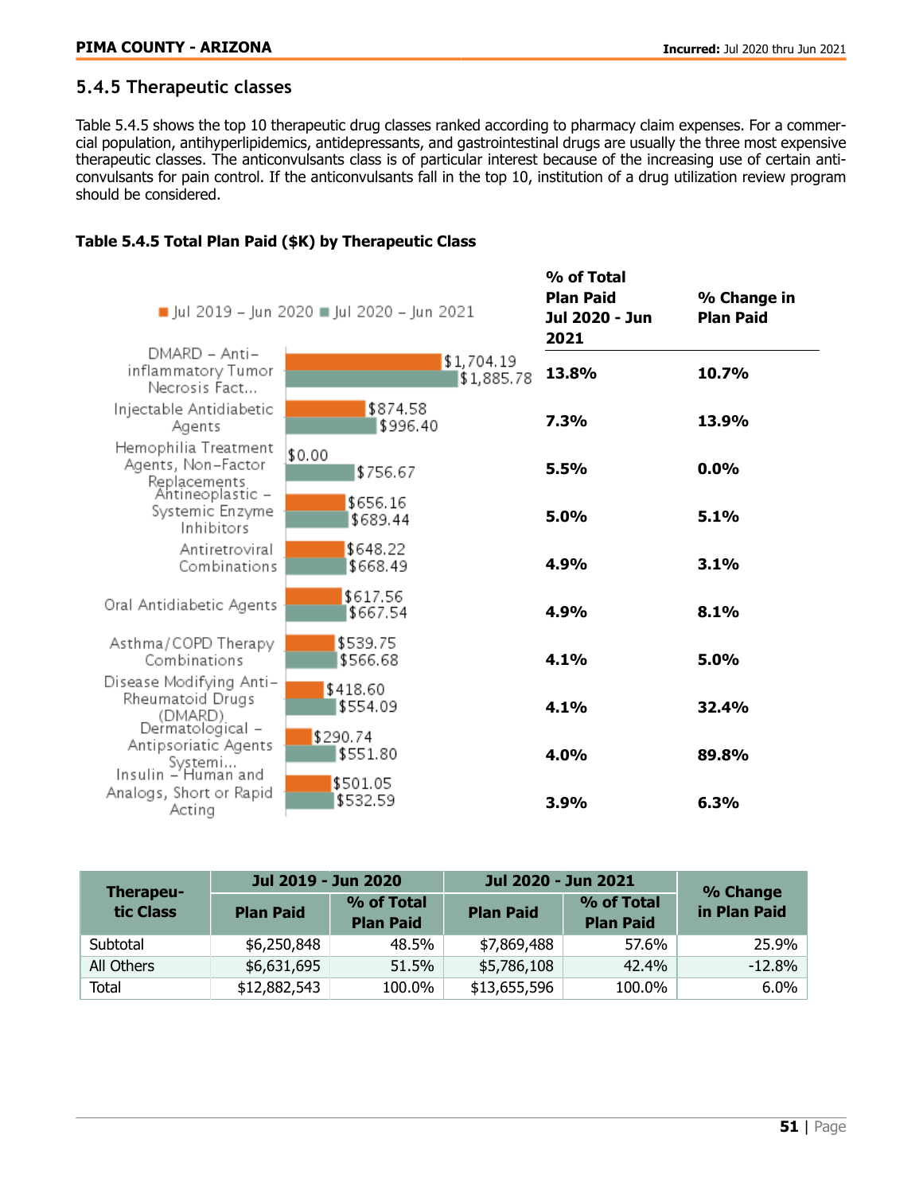## 5.4.5 Therapeutic classes

Table 5.4.5 shows the top 10 therapeutic drug classes ranked according to pharmacy claim expenses. For a commercial population, antihyperlipidemics, antidepressants, and gastrointestinal drugs are usually the three most expensive therapeutic classes. The anticonvulsants class is of particular interest because of the increasing use of certain anticonvulsants for pain control. If the anticonvulsants fall in the top 10, institution of a drug utilization review program should be considered.

**Table 5.4.5 Total Plan Paid ($K) by Therapeutic Class**

| Therapeutic Class | Jul 2019 – Jun 2020 | Jul 2020 – Jun 2021 | % of Total Plan Paid Jul 2020 - Jun 2021 | % Change in Plan Paid |
|---|---|---|---|---|
| DMARD – Anti-inflammatory Tumor Necrosis Fact... | $1,704.19 | $1,885.78 | 13.8% | 10.7% |
| Injectable Antidiabetic Agents | $874.58 | $996.40 | 7.3% | 13.9% |
| Hemophilia Treatment Agents, Non-Factor Replacements | $0.00 | $756.67 | 5.5% | 0.0% |
| Antineoplastic – Systemic Enzyme Inhibitors | $656.16 | $689.44 | 5.0% | 5.1% |
| Antiretroviral Combinations | $648.22 | $668.49 | 4.9% | 3.1% |
| Oral Antidiabetic Agents | $617.56 | $667.54 | 4.9% | 8.1% |
| Asthma/COPD Therapy Combinations | $539.75 | $566.68 | 4.1% | 5.0% |
| Disease Modifying Anti-Rheumatoid Drugs (DMARD) | $418.60 | $554.09 | 4.1% | 32.4% |
| Dermatological – Antipsoriatic Agents Systemi... | $290.74 | $551.80 | 4.0% | 89.8% |
| Insulin – Human and Analogs, Short or Rapid Acting | $501.05 | $532.59 | 3.9% | 6.3% |

| Therapeutic Class | Jul 2019 - Jun 2020 | | Jul 2020 - Jun 2021 | | % Change in Plan Paid |
|---|---|---|---|---|---|
| | Plan Paid | % of Total Plan Paid | Plan Paid | % of Total Plan Paid | |
| Subtotal | $6,250,848 | 48.5% | $7,869,488 | 57.6% | 25.9% |
| All Others | $6,631,695 | 51.5% | $5,786,108 | 42.4% | -12.8% |
| Total | $12,882,543 | 100.0% | $13,655,596 | 100.0% | 6.0% |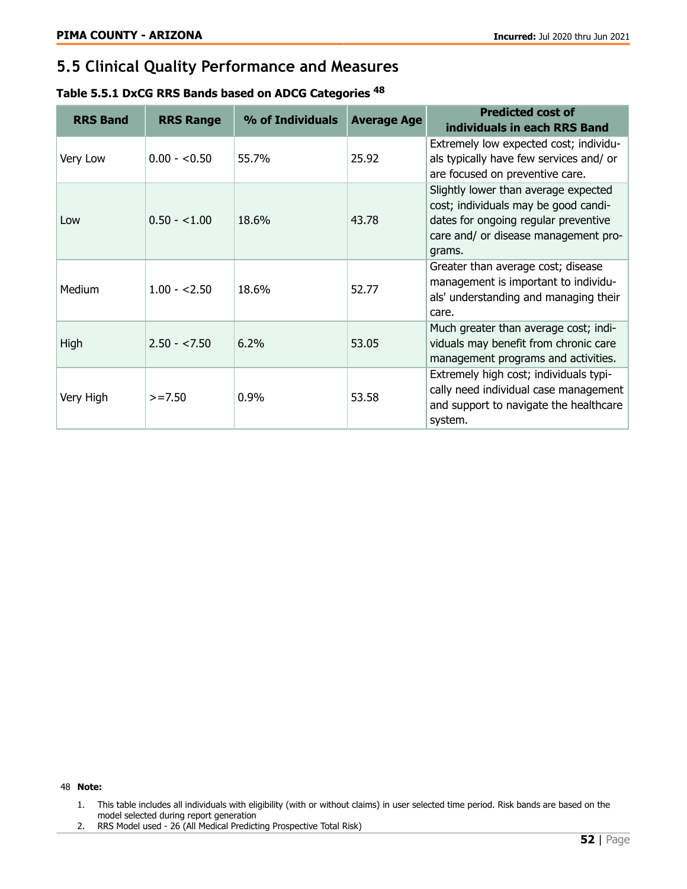## 5.5 Clinical Quality Performance and Measures

**Table 5.5.1 DxCG RRS Bands based on ADCG Categories [48]**

| RRS Band | RRS Range | % of Individuals | Average Age | Predicted cost of individuals in each RRS Band |
|---|---|---|---|---|
| Very Low | 0.00 - <0.50 | 55.7% | 25.92 | Extremely low expected cost; individuals typically have few services and/ or are focused on preventive care. |
| Low | 0.50 - <1.00 | 18.6% | 43.78 | Slightly lower than average expected cost; individuals may be good candidates for ongoing regular preventive care and/ or disease management programs. |
| Medium | 1.00 - <2.50 | 18.6% | 52.77 | Greater than average cost; disease management is important to individuals' understanding and managing their care. |
| High | 2.50 - <7.50 | 6.2% | 53.05 | Much greater than average cost; individuals may benefit from chronic care management programs and activities. |
| Very High | >=7.50 | 0.9% | 53.58 | Extremely high cost; individuals typically need individual case management and support to navigate the healthcare system. |

48 **Note:**

1. This table includes all individuals with eligibility (with or without claims) in user selected time period. Risk bands are based on the model selected during report generation
2. RRS Model used - 26 (All Medical Predicting Prospective Total Risk)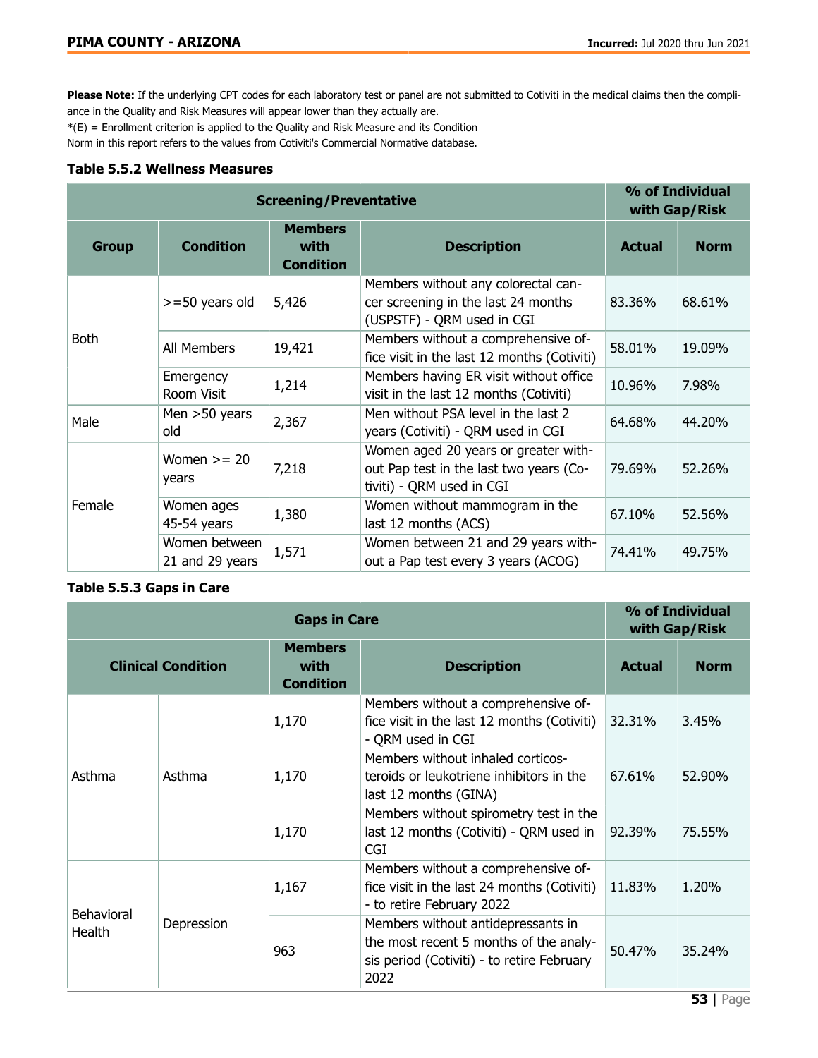**Please Note:** If the underlying CPT codes for each laboratory test or panel are not submitted to Cotiviti in the medical claims then the compliance in the Quality and Risk Measures will appear lower than they actually are.

*(E) = Enrollment criterion is applied to the Quality and Risk Measure and its Condition

Norm in this report refers to the values from Cotiviti's Commercial Normative database.

### Table 5.5.2 Wellness Measures

| Screening/Preventative | | | | % of Individual with Gap/Risk | |
|---|---|---|---|---|---|
| Group | Condition | Members with Condition | Description | Actual | Norm |
| Both | >=50 years old | 5,426 | Members without any colorectal cancer screening in the last 24 months (USPSTF) - QRM used in CGI | 83.36% | 68.61% |
| | All Members | 19,421 | Members without a comprehensive office visit in the last 12 months (Cotiviti) | 58.01% | 19.09% |
| | Emergency Room Visit | 1,214 | Members having ER visit without office visit in the last 12 months (Cotiviti) | 10.96% | 7.98% |
| Male | Men >50 years old | 2,367 | Men without PSA level in the last 2 years (Cotiviti) - QRM used in CGI | 64.68% | 44.20% |
| Female | Women >= 20 years | 7,218 | Women aged 20 years or greater without Pap test in the last two years (Cotiviti) - QRM used in CGI | 79.69% | 52.26% |
| | Women ages 45-54 years | 1,380 | Women without mammogram in the last 12 months (ACS) | 67.10% | 52.56% |
| | Women between 21 and 29 years | 1,571 | Women between 21 and 29 years without a Pap test every 3 years (ACOG) | 74.41% | 49.75% |

### Table 5.5.3 Gaps in Care

| Gaps in Care | | | | % of Individual with Gap/Risk | |
|---|---|---|---|---|---|
| Clinical Condition | | Members with Condition | Description | Actual | Norm |
| Asthma | Asthma | 1,170 | Members without a comprehensive office visit in the last 12 months (Cotiviti) - QRM used in CGI | 32.31% | 3.45% |
| | | 1,170 | Members without inhaled corticosteroids or leukotriene inhibitors in the last 12 months (GINA) | 67.61% | 52.90% |
| | | 1,170 | Members without spirometry test in the last 12 months (Cotiviti) - QRM used in CGI | 92.39% | 75.55% |
| Behavioral Health | Depression | 1,167 | Members without a comprehensive office visit in the last 24 months (Cotiviti) - to retire February 2022 | 11.83% | 1.20% |
| | | 963 | Members without antidepressants in the most recent 5 months of the analysis period (Cotiviti) - to retire February 2022 | 50.47% | 35.24% |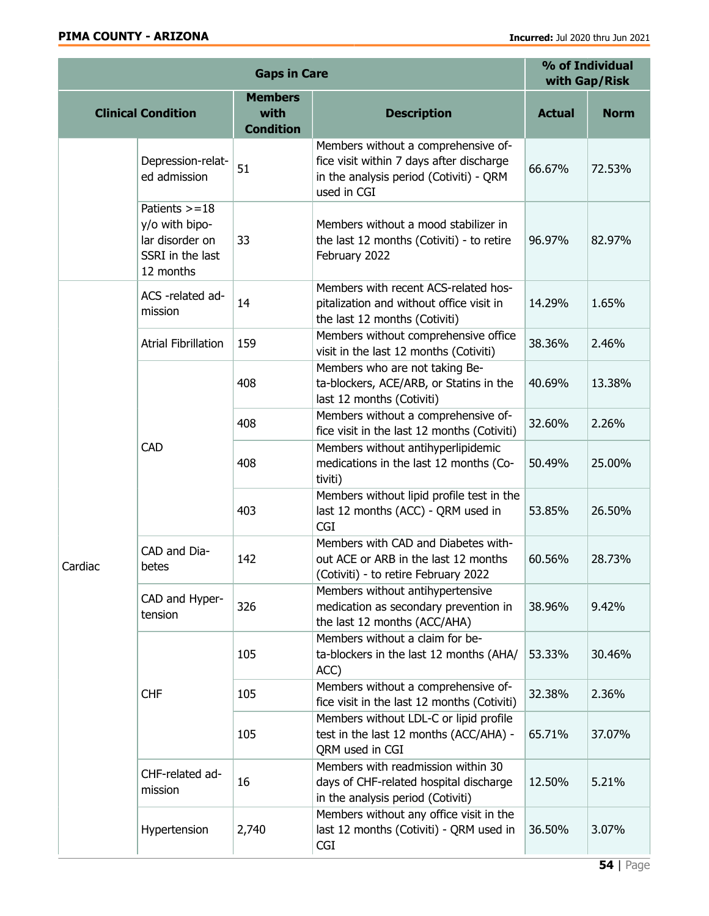| Gaps in Care | | | | % of Individual with Gap/Risk | |
|---|---|---|---|---|---|
| Clinical Condition | | Members with Condition | Description | Actual | Norm |
| | Depression-related admission | 51 | Members without a comprehensive office visit within 7 days after discharge in the analysis period (Cotiviti) - QRM used in CGI | 66.67% | 72.53% |
| | Patients >=18 y/o with bipolar disorder on SSRI in the last 12 months | 33 | Members without a mood stabilizer in the last 12 months (Cotiviti) - to retire February 2022 | 96.97% | 82.97% |
| Cardiac | ACS -related admission | 14 | Members with recent ACS-related hospitalization and without office visit in the last 12 months (Cotiviti) | 14.29% | 1.65% |
| | Atrial Fibrillation | 159 | Members without comprehensive office visit in the last 12 months (Cotiviti) | 38.36% | 2.46% |
| | CAD | 408 | Members who are not taking Beta-blockers, ACE/ARB, or Statins in the last 12 months (Cotiviti) | 40.69% | 13.38% |
| | | 408 | Members without a comprehensive office visit in the last 12 months (Cotiviti) | 32.60% | 2.26% |
| | | 408 | Members without antihyperlipidemic medications in the last 12 months (Cotiviti) | 50.49% | 25.00% |
| | | 403 | Members without lipid profile test in the last 12 months (ACC) - QRM used in CGI | 53.85% | 26.50% |
| | CAD and Diabetes | 142 | Members with CAD and Diabetes without ACE or ARB in the last 12 months (Cotiviti) - to retire February 2022 | 60.56% | 28.73% |
| | CAD and Hypertension | 326 | Members without antihypertensive medication as secondary prevention in the last 12 months (ACC/AHA) | 38.96% | 9.42% |
| | CHF | 105 | Members without a claim for beta-blockers in the last 12 months (AHA/ACC) | 53.33% | 30.46% |
| | | 105 | Members without a comprehensive office visit in the last 12 months (Cotiviti) | 32.38% | 2.36% |
| | | 105 | Members without LDL-C or lipid profile test in the last 12 months (ACC/AHA) - QRM used in CGI | 65.71% | 37.07% |
| | CHF-related admission | 16 | Members with readmission within 30 days of CHF-related hospital discharge in the analysis period (Cotiviti) | 12.50% | 5.21% |
| | Hypertension | 2,740 | Members without any office visit in the last 12 months (Cotiviti) - QRM used in CGI | 36.50% | 3.07% |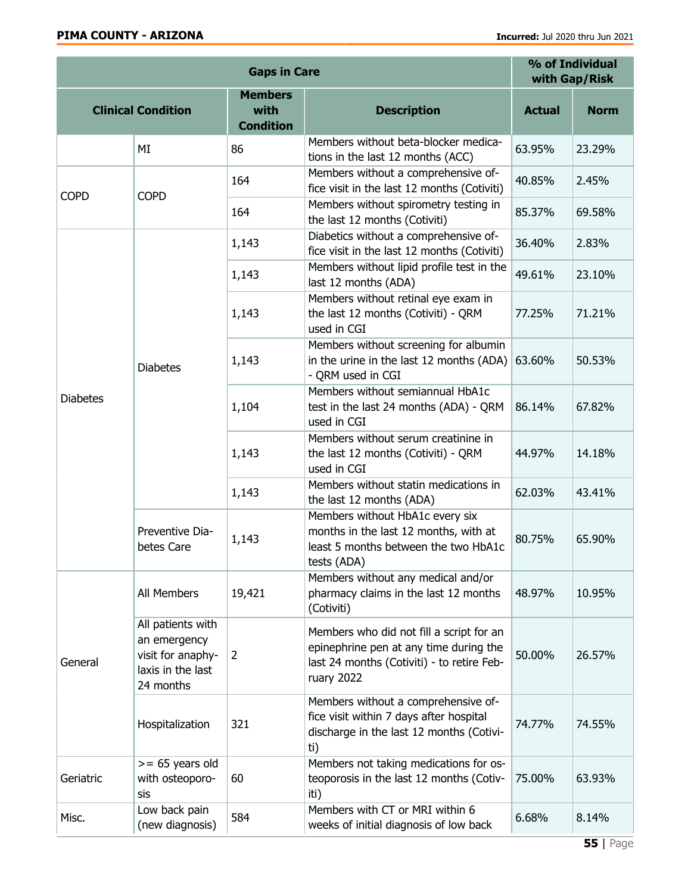| Gaps in Care | | | | % of Individual with Gap/Risk | |
|---|---|---|---|---|---|
| Clinical Condition | | Members with Condition | Description | Actual | Norm |
| | MI | 86 | Members without beta-blocker medications in the last 12 months (ACC) | 63.95% | 23.29% |
| COPD | COPD | 164 | Members without a comprehensive office visit in the last 12 months (Cotiviti) | 40.85% | 2.45% |
| | | 164 | Members without spirometry testing in the last 12 months (Cotiviti) | 85.37% | 69.58% |
| Diabetes | Diabetes | 1,143 | Diabetics without a comprehensive office visit in the last 12 months (Cotiviti) | 36.40% | 2.83% |
| | | 1,143 | Members without lipid profile test in the last 12 months (ADA) | 49.61% | 23.10% |
| | | 1,143 | Members without retinal eye exam in the last 12 months (Cotiviti) - QRM used in CGI | 77.25% | 71.21% |
| | | 1,143 | Members without screening for albumin in the urine in the last 12 months (ADA) - QRM used in CGI | 63.60% | 50.53% |
| | | 1,104 | Members without semiannual HbA1c test in the last 24 months (ADA) - QRM used in CGI | 86.14% | 67.82% |
| | | 1,143 | Members without serum creatinine in the last 12 months (Cotiviti) - QRM used in CGI | 44.97% | 14.18% |
| | | 1,143 | Members without statin medications in the last 12 months (ADA) | 62.03% | 43.41% |
| | Preventive Diabetes Care | 1,143 | Members without HbA1c every six months in the last 12 months, with at least 5 months between the two HbA1c tests (ADA) | 80.75% | 65.90% |
| General | All Members | 19,421 | Members without any medical and/or pharmacy claims in the last 12 months (Cotiviti) | 48.97% | 10.95% |
| | All patients with an emergency visit for anaphylaxis in the last 24 months | 2 | Members who did not fill a script for an epinephrine pen at any time during the last 24 months (Cotiviti) - to retire February 2022 | 50.00% | 26.57% |
| | Hospitalization | 321 | Members without a comprehensive office visit within 7 days after hospital discharge in the last 12 months (Cotiviti) | 74.77% | 74.55% |
| Geriatric | >= 65 years old with osteoporosis | 60 | Members not taking medications for osteoporosis in the last 12 months (Cotiviti) | 75.00% | 63.93% |
| Misc. | Low back pain (new diagnosis) | 584 | Members with CT or MRI within 6 weeks of initial diagnosis of low back | 6.68% | 8.14% |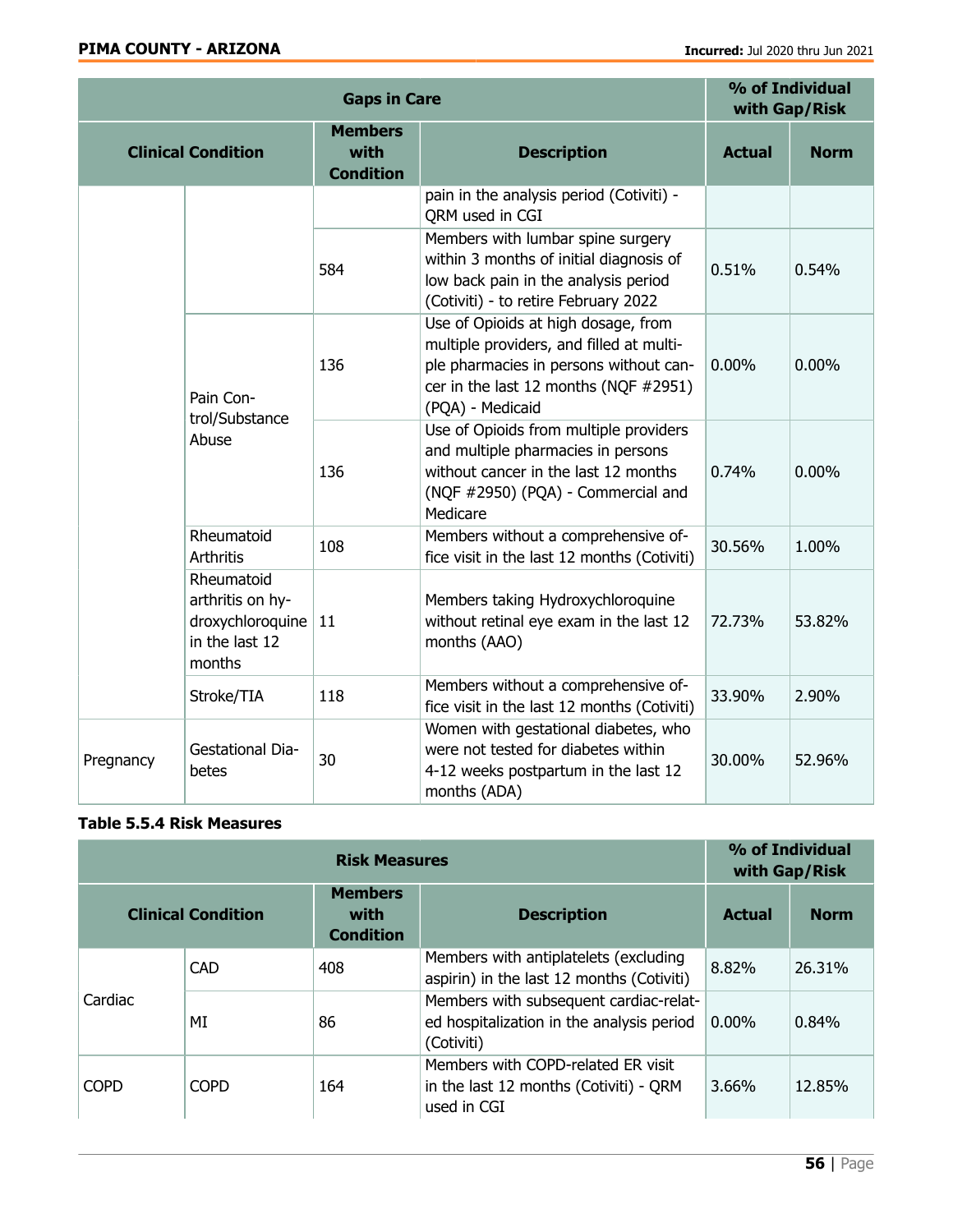| Gaps in Care | | | | % of Individual with Gap/Risk | |
|---|---|---|---|---|---|
| Clinical Condition | | Members with Condition | Description | Actual | Norm |
| | | | pain in the analysis period (Cotiviti) - QRM used in CGI | | |
| | | 584 | Members with lumbar spine surgery within 3 months of initial diagnosis of low back pain in the analysis period (Cotiviti) - to retire February 2022 | 0.51% | 0.54% |
| | Pain Control/Substance Abuse | 136 | Use of Opioids at high dosage, from multiple providers, and filled at multiple pharmacies in persons without cancer in the last 12 months (NQF #2951) (PQA) - Medicaid | 0.00% | 0.00% |
| | | 136 | Use of Opioids from multiple providers and multiple pharmacies in persons without cancer in the last 12 months (NQF #2950) (PQA) - Commercial and Medicare | 0.74% | 0.00% |
| | Rheumatoid Arthritis | 108 | Members without a comprehensive office visit in the last 12 months (Cotiviti) | 30.56% | 1.00% |
| | Rheumatoid arthritis on hydroxychloroquine in the last 12 months | 11 | Members taking Hydroxychloroquine without retinal eye exam in the last 12 months (AAO) | 72.73% | 53.82% |
| | Stroke/TIA | 118 | Members without a comprehensive office visit in the last 12 months (Cotiviti) | 33.90% | 2.90% |
| Pregnancy | Gestational Diabetes | 30 | Women with gestational diabetes, who were not tested for diabetes within 4-12 weeks postpartum in the last 12 months (ADA) | 30.00% | 52.96% |

**Table 5.5.4 Risk Measures**

| Risk Measures | | | | % of Individual with Gap/Risk | |
|---|---|---|---|---|---|
| Clinical Condition | | Members with Condition | Description | Actual | Norm |
| Cardiac | CAD | 408 | Members with antiplatelets (excluding aspirin) in the last 12 months (Cotiviti) | 8.82% | 26.31% |
| | MI | 86 | Members with subsequent cardiac-related hospitalization in the analysis period (Cotiviti) | 0.00% | 0.84% |
| COPD | COPD | 164 | Members with COPD-related ER visit in the last 12 months (Cotiviti) - QRM used in CGI | 3.66% | 12.85% |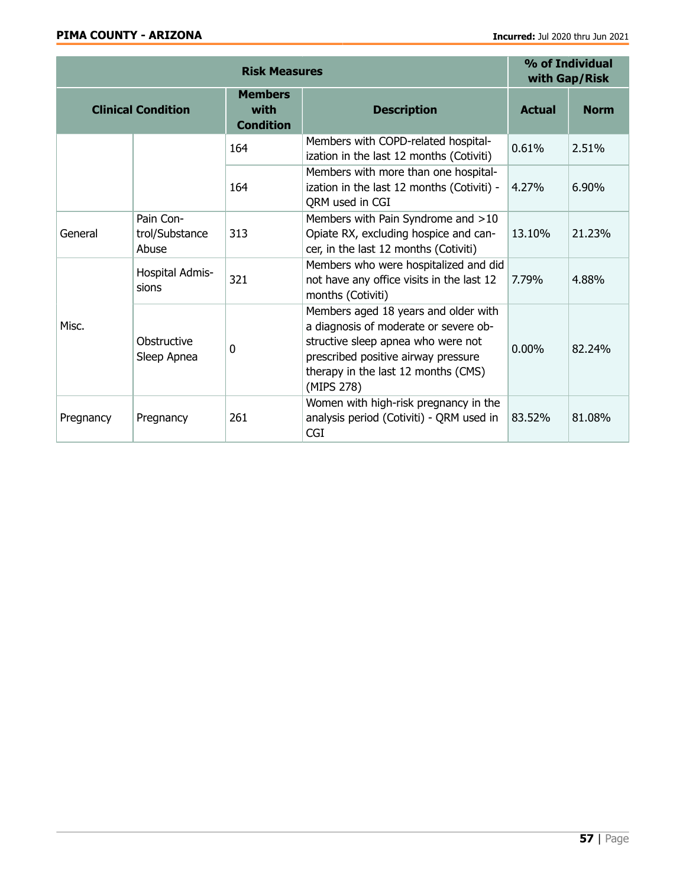| Risk Measures | | | | % of Individual with Gap/Risk | |
|---|---|---|---|---|---|
| Clinical Condition | | Members with Condition | Description | Actual | Norm |
| | | 164 | Members with COPD-related hospitalization in the last 12 months (Cotiviti) | 0.61% | 2.51% |
| | | 164 | Members with more than one hospitalization in the last 12 months (Cotiviti) - QRM used in CGI | 4.27% | 6.90% |
| General | Pain Control/Substance Abuse | 313 | Members with Pain Syndrome and >10 Opiate RX, excluding hospice and cancer, in the last 12 months (Cotiviti) | 13.10% | 21.23% |
| Misc. | Hospital Admissions | 321 | Members who were hospitalized and did not have any office visits in the last 12 months (Cotiviti) | 7.79% | 4.88% |
| | Obstructive Sleep Apnea | 0 | Members aged 18 years and older with a diagnosis of moderate or severe obstructive sleep apnea who were not prescribed positive airway pressure therapy in the last 12 months (CMS) (MIPS 278) | 0.00% | 82.24% |
| Pregnancy | Pregnancy | 261 | Women with high-risk pregnancy in the analysis period (Cotiviti) - QRM used in CGI | 83.52% | 81.08% |